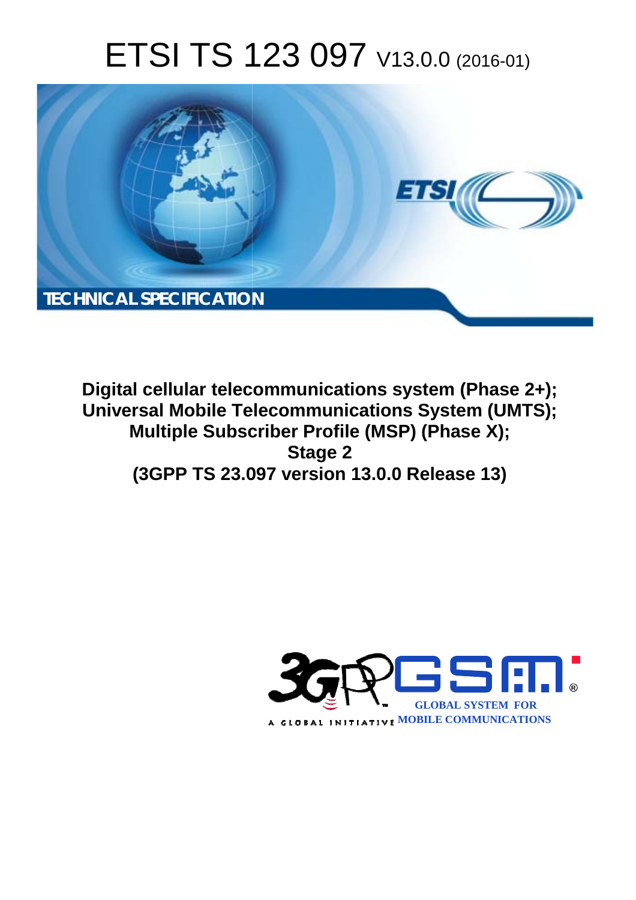# ETSI TS 123 097 V13.0.0 (2016-01)

TECHNICAL SPECIFICATION

**Digital cellular telecommunications system (Phase 2+); Universal Mobile Telecommunications System (UMTS); Multiple Subscriber Profile (MSP) (Phase X); Stage 2 (3GPP TS 23.097 version 13.0.0 Release 13)**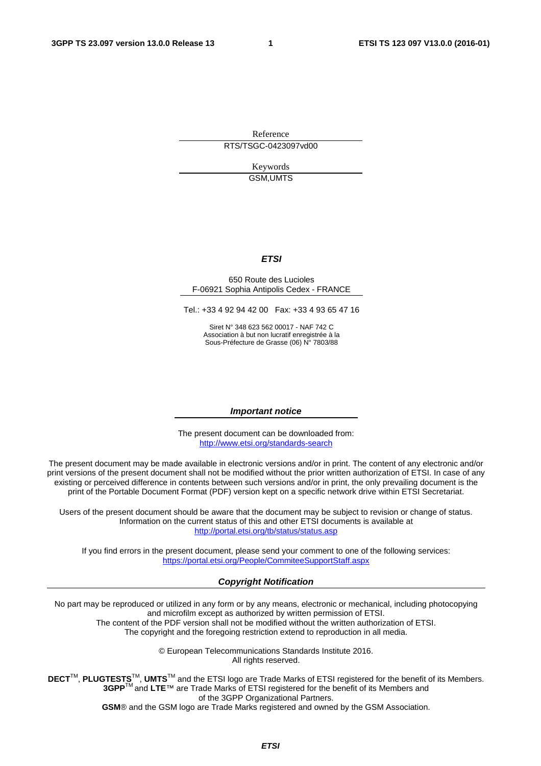Reference

RTS/TSGC-0423097vd00

Keywords

GSM,UMTS

***ETSI***

650 Route des Lucioles
F-06921 Sophia Antipolis Cedex - FRANCE

Tel.: +33 4 92 94 42 00 Fax: +33 4 93 65 47 16

Siret N° 348 623 562 00017 - NAF 742 C
Association à but non lucratif enregistrée à la
Sous-Préfecture de Grasse (06) N° 7803/88

***Important notice***

The present document can be downloaded from:
http://www.etsi.org/standards-search

The present document may be made available in electronic versions and/or in print. The content of any electronic and/or print versions of the present document shall not be modified without the prior written authorization of ETSI. In case of any existing or perceived difference in contents between such versions and/or in print, the only prevailing document is the print of the Portable Document Format (PDF) version kept on a specific network drive within ETSI Secretariat.

Users of the present document should be aware that the document may be subject to revision or change of status. Information on the current status of this and other ETSI documents is available at
http://portal.etsi.org/tb/status/status.asp

If you find errors in the present document, please send your comment to one of the following services:
https://portal.etsi.org/People/CommiteeSupportStaff.aspx

***Copyright Notification***

No part may be reproduced or utilized in any form or by any means, electronic or mechanical, including photocopying and microfilm except as authorized by written permission of ETSI.
The content of the PDF version shall not be modified without the written authorization of ETSI.
The copyright and the foregoing restriction extend to reproduction in all media.

© European Telecommunications Standards Institute 2016.
All rights reserved.

**DECT**™, **PLUGTESTS**™, **UMTS**™ and the ETSI logo are Trade Marks of ETSI registered for the benefit of its Members.
**3GPP**™ and **LTE**™ are Trade Marks of ETSI registered for the benefit of its Members and of the 3GPP Organizational Partners.
**GSM**® and the GSM logo are Trade Marks registered and owned by the GSM Association.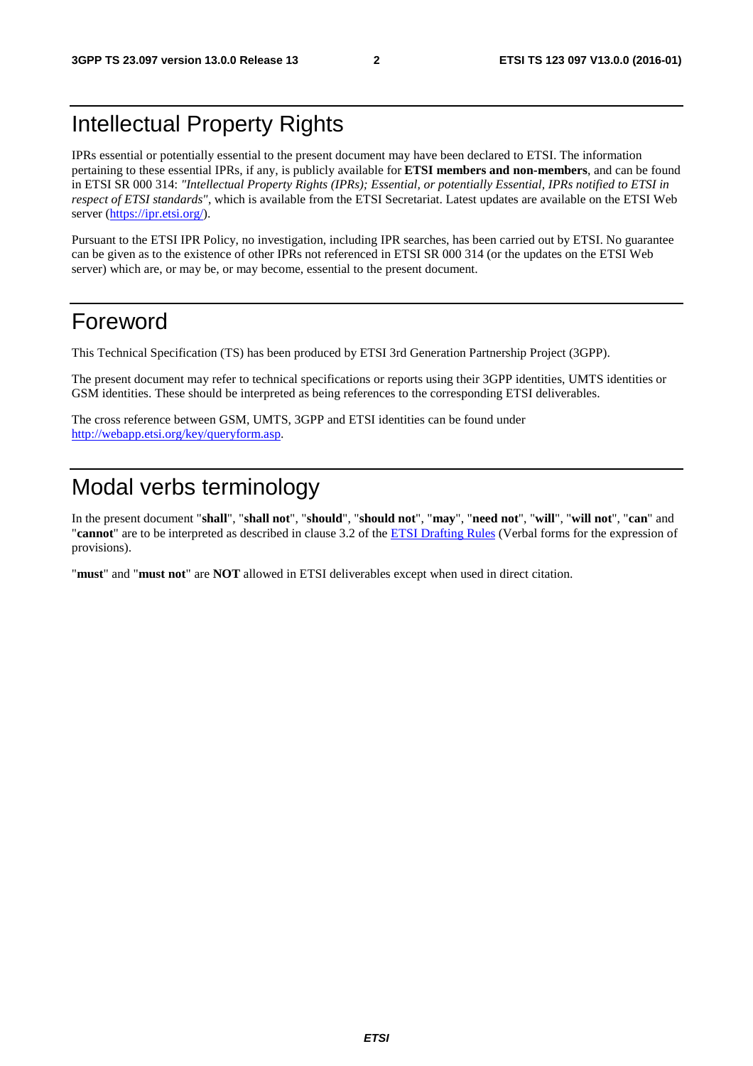# Intellectual Property Rights

IPRs essential or potentially essential to the present document may have been declared to ETSI. The information pertaining to these essential IPRs, if any, is publicly available for **ETSI members and non-members**, and can be found in ETSI SR 000 314: *"Intellectual Property Rights (IPRs); Essential, or potentially Essential, IPRs notified to ETSI in respect of ETSI standards"*, which is available from the ETSI Secretariat. Latest updates are available on the ETSI Web server (https://ipr.etsi.org/).

Pursuant to the ETSI IPR Policy, no investigation, including IPR searches, has been carried out by ETSI. No guarantee can be given as to the existence of other IPRs not referenced in ETSI SR 000 314 (or the updates on the ETSI Web server) which are, or may be, or may become, essential to the present document.

# Foreword

This Technical Specification (TS) has been produced by ETSI 3rd Generation Partnership Project (3GPP).

The present document may refer to technical specifications or reports using their 3GPP identities, UMTS identities or GSM identities. These should be interpreted as being references to the corresponding ETSI deliverables.

The cross reference between GSM, UMTS, 3GPP and ETSI identities can be found under http://webapp.etsi.org/key/queryform.asp.

# Modal verbs terminology

In the present document "**shall**", "**shall not**", "**should**", "**should not**", "**may**", "**need not**", "**will**", "**will not**", "**can**" and "**cannot**" are to be interpreted as described in clause 3.2 of the ETSI Drafting Rules (Verbal forms for the expression of provisions).

"**must**" and "**must not**" are **NOT** allowed in ETSI deliverables except when used in direct citation.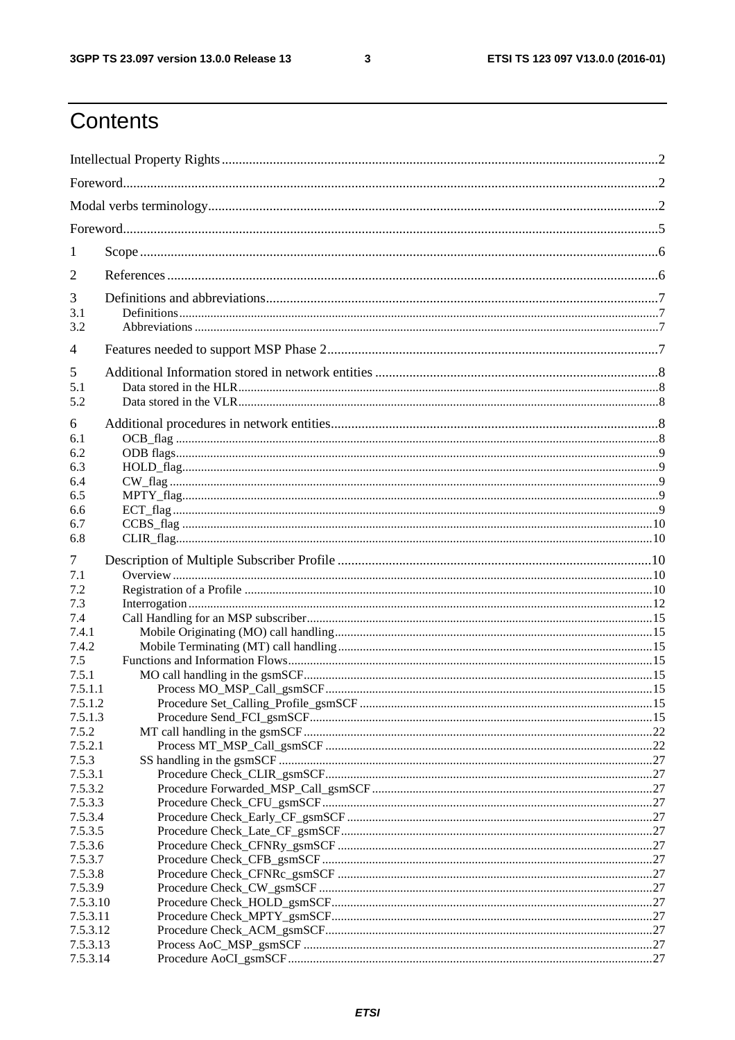# Contents

Intellectual Property Rights ... 2

Foreword ... 2

Modal verbs terminology ... 2

Foreword ... 5

1 Scope ... 6

2 References ... 6

3 Definitions and abbreviations ... 7
- 3.1 Definitions ... 7
- 3.2 Abbreviations ... 7

4 Features needed to support MSP Phase 2 ... 7

5 Additional Information stored in network entities ... 8
- 5.1 Data stored in the HLR ... 8
- 5.2 Data stored in the VLR ... 8

6 Additional procedures in network entities ... 8
- 6.1 OCB_flag ... 8
- 6.2 ODB flags ... 9
- 6.3 HOLD_flag ... 9
- 6.4 CW_flag ... 9
- 6.5 MPTY_flag ... 9
- 6.6 ECT_flag ... 9
- 6.7 CCBS_flag ... 10
- 6.8 CLIR_flag ... 10

7 Description of Multiple Subscriber Profile ... 10
- 7.1 Overview ... 10
- 7.2 Registration of a Profile ... 10
- 7.3 Interrogation ... 12
- 7.4 Call Handling for an MSP subscriber ... 15
  - 7.4.1 Mobile Originating (MO) call handling ... 15
  - 7.4.2 Mobile Terminating (MT) call handling ... 15
- 7.5 Functions and Information Flows ... 15
  - 7.5.1 MO call handling in the gsmSCF ... 15
    - 7.5.1.1 Process MO_MSP_Call_gsmSCF ... 15
    - 7.5.1.2 Procedure Set_Calling_Profile_gsmSCF ... 15
    - 7.5.1.3 Procedure Send_FCI_gsmSCF ... 15
  - 7.5.2 MT call handling in the gsmSCF ... 22
    - 7.5.2.1 Process MT_MSP_Call_gsmSCF ... 22
  - 7.5.3 SS handling in the gsmSCF ... 27
    - 7.5.3.1 Procedure Check_CLIR_gsmSCF ... 27
    - 7.5.3.2 Procedure Forwarded_MSP_Call_gsmSCF ... 27
    - 7.5.3.3 Procedure Check_CFU_gsmSCF ... 27
    - 7.5.3.4 Procedure Check_Early_CF_gsmSCF ... 27
    - 7.5.3.5 Procedure Check_Late_CF_gsmSCF ... 27
    - 7.5.3.6 Procedure Check_CFNRy_gsmSCF ... 27
    - 7.5.3.7 Procedure Check_CFB_gsmSCF ... 27
    - 7.5.3.8 Procedure Check_CFNRc_gsmSCF ... 27
    - 7.5.3.9 Procedure Check_CW_gsmSCF ... 27
    - 7.5.3.10 Procedure Check_HOLD_gsmSCF ... 27
    - 7.5.3.11 Procedure Check_MPTY_gsmSCF ... 27
    - 7.5.3.12 Procedure Check_ACM_gsmSCF ... 27
    - 7.5.3.13 Process AoC_MSP_gsmSCF ... 27
    - 7.5.3.14 Procedure AoCI_gsmSCF ... 27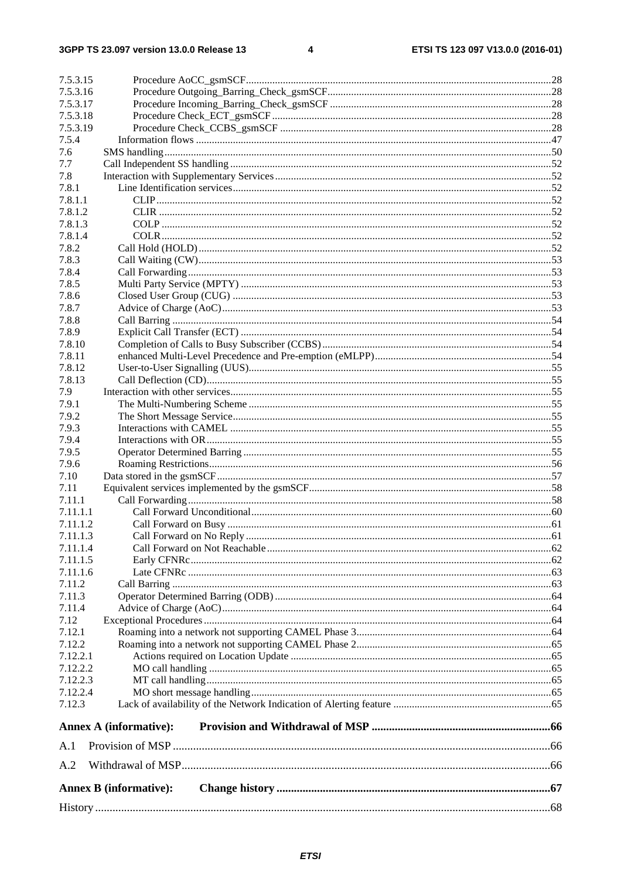7.5.3.15 Procedure AoCC_gsmSCF ... 28
7.5.3.16 Procedure Outgoing_Barring_Check_gsmSCF ... 28
7.5.3.17 Procedure Incoming_Barring_Check_gsmSCF ... 28
7.5.3.18 Procedure Check_ECT_gsmSCF ... 28
7.5.3.19 Procedure Check_CCBS_gsmSCF ... 28
7.5.4 Information flows ... 47
7.6 SMS handling ... 50
7.7 Call Independent SS handling ... 52
7.8 Interaction with Supplementary Services ... 52
7.8.1 Line Identification services ... 52
7.8.1.1 CLIP ... 52
7.8.1.2 CLIR ... 52
7.8.1.3 COLP ... 52
7.8.1.4 COLR ... 52
7.8.2 Call Hold (HOLD) ... 52
7.8.3 Call Waiting (CW) ... 53
7.8.4 Call Forwarding ... 53
7.8.5 Multi Party Service (MPTY) ... 53
7.8.6 Closed User Group (CUG) ... 53
7.8.7 Advice of Charge (AoC) ... 53
7.8.8 Call Barring ... 54
7.8.9 Explicit Call Transfer (ECT) ... 54
7.8.10 Completion of Calls to Busy Subscriber (CCBS) ... 54
7.8.11 enhanced Multi-Level Precedence and Pre-emption (eMLPP) ... 54
7.8.12 User-to-User Signalling (UUS) ... 55
7.8.13 Call Deflection (CD) ... 55
7.9 Interaction with other services ... 55
7.9.1 The Multi-Numbering Scheme ... 55
7.9.2 The Short Message Service ... 55
7.9.3 Interactions with CAMEL ... 55
7.9.4 Interactions with OR ... 55
7.9.5 Operator Determined Barring ... 55
7.9.6 Roaming Restrictions ... 56
7.10 Data stored in the gsmSCF ... 57
7.11 Equivalent services implemented by the gsmSCF ... 58
7.11.1 Call Forwarding ... 58
7.11.1.1 Call Forward Unconditional ... 60
7.11.1.2 Call Forward on Busy ... 61
7.11.1.3 Call Forward on No Reply ... 61
7.11.1.4 Call Forward on Not Reachable ... 62
7.11.1.5 Early CFNRc ... 62
7.11.1.6 Late CFNRc ... 63
7.11.2 Call Barring ... 63
7.11.3 Operator Determined Barring (ODB) ... 64
7.11.4 Advice of Charge (AoC) ... 64
7.12 Exceptional Procedures ... 64
7.12.1 Roaming into a network not supporting CAMEL Phase 3 ... 64
7.12.2 Roaming into a network not supporting CAMEL Phase 2 ... 65
7.12.2.1 Actions required on Location Update ... 65
7.12.2.2 MO call handling ... 65
7.12.2.3 MT call handling ... 65
7.12.2.4 MO short message handling ... 65
7.12.3 Lack of availability of the Network Indication of Alerting feature ... 65

**Annex A (informative): Provision and Withdrawal of MSP ... 66**

A.1 Provision of MSP ... 66

A.2 Withdrawal of MSP ... 66

**Annex B (informative): Change history ... 67**

History ... 68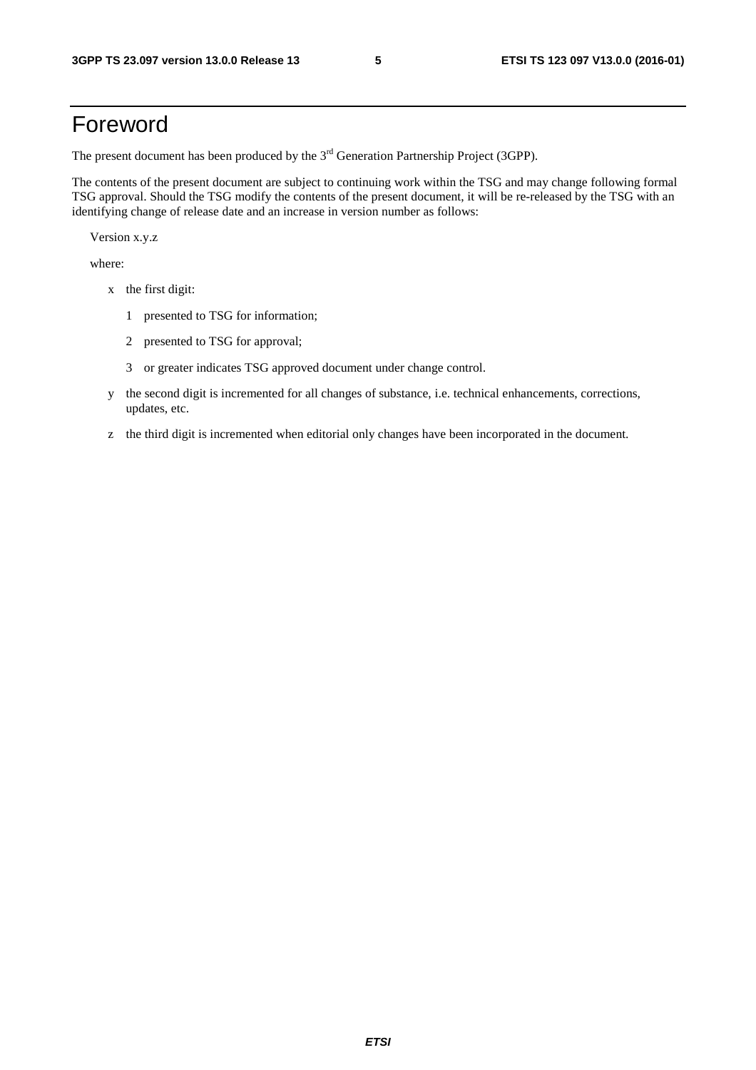# Foreword

The present document has been produced by the 3rd Generation Partnership Project (3GPP).

The contents of the present document are subject to continuing work within the TSG and may change following formal TSG approval. Should the TSG modify the contents of the present document, it will be re-released by the TSG with an identifying change of release date and an increase in version number as follows:

Version x.y.z

where:

- x the first digit:
  - 1 presented to TSG for information;
  - 2 presented to TSG for approval;
  - 3 or greater indicates TSG approved document under change control.
- y the second digit is incremented for all changes of substance, i.e. technical enhancements, corrections, updates, etc.
- z the third digit is incremented when editorial only changes have been incorporated in the document.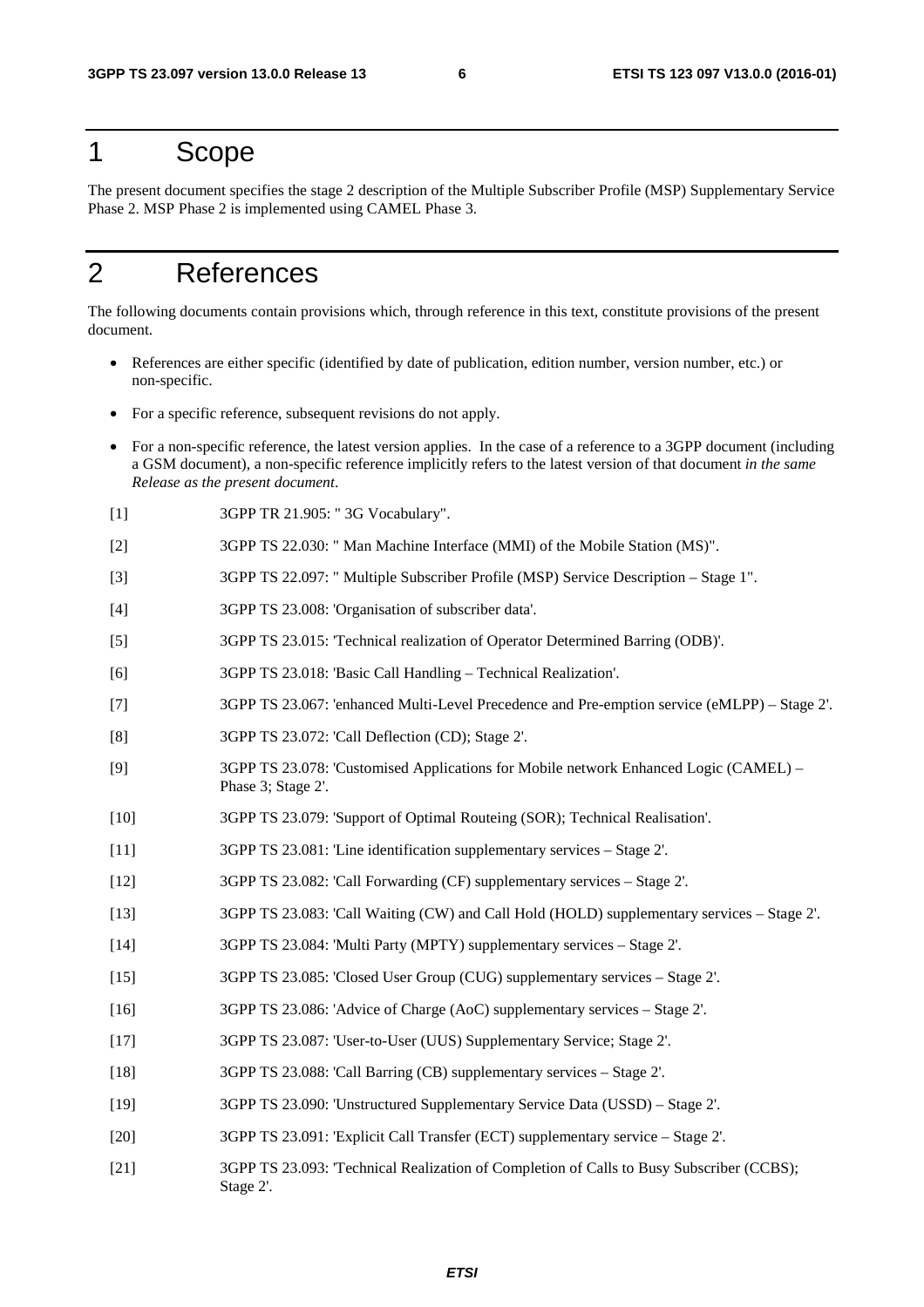# 1 Scope

The present document specifies the stage 2 description of the Multiple Subscriber Profile (MSP) Supplementary Service Phase 2. MSP Phase 2 is implemented using CAMEL Phase 3.

# 2 References

The following documents contain provisions which, through reference in this text, constitute provisions of the present document.

- References are either specific (identified by date of publication, edition number, version number, etc.) or non-specific.
- For a specific reference, subsequent revisions do not apply.
- For a non-specific reference, the latest version applies. In the case of a reference to a 3GPP document (including a GSM document), a non-specific reference implicitly refers to the latest version of that document *in the same Release as the present document*.

[1] 3GPP TR 21.905: " 3G Vocabulary".

[2] 3GPP TS 22.030: " Man Machine Interface (MMI) of the Mobile Station (MS)".

[3] 3GPP TS 22.097: " Multiple Subscriber Profile (MSP) Service Description – Stage 1".

[4] 3GPP TS 23.008: 'Organisation of subscriber data'.

[5] 3GPP TS 23.015: 'Technical realization of Operator Determined Barring (ODB)'.

[6] 3GPP TS 23.018: 'Basic Call Handling – Technical Realization'.

[7] 3GPP TS 23.067: 'enhanced Multi-Level Precedence and Pre-emption service (eMLPP) – Stage 2'.

[8] 3GPP TS 23.072: 'Call Deflection (CD); Stage 2'.

[9] 3GPP TS 23.078: 'Customised Applications for Mobile network Enhanced Logic (CAMEL) – Phase 3; Stage 2'.

[10] 3GPP TS 23.079: 'Support of Optimal Routeing (SOR); Technical Realisation'.

[11] 3GPP TS 23.081: 'Line identification supplementary services – Stage 2'.

[12] 3GPP TS 23.082: 'Call Forwarding (CF) supplementary services – Stage 2'.

[13] 3GPP TS 23.083: 'Call Waiting (CW) and Call Hold (HOLD) supplementary services – Stage 2'.

[14] 3GPP TS 23.084: 'Multi Party (MPTY) supplementary services – Stage 2'.

[15] 3GPP TS 23.085: 'Closed User Group (CUG) supplementary services – Stage 2'.

[16] 3GPP TS 23.086: 'Advice of Charge (AoC) supplementary services – Stage 2'.

[17] 3GPP TS 23.087: 'User-to-User (UUS) Supplementary Service; Stage 2'.

[18] 3GPP TS 23.088: 'Call Barring (CB) supplementary services – Stage 2'.

[19] 3GPP TS 23.090: 'Unstructured Supplementary Service Data (USSD) – Stage 2'.

[20] 3GPP TS 23.091: 'Explicit Call Transfer (ECT) supplementary service – Stage 2'.

[21] 3GPP TS 23.093: 'Technical Realization of Completion of Calls to Busy Subscriber (CCBS); Stage 2'.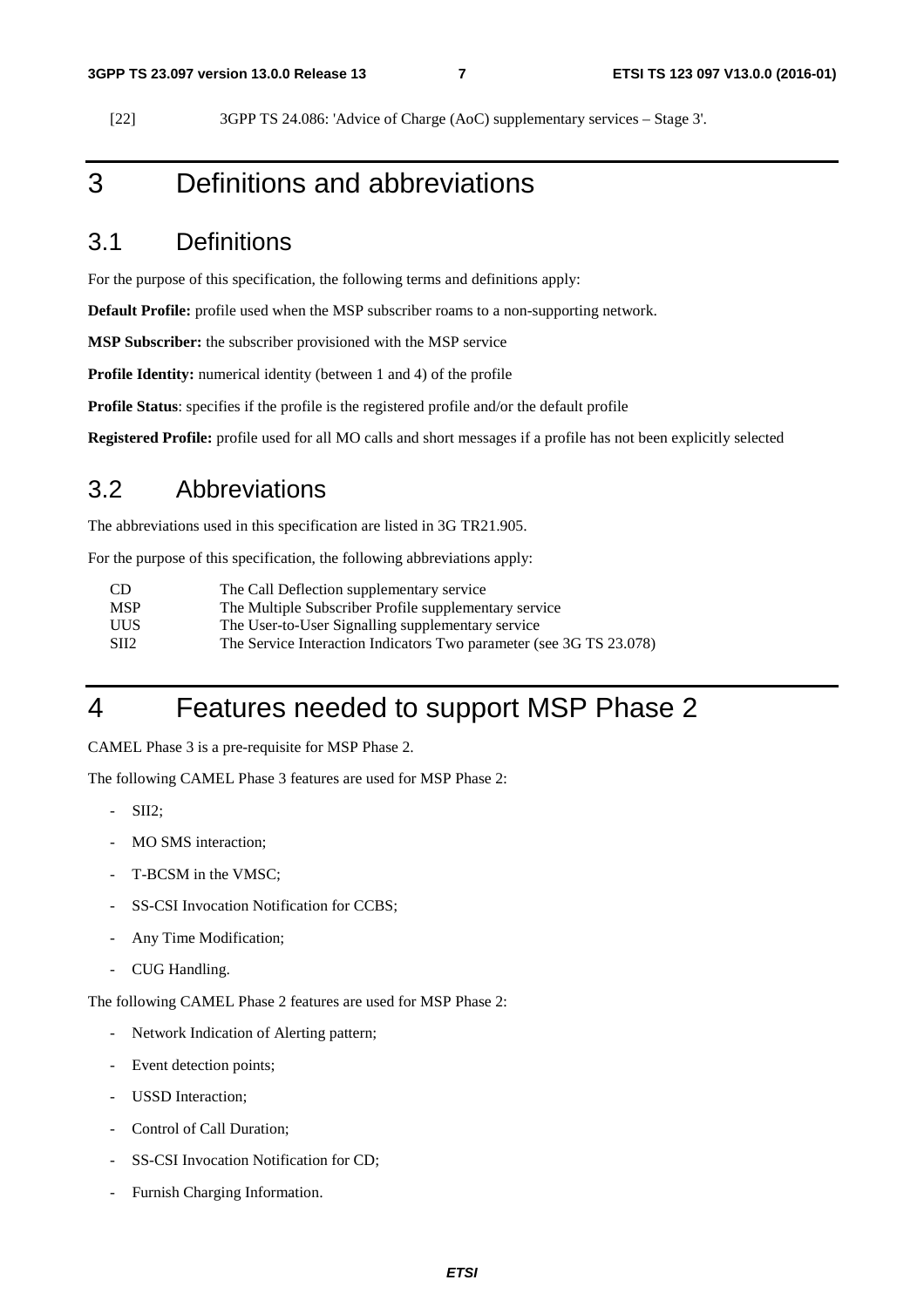[22] 3GPP TS 24.086: 'Advice of Charge (AoC) supplementary services – Stage 3'.

# 3 Definitions and abbreviations

## 3.1 Definitions

For the purpose of this specification, the following terms and definitions apply:

**Default Profile:** profile used when the MSP subscriber roams to a non-supporting network.

**MSP Subscriber:** the subscriber provisioned with the MSP service

**Profile Identity:** numerical identity (between 1 and 4) of the profile

**Profile Status**: specifies if the profile is the registered profile and/or the default profile

**Registered Profile:** profile used for all MO calls and short messages if a profile has not been explicitly selected

## 3.2 Abbreviations

The abbreviations used in this specification are listed in 3G TR21.905.

For the purpose of this specification, the following abbreviations apply:

| | |
|---|---|
| CD | The Call Deflection supplementary service |
| MSP | The Multiple Subscriber Profile supplementary service |
| UUS | The User-to-User Signalling supplementary service |
| SII2 | The Service Interaction Indicators Two parameter (see 3G TS 23.078) |

# 4 Features needed to support MSP Phase 2

CAMEL Phase 3 is a pre-requisite for MSP Phase 2.

The following CAMEL Phase 3 features are used for MSP Phase 2:

- SII2;
- MO SMS interaction;
- T-BCSM in the VMSC;
- SS-CSI Invocation Notification for CCBS;
- Any Time Modification;
- CUG Handling.

The following CAMEL Phase 2 features are used for MSP Phase 2:

- Network Indication of Alerting pattern;
- Event detection points;
- USSD Interaction;
- Control of Call Duration;
- SS-CSI Invocation Notification for CD;
- Furnish Charging Information.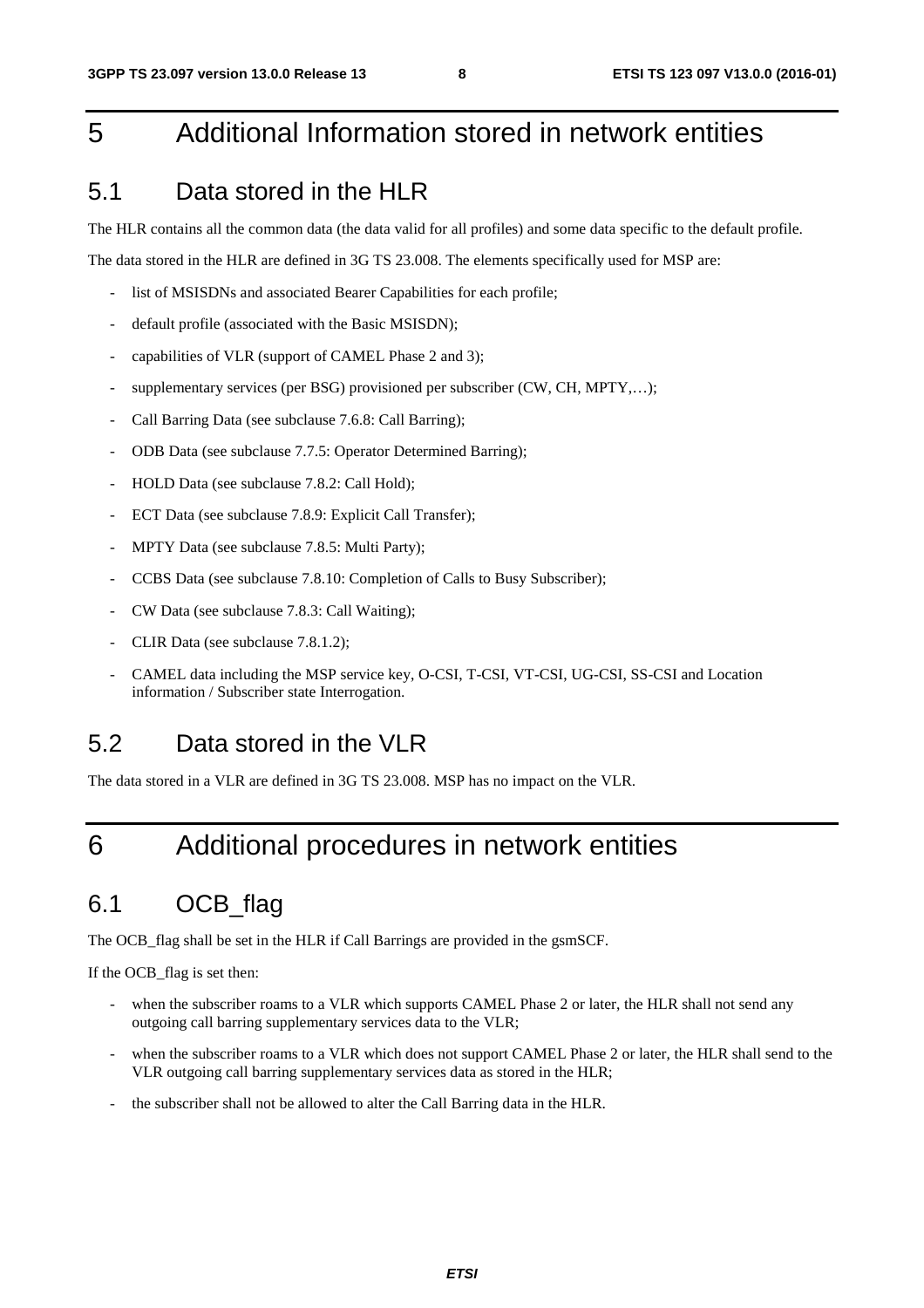# 5 Additional Information stored in network entities

## 5.1 Data stored in the HLR

The HLR contains all the common data (the data valid for all profiles) and some data specific to the default profile.

The data stored in the HLR are defined in 3G TS 23.008. The elements specifically used for MSP are:

- list of MSISDNs and associated Bearer Capabilities for each profile;
- default profile (associated with the Basic MSISDN);
- capabilities of VLR (support of CAMEL Phase 2 and 3);
- supplementary services (per BSG) provisioned per subscriber (CW, CH, MPTY,…);
- Call Barring Data (see subclause 7.6.8: Call Barring);
- ODB Data (see subclause 7.7.5: Operator Determined Barring);
- HOLD Data (see subclause 7.8.2: Call Hold);
- ECT Data (see subclause 7.8.9: Explicit Call Transfer);
- MPTY Data (see subclause 7.8.5: Multi Party);
- CCBS Data (see subclause 7.8.10: Completion of Calls to Busy Subscriber);
- CW Data (see subclause 7.8.3: Call Waiting);
- CLIR Data (see subclause 7.8.1.2);
- CAMEL data including the MSP service key, O-CSI, T-CSI, VT-CSI, UG-CSI, SS-CSI and Location information / Subscriber state Interrogation.

## 5.2 Data stored in the VLR

The data stored in a VLR are defined in 3G TS 23.008. MSP has no impact on the VLR.

# 6 Additional procedures in network entities

## 6.1 OCB_flag

The OCB_flag shall be set in the HLR if Call Barrings are provided in the gsmSCF.

If the OCB_flag is set then:

- when the subscriber roams to a VLR which supports CAMEL Phase 2 or later, the HLR shall not send any outgoing call barring supplementary services data to the VLR;
- when the subscriber roams to a VLR which does not support CAMEL Phase 2 or later, the HLR shall send to the VLR outgoing call barring supplementary services data as stored in the HLR;
- the subscriber shall not be allowed to alter the Call Barring data in the HLR.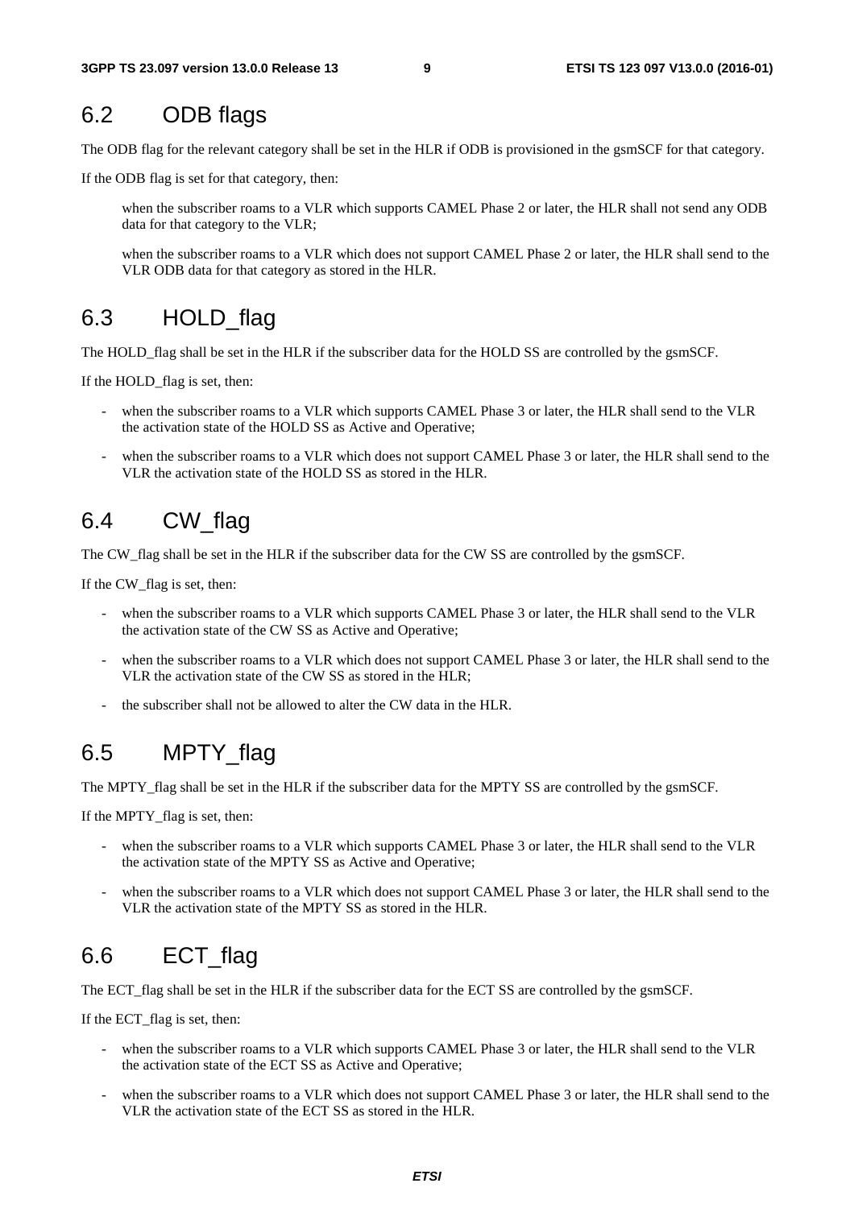## 6.2 ODB flags

The ODB flag for the relevant category shall be set in the HLR if ODB is provisioned in the gsmSCF for that category.

If the ODB flag is set for that category, then:

when the subscriber roams to a VLR which supports CAMEL Phase 2 or later, the HLR shall not send any ODB data for that category to the VLR;

when the subscriber roams to a VLR which does not support CAMEL Phase 2 or later, the HLR shall send to the VLR ODB data for that category as stored in the HLR.

## 6.3 HOLD_flag

The HOLD_flag shall be set in the HLR if the subscriber data for the HOLD SS are controlled by the gsmSCF.

If the HOLD_flag is set, then:

- when the subscriber roams to a VLR which supports CAMEL Phase 3 or later, the HLR shall send to the VLR the activation state of the HOLD SS as Active and Operative;
- when the subscriber roams to a VLR which does not support CAMEL Phase 3 or later, the HLR shall send to the VLR the activation state of the HOLD SS as stored in the HLR.

## 6.4 CW_flag

The CW_flag shall be set in the HLR if the subscriber data for the CW SS are controlled by the gsmSCF.

If the CW_flag is set, then:

- when the subscriber roams to a VLR which supports CAMEL Phase 3 or later, the HLR shall send to the VLR the activation state of the CW SS as Active and Operative;
- when the subscriber roams to a VLR which does not support CAMEL Phase 3 or later, the HLR shall send to the VLR the activation state of the CW SS as stored in the HLR;
- the subscriber shall not be allowed to alter the CW data in the HLR.

## 6.5 MPTY_flag

The MPTY_flag shall be set in the HLR if the subscriber data for the MPTY SS are controlled by the gsmSCF.

If the MPTY_flag is set, then:

- when the subscriber roams to a VLR which supports CAMEL Phase 3 or later, the HLR shall send to the VLR the activation state of the MPTY SS as Active and Operative;
- when the subscriber roams to a VLR which does not support CAMEL Phase 3 or later, the HLR shall send to the VLR the activation state of the MPTY SS as stored in the HLR.

## 6.6 ECT_flag

The ECT_flag shall be set in the HLR if the subscriber data for the ECT SS are controlled by the gsmSCF.

If the ECT_flag is set, then:

- when the subscriber roams to a VLR which supports CAMEL Phase 3 or later, the HLR shall send to the VLR the activation state of the ECT SS as Active and Operative;
- when the subscriber roams to a VLR which does not support CAMEL Phase 3 or later, the HLR shall send to the VLR the activation state of the ECT SS as stored in the HLR.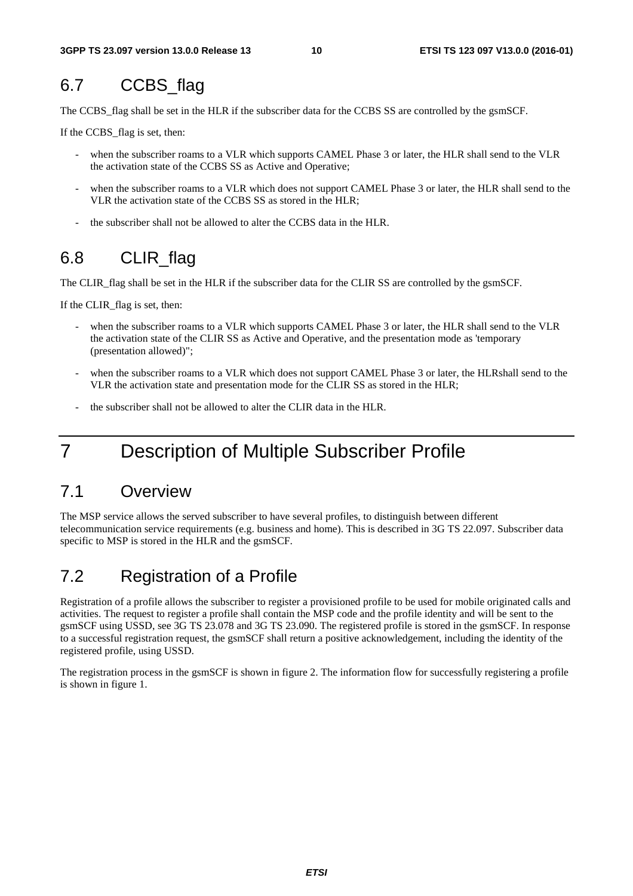## 6.7 CCBS_flag

The CCBS_flag shall be set in the HLR if the subscriber data for the CCBS SS are controlled by the gsmSCF.

If the CCBS_flag is set, then:

- when the subscriber roams to a VLR which supports CAMEL Phase 3 or later, the HLR shall send to the VLR the activation state of the CCBS SS as Active and Operative;
- when the subscriber roams to a VLR which does not support CAMEL Phase 3 or later, the HLR shall send to the VLR the activation state of the CCBS SS as stored in the HLR;
- the subscriber shall not be allowed to alter the CCBS data in the HLR.

## 6.8 CLIR_flag

The CLIR_flag shall be set in the HLR if the subscriber data for the CLIR SS are controlled by the gsmSCF.

If the CLIR_flag is set, then:

- when the subscriber roams to a VLR which supports CAMEL Phase 3 or later, the HLR shall send to the VLR the activation state of the CLIR SS as Active and Operative, and the presentation mode as 'temporary (presentation allowed)";
- when the subscriber roams to a VLR which does not support CAMEL Phase 3 or later, the HLRshall send to the VLR the activation state and presentation mode for the CLIR SS as stored in the HLR;
- the subscriber shall not be allowed to alter the CLIR data in the HLR.

# 7 Description of Multiple Subscriber Profile

## 7.1 Overview

The MSP service allows the served subscriber to have several profiles, to distinguish between different telecommunication service requirements (e.g. business and home). This is described in 3G TS 22.097. Subscriber data specific to MSP is stored in the HLR and the gsmSCF.

## 7.2 Registration of a Profile

Registration of a profile allows the subscriber to register a provisioned profile to be used for mobile originated calls and activities. The request to register a profile shall contain the MSP code and the profile identity and will be sent to the gsmSCF using USSD, see 3G TS 23.078 and 3G TS 23.090. The registered profile is stored in the gsmSCF. In response to a successful registration request, the gsmSCF shall return a positive acknowledgement, including the identity of the registered profile, using USSD.

The registration process in the gsmSCF is shown in figure 2. The information flow for successfully registering a profile is shown in figure 1.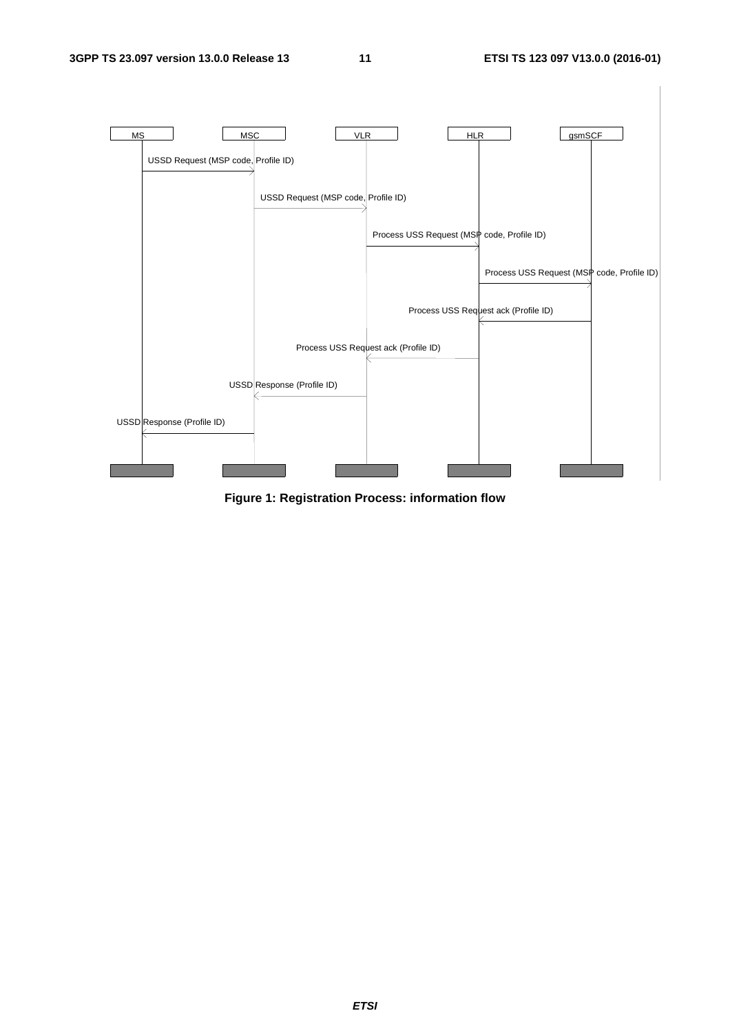| MS | MSC | VLR | HLR | gsmSCF |
|---|---|---|---|---|
| USSD Request (MSP code, Profile ID) → | | | | |
| | USSD Request (MSP code, Profile ID) → | | | |
| | | Process USS Request (MSP code, Profile ID) → | | |
| | | | Process USS Request (MSP code, Profile ID) → | |
| | | | ← Process USS Request ack (Profile ID) | |
| | | ← Process USS Request ack (Profile ID) | | |
| | ← USSD Response (Profile ID) | | | |
| ← USSD Response (Profile ID) | | | | |

**Figure 1: Registration Process: information flow**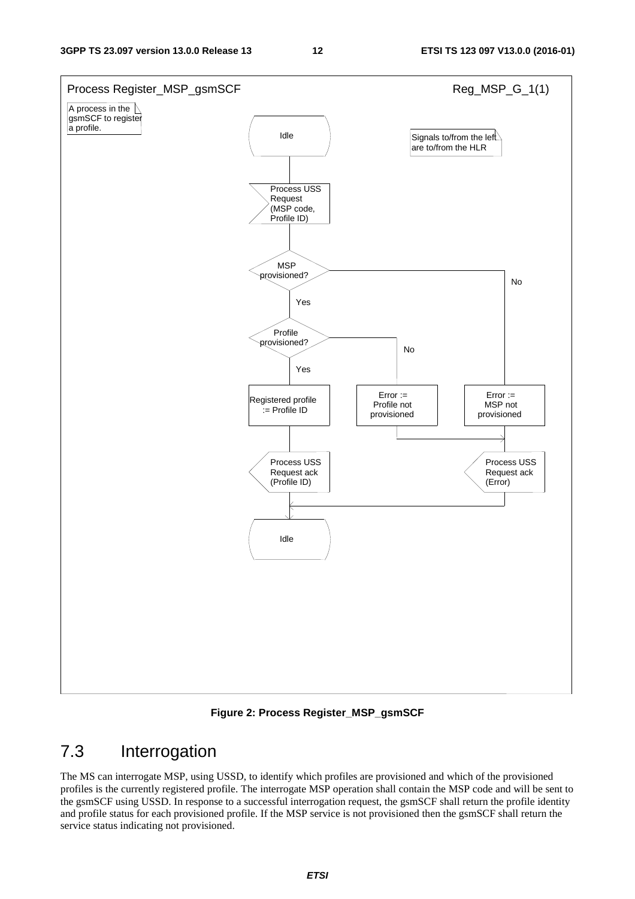Process Register_MSP_gsmSCF

Reg_MSP_G_1(1)

A process in the gsmSCF to register a profile.

Signals to/from the left are to/from the HLR

Idle

Process USS Request (MSP code, Profile ID)

MSP provisioned?

Yes

No

Profile provisioned?

Yes

No

Registered profile := Profile ID

Error := Profile not provisioned

Error := MSP not provisioned

Process USS Request ack (Profile ID)

Process USS Request ack (Error)

Idle

**Figure 2: Process Register_MSP_gsmSCF**

## 7.3 Interrogation

The MS can interrogate MSP, using USSD, to identify which profiles are provisioned and which of the provisioned profiles is the currently registered profile. The interrogate MSP operation shall contain the MSP code and will be sent to the gsmSCF using USSD. In response to a successful interrogation request, the gsmSCF shall return the profile identity and profile status for each provisioned profile. If the MSP service is not provisioned then the gsmSCF shall return the service status indicating not provisioned.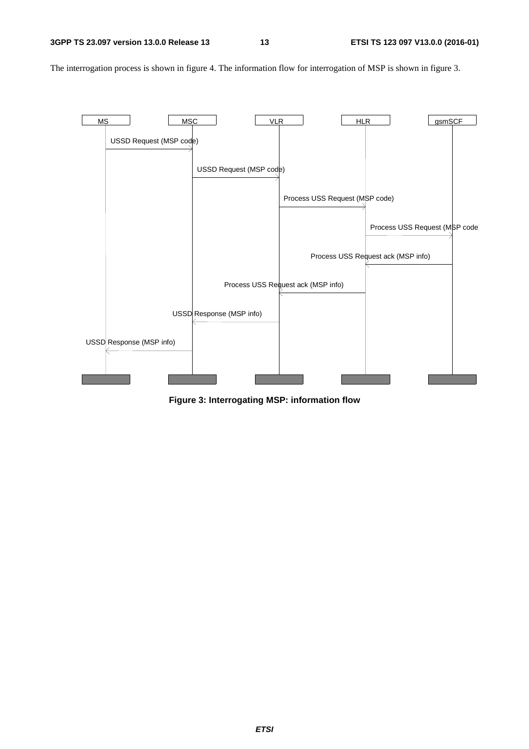The interrogation process is shown in figure 4. The information flow for interrogation of MSP is shown in figure 3.

| MS | MSC | VLR | HLR | gsmSCF |
|---|---|---|---|---|
| USSD Request (MSP code) → | | | | |
| | USSD Request (MSP code) → | | | |
| | | Process USS Request (MSP code) → | | |
| | | | Process USS Request (MSP code → | |
| | | | ← Process USS Request ack (MSP info) | |
| | | ← Process USS Request ack (MSP info) | | |
| | ← USSD Response (MSP info) | | | |
| ← USSD Response (MSP info) | | | | |

**Figure 3: Interrogating MSP: information flow**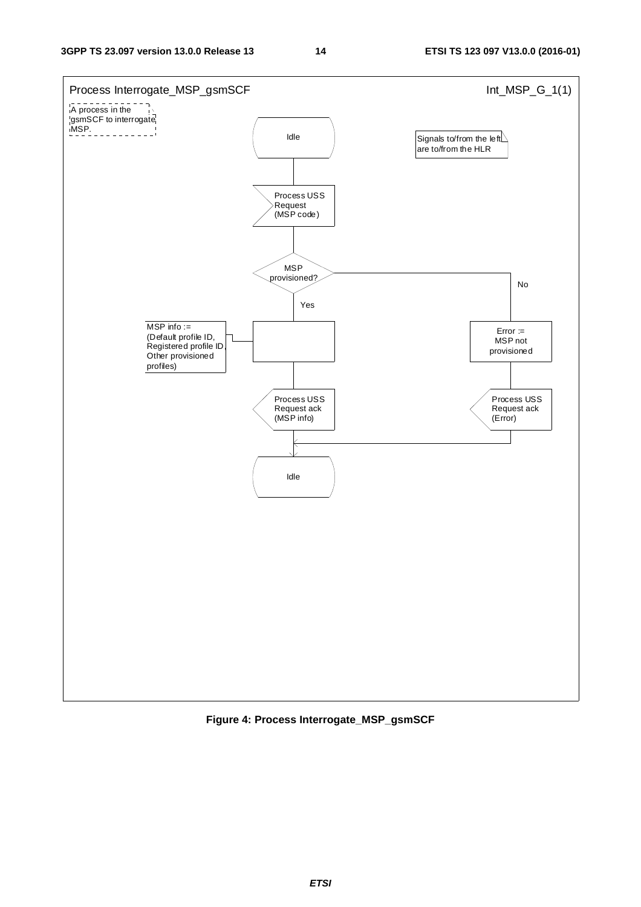Process Interrogate_MSP_gsmSCF

Int_MSP_G_1(1)

A process in the gsmSCF to interrogate MSP.

Signals to/from the left are to/from the HLR

Idle

Process USS Request (MSP code)

MSP provisioned?

Yes

No

MSP info := (Default profile ID, Registered profile ID, Other provisioned profiles)

Error := MSP not provisioned

Process USS Request ack (MSP info)

Process USS Request ack (Error)

Idle

**Figure 4: Process Interrogate_MSP_gsmSCF**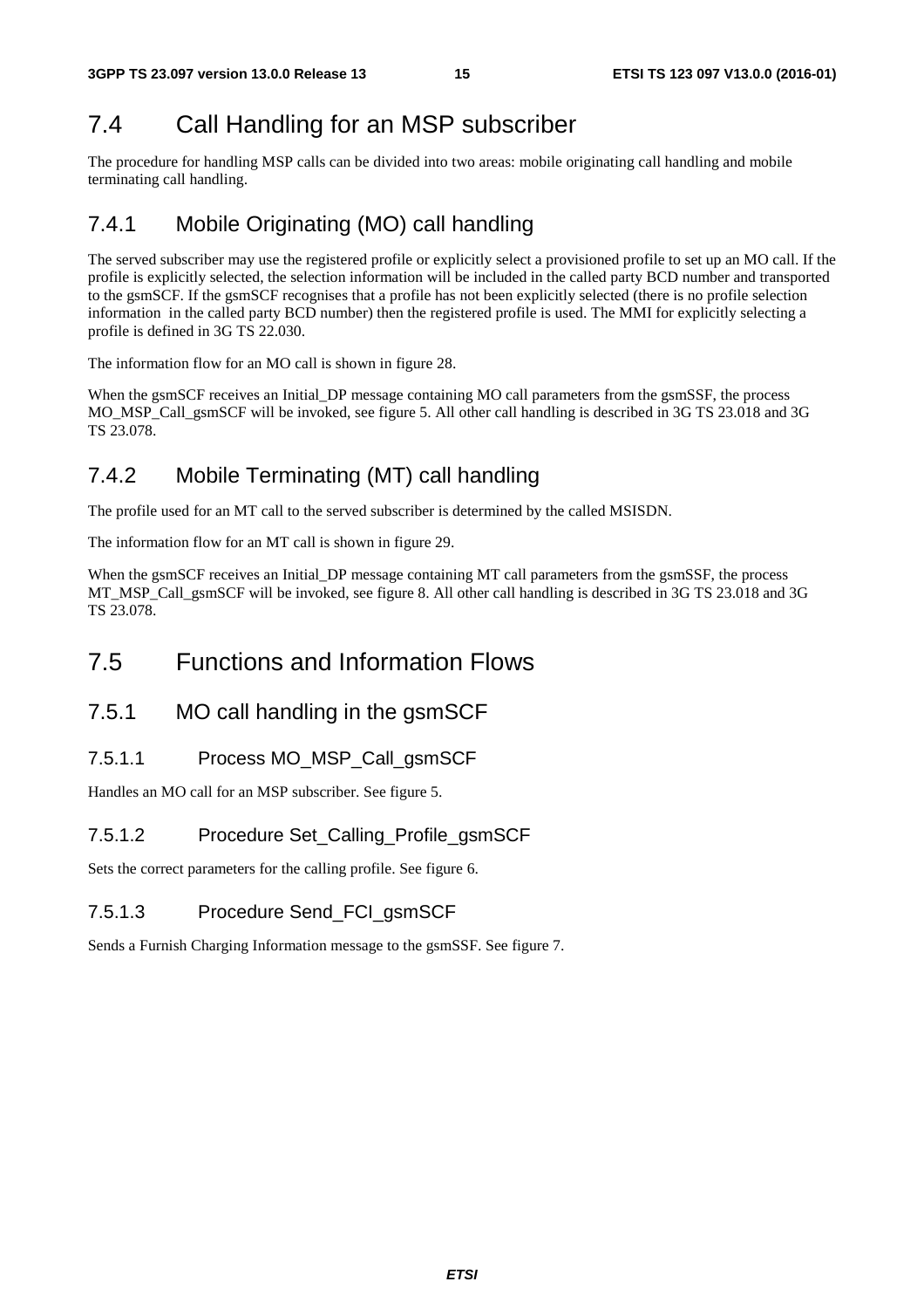## 7.4 Call Handling for an MSP subscriber

The procedure for handling MSP calls can be divided into two areas: mobile originating call handling and mobile terminating call handling.

### 7.4.1 Mobile Originating (MO) call handling

The served subscriber may use the registered profile or explicitly select a provisioned profile to set up an MO call. If the profile is explicitly selected, the selection information will be included in the called party BCD number and transported to the gsmSCF. If the gsmSCF recognises that a profile has not been explicitly selected (there is no profile selection information in the called party BCD number) then the registered profile is used. The MMI for explicitly selecting a profile is defined in 3G TS 22.030.

The information flow for an MO call is shown in figure 28.

When the gsmSCF receives an Initial_DP message containing MO call parameters from the gsmSSF, the process MO_MSP_Call_gsmSCF will be invoked, see figure 5. All other call handling is described in 3G TS 23.018 and 3G TS 23.078.

### 7.4.2 Mobile Terminating (MT) call handling

The profile used for an MT call to the served subscriber is determined by the called MSISDN.

The information flow for an MT call is shown in figure 29.

When the gsmSCF receives an Initial_DP message containing MT call parameters from the gsmSSF, the process MT_MSP_Call_gsmSCF will be invoked, see figure 8. All other call handling is described in 3G TS 23.018 and 3G TS 23.078.

## 7.5 Functions and Information Flows

### 7.5.1 MO call handling in the gsmSCF

#### 7.5.1.1 Process MO_MSP_Call_gsmSCF

Handles an MO call for an MSP subscriber. See figure 5.

#### 7.5.1.2 Procedure Set_Calling_Profile_gsmSCF

Sets the correct parameters for the calling profile. See figure 6.

#### 7.5.1.3 Procedure Send_FCI_gsmSCF

Sends a Furnish Charging Information message to the gsmSSF. See figure 7.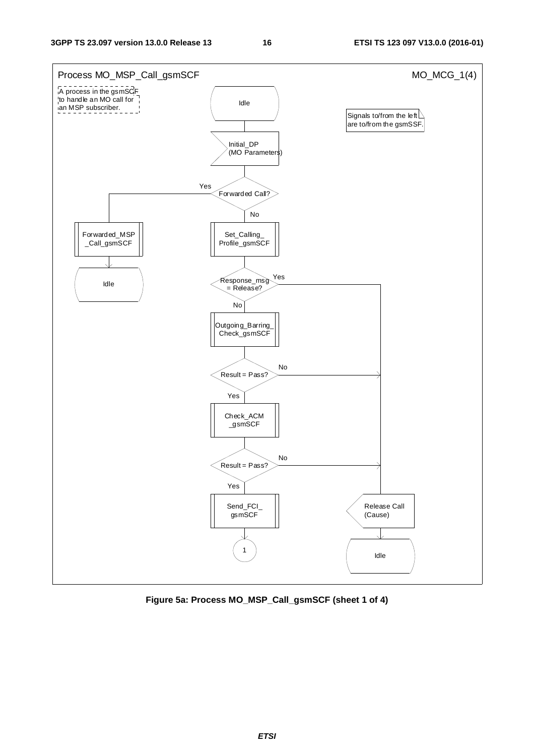Process MO_MSP_Call_gsmSCF MO_MCG_1(4)

A process in the gsmSCF to handle an MO call for an MSP subscriber.

Signals to/from the left are to/from the gsmSSF.

Idle

Initial_DP (MO Parameters)

Forwarded Call?

Yes

No

Forwarded_MSP _Call_gsmSCF

Idle

Set_Calling_ Profile_gsmSCF

Response_msg = Release?

Yes

No

Outgoing_Barring_ Check_gsmSCF

Result = Pass?

No

Yes

Check_ACM _gsmSCF

Result = Pass?

No

Yes

Send_FCI_ gsmSCF

1

Release Call (Cause)

Idle

**Figure 5a: Process MO_MSP_Call_gsmSCF (sheet 1 of 4)**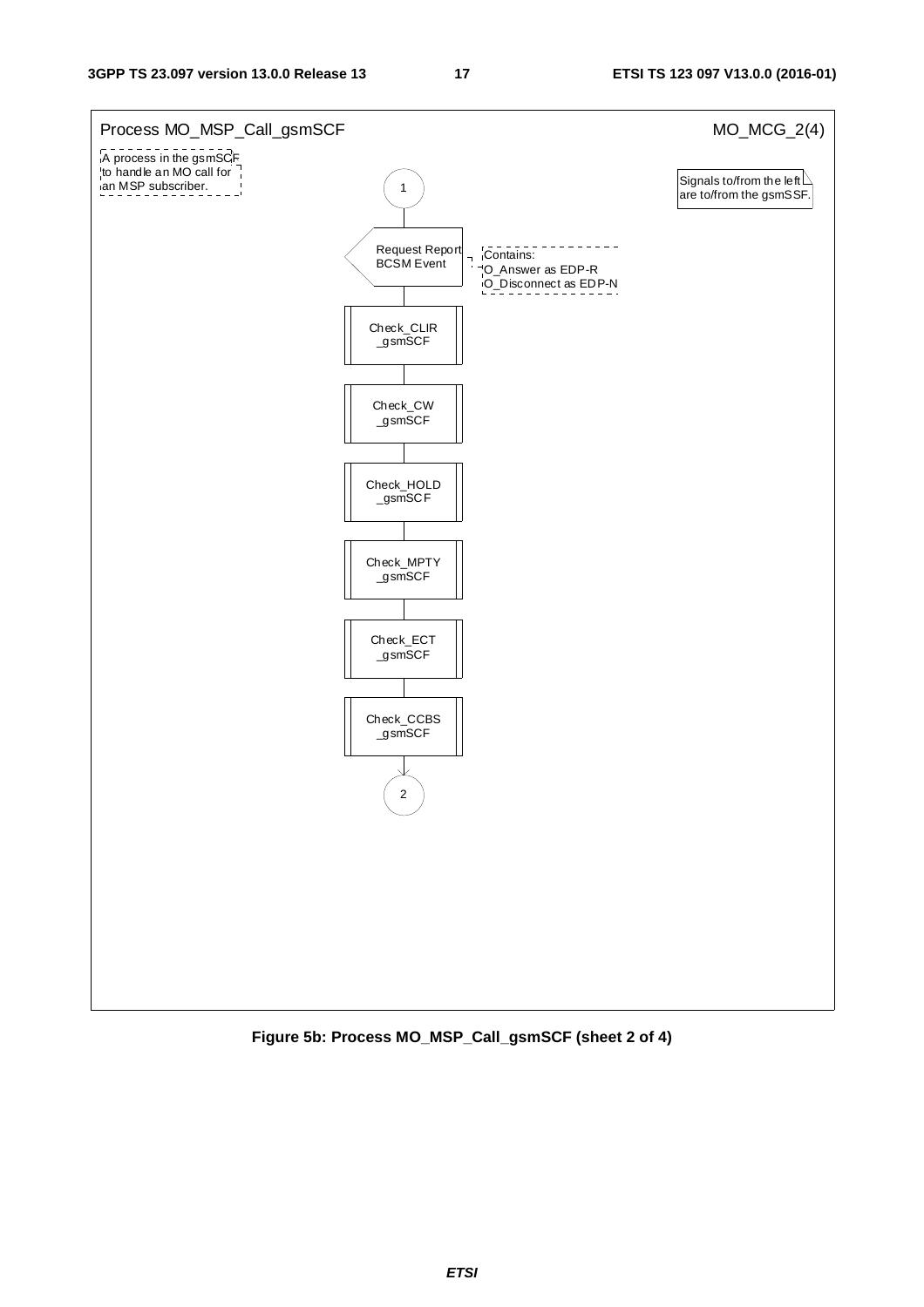Process MO_MSP_Call_gsmSCF MO_MCG_2(4)

A process in the gsmSCF to handle an MO call for an MSP subscriber.

Signals to/from the left are to/from the gsmSSF.

1

Request Report BCSM Event

Contains:
O_Answer as EDP-R
O_Disconnect as EDP-N

Check_CLIR _gsmSCF

Check_CW _gsmSCF

Check_HOLD _gsmSCF

Check_MPTY _gsmSCF

Check_ECT _gsmSCF

Check_CCBS _gsmSCF

2

**Figure 5b: Process MO_MSP_Call_gsmSCF (sheet 2 of 4)**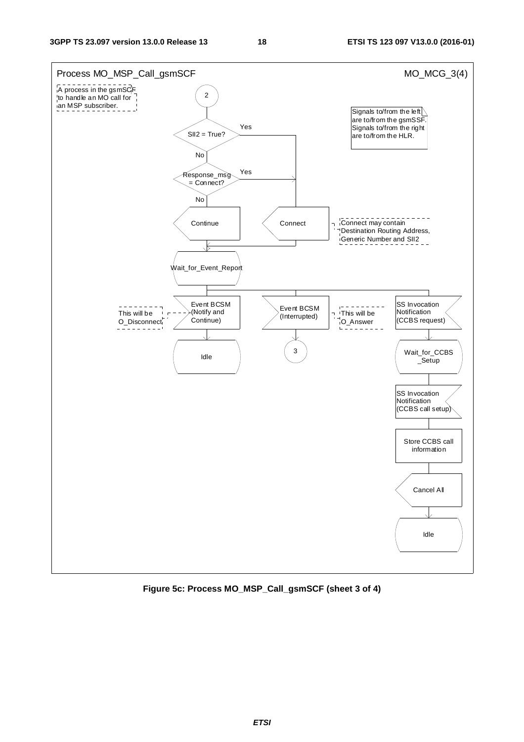Process MO_MSP_Call_gsmSCF — MO_MCG_3(4)

A process in the gsmSCF to handle an MO call for an MSP subscriber.

Signals to/from the left are to/from the gsmSSF. Signals to/from the right are to/from the HLR.

- Connector 2
- Decision: SII2 = True?
  - Yes → Connect
  - No → Decision: Response_msg = Connect?
    - Yes → Connect
    - No → Continue
- Connect (Connect may contain Destination Routing Address, Generic Number and SII2)
- Continue
- State: Wait_for_Event_Report
  - Input: Event BCSM (Notify and Continue) — This will be O_Disconnect → State: Idle
  - Input: Event BCSM (Interrupted) — This will be O_Answer → Connector 3
  - Input: SS Invocation Notification (CCBS request) → State: Wait_for_CCBS_Setup
    - Input: SS Invocation Notification (CCBS call setup)
    - Task: Store CCBS call information
    - Output: Cancel All
    - State: Idle

**Figure 5c: Process MO_MSP_Call_gsmSCF (sheet 3 of 4)**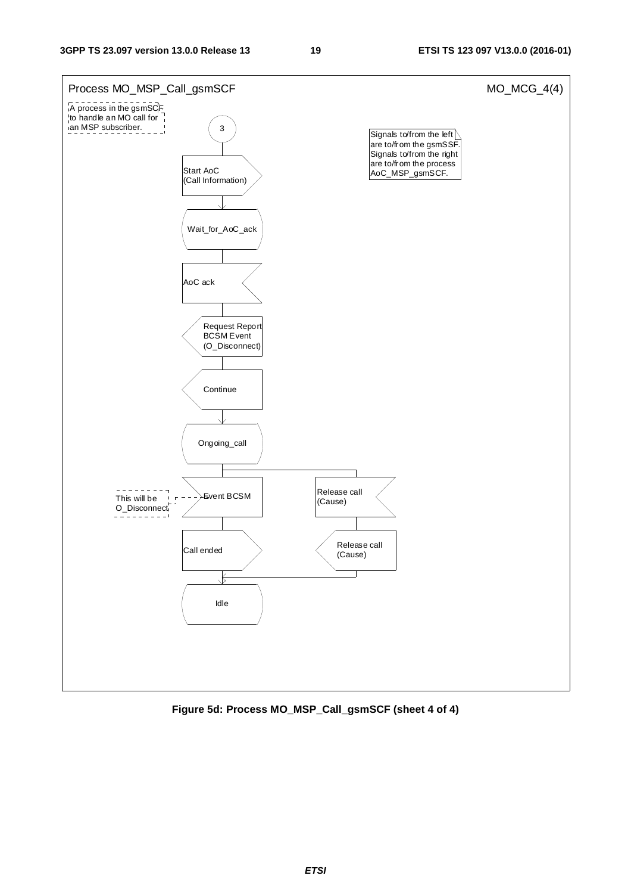Process MO_MSP_Call_gsmSCF MO_MCG_4(4)

A process in the gsmSCF to handle an MO call for an MSP subscriber.

Signals to/from the left are to/from the gsmSSF. Signals to/from the right are to/from the process AoC_MSP_gsmSCF.

3

Start AoC (Call Information)

Wait_for_AoC_ack

AoC ack

Request Report BCSM Event (O_Disconnect)

Continue

Ongoing_call

Event BCSM

This will be O_Disconnect

Release call (Cause)

Call ended

Release call (Cause)

Idle

**Figure 5d: Process MO_MSP_Call_gsmSCF (sheet 4 of 4)**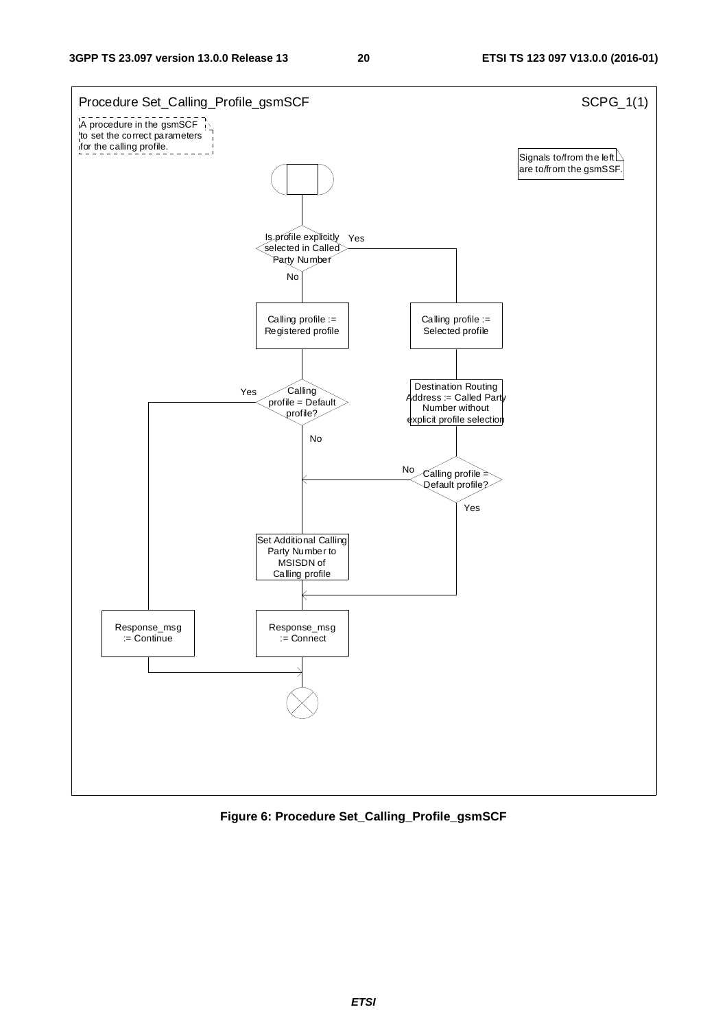Procedure Set_Calling_Profile_gsmSCF — SCPG_1(1)

A procedure in the gsmSCF to set the correct parameters for the calling profile.

Signals to/from the left are to/from the gsmSSF.

- Is profile explicitly selected in Called Party Number
  - Yes:
    - Calling profile := Selected profile
    - Destination Routing Address := Called Party Number without explicit profile selection
    - Calling profile = Default profile?
      - Yes: Response_msg := Connect
      - No: Set Additional Calling Party Number to MSISDN of Calling profile; Response_msg := Connect
  - No:
    - Calling profile := Registered profile
    - Calling profile = Default profile?
      - Yes: Response_msg := Continue
      - No: Set Additional Calling Party Number to MSISDN of Calling profile; Response_msg := Connect

**Figure 6: Procedure Set_Calling_Profile_gsmSCF**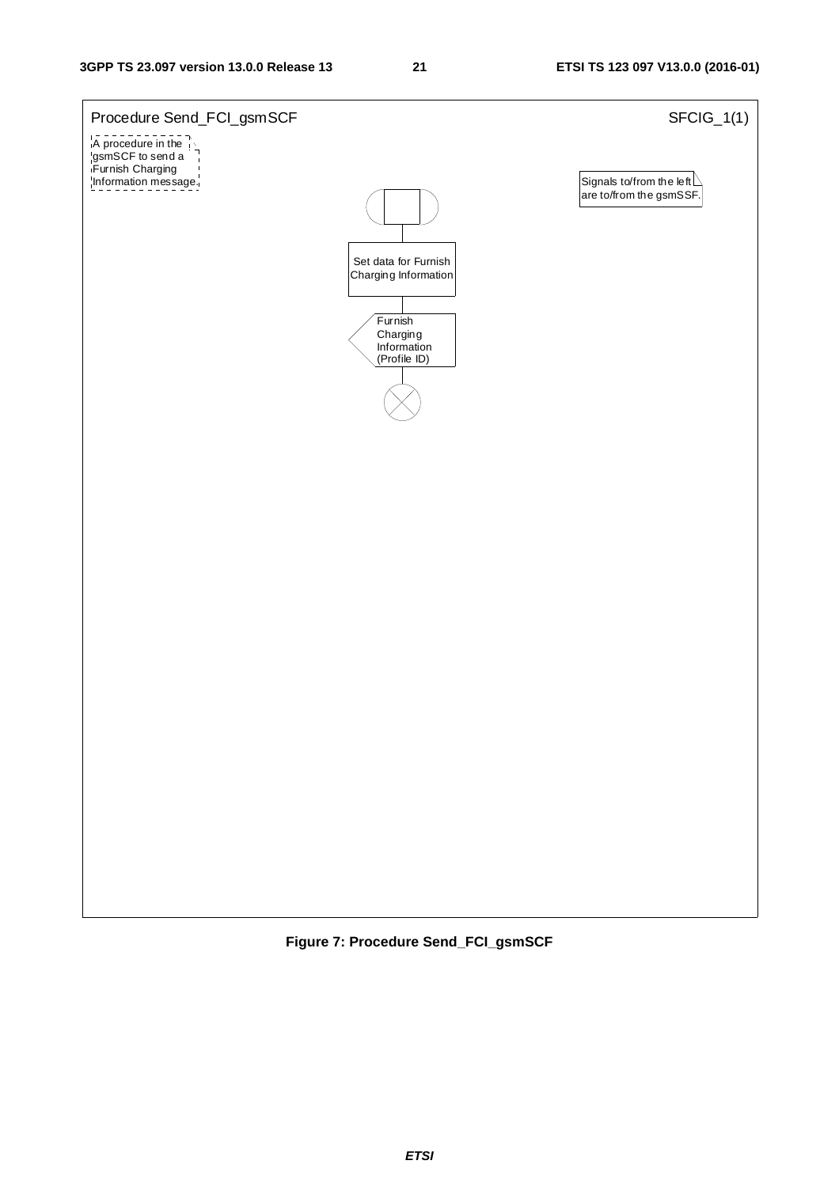Procedure Send_FCI_gsmSCF

SFCIG_1(1)

A procedure in the gsmSCF to send a Furnish Charging Information message.

Signals to/from the left are to/from the gsmSSF.

Set data for Furnish Charging Information

Furnish Charging Information (Profile ID)

**Figure 7: Procedure Send_FCI_gsmSCF**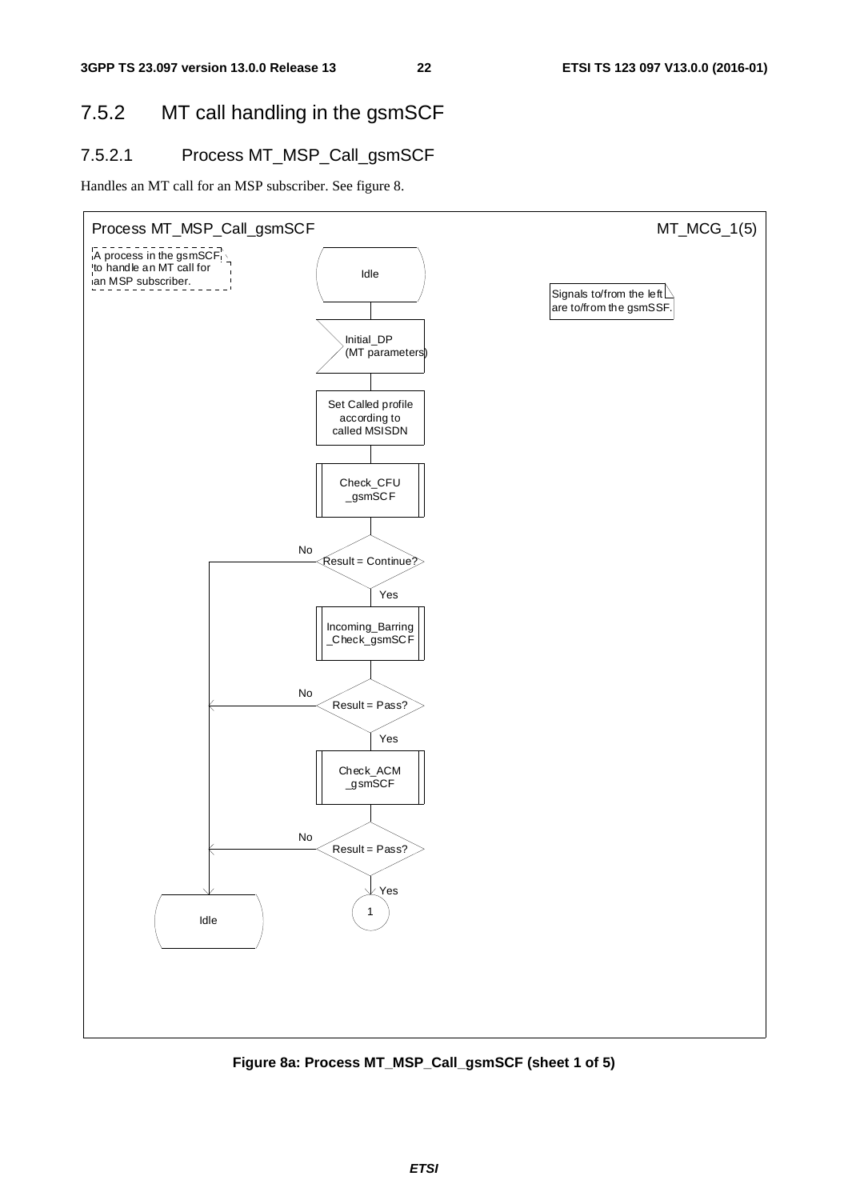## 7.5.2 MT call handling in the gsmSCF

### 7.5.2.1 Process MT_MSP_Call_gsmSCF

Handles an MT call for an MSP subscriber. See figure 8.

Process MT_MSP_Call_gsmSCF — MT_MCG_1(5)

A process in the gsmSCF to handle an MT call for an MSP subscriber.

Signals to/from the left are to/from the gsmSSF.

- Idle
- Initial_DP (MT parameters)
- Set Called profile according to called MSISDN
- Check_CFU_gsmSCF
- Result = Continue?
  - No → Idle
  - Yes → Incoming_Barring_Check_gsmSCF
- Result = Pass?
  - No → Idle
  - Yes → Check_ACM_gsmSCF
- Result = Pass?
  - No → Idle
  - Yes → 1

**Figure 8a: Process MT_MSP_Call_gsmSCF (sheet 1 of 5)**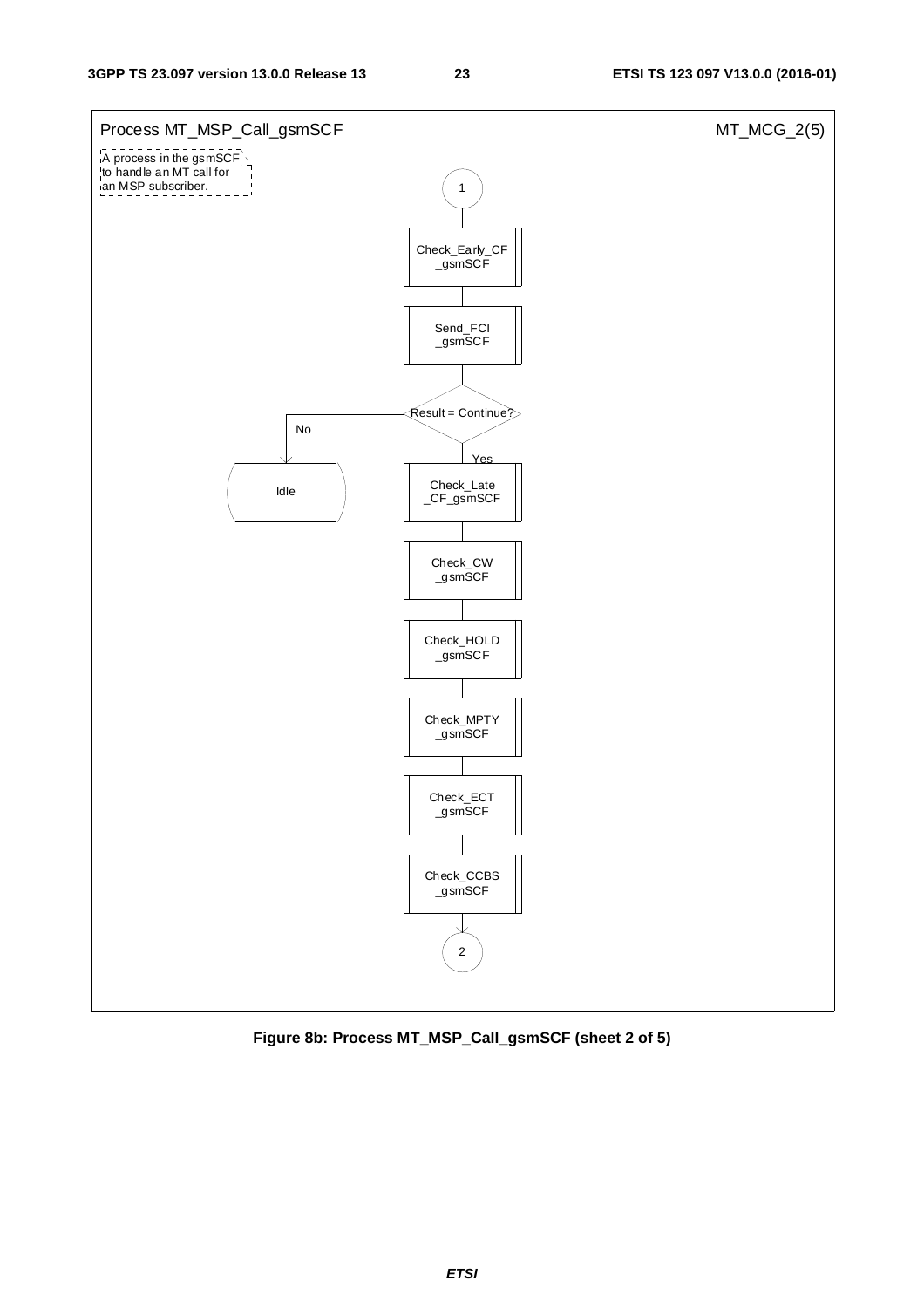Process MT_MSP_Call_gsmSCF

MT_MCG_2(5)

A process in the gsmSCF to handle an MT call for an MSP subscriber.

1

Check_Early_CF_gsmSCF

Send_FCI_gsmSCF

Result = Continue?

No

Idle

Yes

Check_Late_CF_gsmSCF

Check_CW_gsmSCF

Check_HOLD_gsmSCF

Check_MPTY_gsmSCF

Check_ECT_gsmSCF

Check_CCBS_gsmSCF

2

**Figure 8b: Process MT_MSP_Call_gsmSCF (sheet 2 of 5)**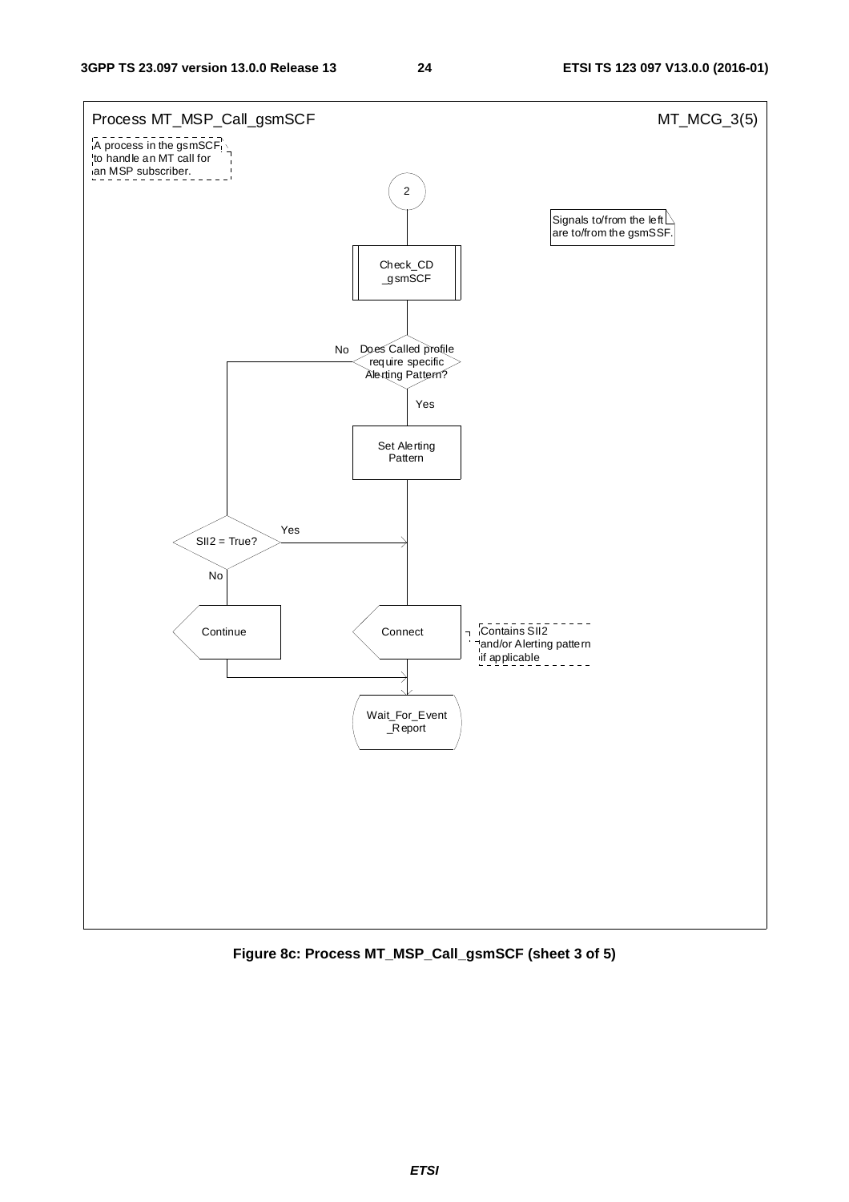Process MT_MSP_Call_gsmSCF

MT_MCG_3(5)

A process in the gsmSCF to handle an MT call for an MSP subscriber.

Signals to/from the left are to/from the gsmSSF.

2

Check_CD_gsmSCF

Does Called profile require specific Alerting Pattern?

No

Yes

Set Alerting Pattern

SII2 = True?

Yes

No

Continue

Connect

Contains SII2 and/or Alerting pattern if applicable

Wait_For_Event_Report

**Figure 8c: Process MT_MSP_Call_gsmSCF (sheet 3 of 5)**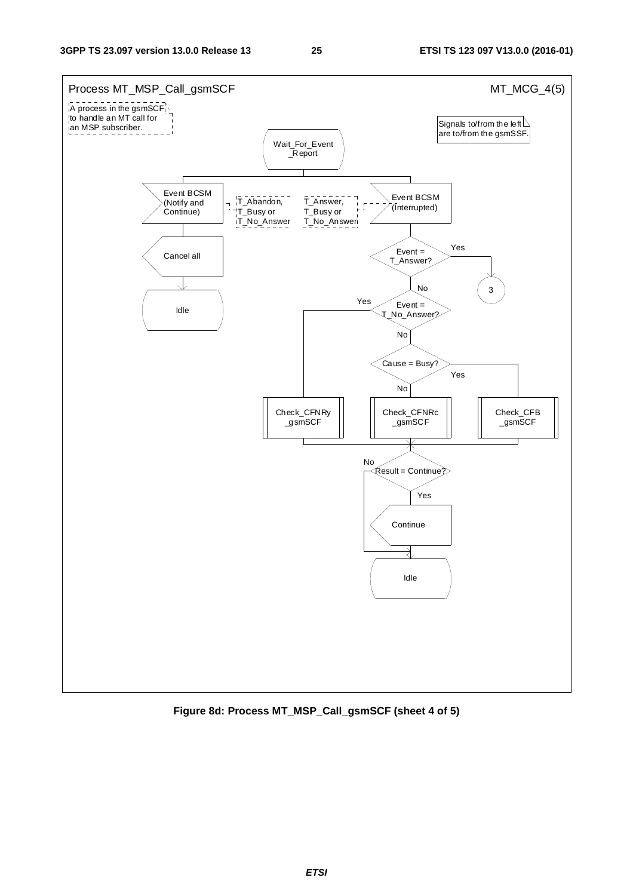Process MT_MSP_Call_gsmSCF

MT_MCG_4(5)

A process in the gsmSCF to handle an MT call for an MSP subscriber.

Signals to/from the left are to/from the gsmSSF.

Wait_For_Event_Report

Event BCSM (Notify and Continue)

T_Abandon, T_Busy or T_No_Answer

T_Answer, T_Busy or T_No_Answer

Event BCSM (Interrupted)

Cancel all

Idle

Event = T_Answer?

Yes

No

3

Event = T_No_Answer?

Yes

No

Cause = Busy?

Yes

No

Check_CFNRy_gsmSCF

Check_CFNRc_gsmSCF

Check_CFB_gsmSCF

Result = Continue?

No

Yes

Continue

Idle

**Figure 8d: Process MT_MSP_Call_gsmSCF (sheet 4 of 5)**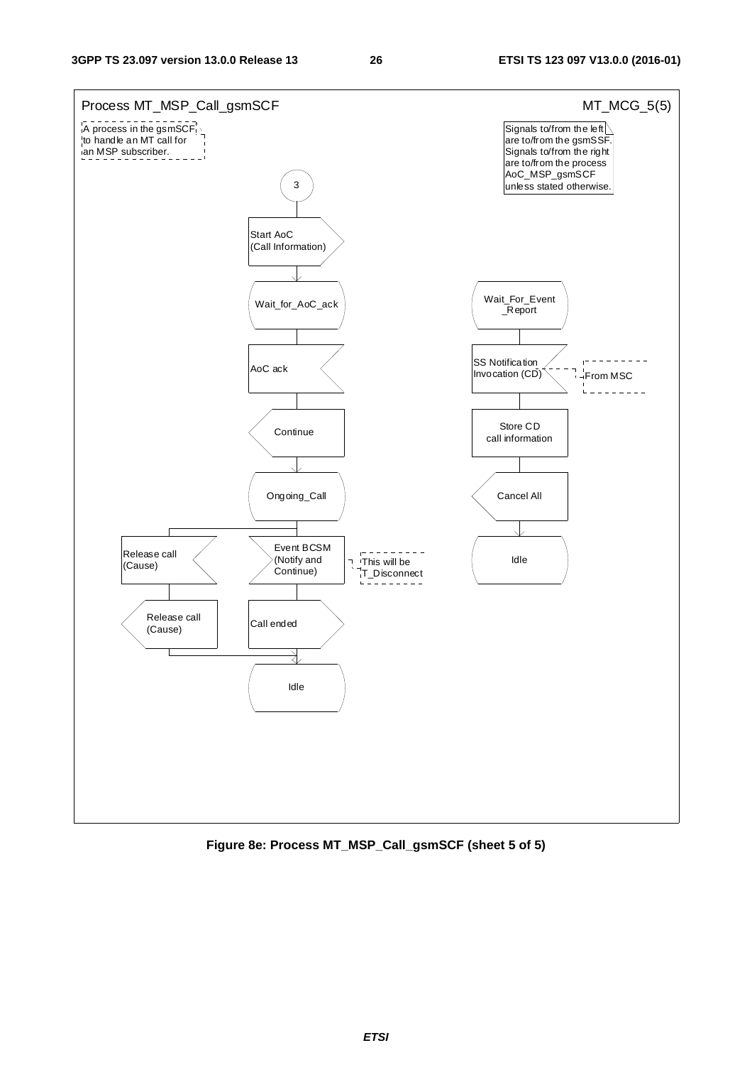Process MT_MSP_Call_gsmSCF MT_MCG_5(5)

A process in the gsmSCF to handle an MT call for an MSP subscriber.

Signals to/from the left are to/from the gsmSSF. Signals to/from the right are to/from the process AoC_MSP_gsmSCF unless stated otherwise.

3

Start AoC (Call Information)

Wait_for_AoC_ack

AoC ack

Continue

Ongoing_Call

Release call (Cause)

Release call (Cause)

Event BCSM (Notify and Continue)

This will be T_Disconnect

Call ended

Idle

Wait_For_Event_Report

SS Notification Invocation (CD)

From MSC

Store CD call information

Cancel All

Idle

**Figure 8e: Process MT_MSP_Call_gsmSCF (sheet 5 of 5)**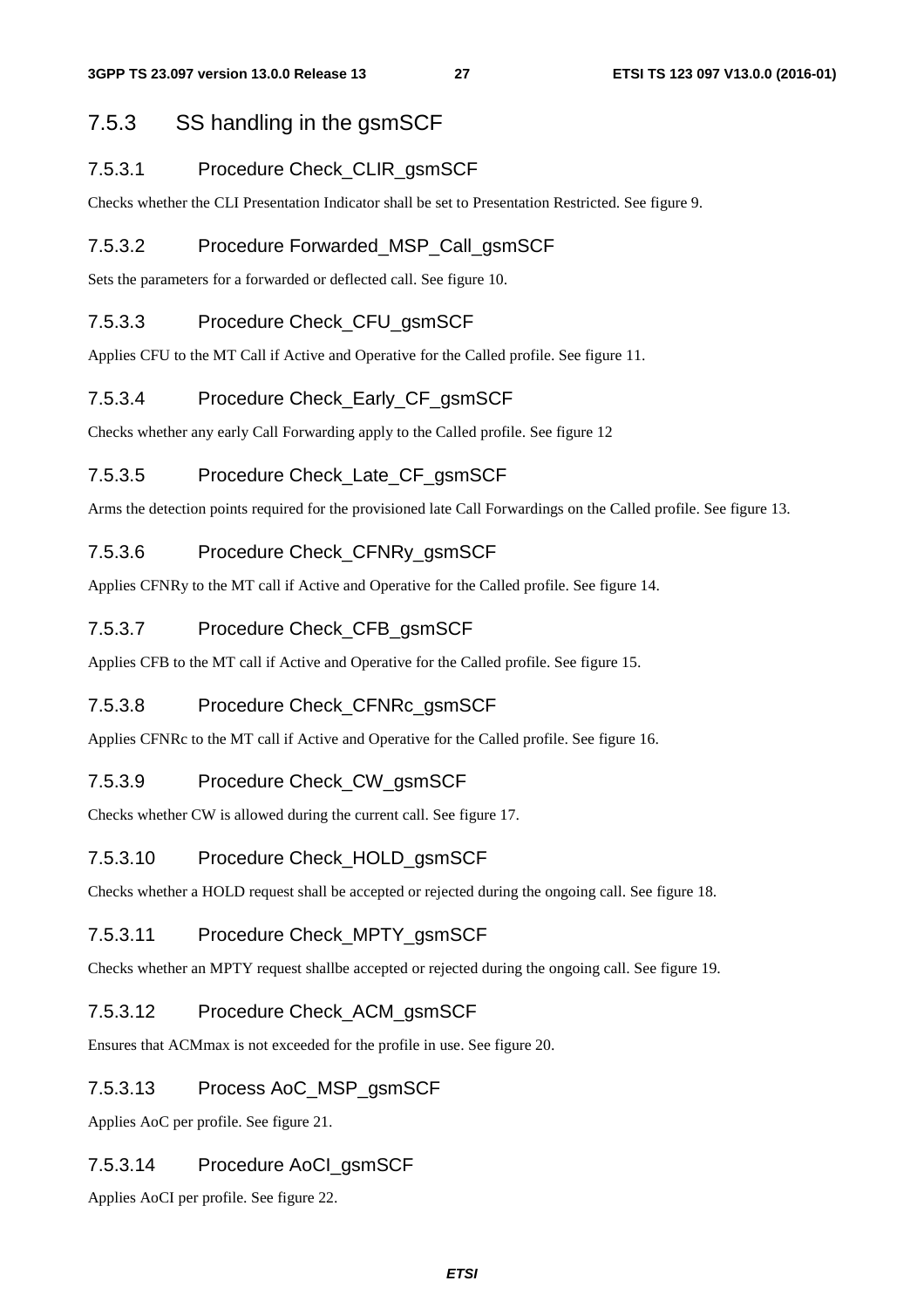### 7.5.3 SS handling in the gsmSCF

#### 7.5.3.1 Procedure Check_CLIR_gsmSCF

Checks whether the CLI Presentation Indicator shall be set to Presentation Restricted. See figure 9.

#### 7.5.3.2 Procedure Forwarded_MSP_Call_gsmSCF

Sets the parameters for a forwarded or deflected call. See figure 10.

#### 7.5.3.3 Procedure Check_CFU_gsmSCF

Applies CFU to the MT Call if Active and Operative for the Called profile. See figure 11.

#### 7.5.3.4 Procedure Check_Early_CF_gsmSCF

Checks whether any early Call Forwarding apply to the Called profile. See figure 12

#### 7.5.3.5 Procedure Check_Late_CF_gsmSCF

Arms the detection points required for the provisioned late Call Forwardings on the Called profile. See figure 13.

#### 7.5.3.6 Procedure Check_CFNRy_gsmSCF

Applies CFNRy to the MT call if Active and Operative for the Called profile. See figure 14.

#### 7.5.3.7 Procedure Check_CFB_gsmSCF

Applies CFB to the MT call if Active and Operative for the Called profile. See figure 15.

#### 7.5.3.8 Procedure Check_CFNRc_gsmSCF

Applies CFNRc to the MT call if Active and Operative for the Called profile. See figure 16.

#### 7.5.3.9 Procedure Check_CW_gsmSCF

Checks whether CW is allowed during the current call. See figure 17.

#### 7.5.3.10 Procedure Check_HOLD_gsmSCF

Checks whether a HOLD request shall be accepted or rejected during the ongoing call. See figure 18.

#### 7.5.3.11 Procedure Check_MPTY_gsmSCF

Checks whether an MPTY request shallbe accepted or rejected during the ongoing call. See figure 19.

#### 7.5.3.12 Procedure Check_ACM_gsmSCF

Ensures that ACMmax is not exceeded for the profile in use. See figure 20.

#### 7.5.3.13 Process AoC_MSP_gsmSCF

Applies AoC per profile. See figure 21.

#### 7.5.3.14 Procedure AoCI_gsmSCF

Applies AoCI per profile. See figure 22.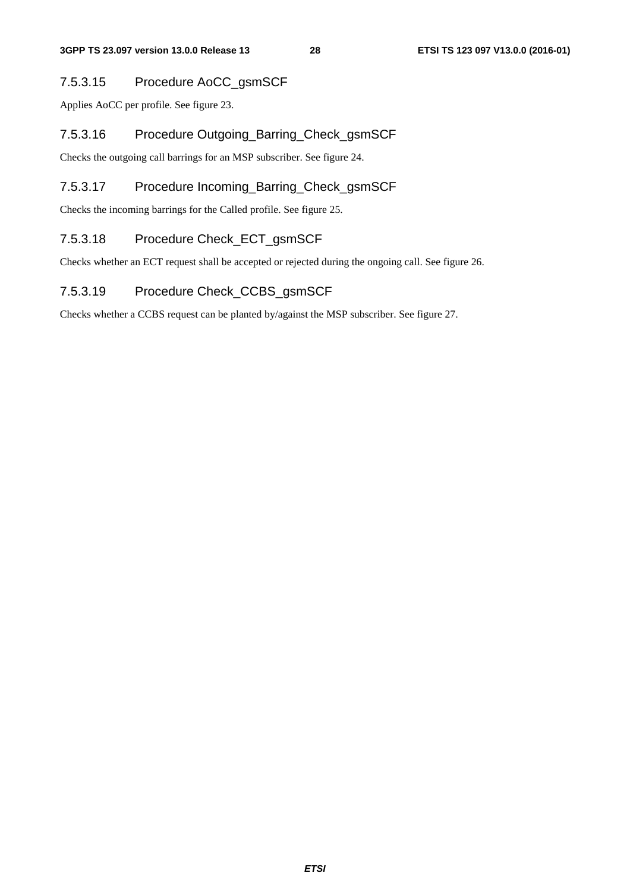#### 7.5.3.15 Procedure AoCC_gsmSCF

Applies AoCC per profile. See figure 23.

#### 7.5.3.16 Procedure Outgoing_Barring_Check_gsmSCF

Checks the outgoing call barrings for an MSP subscriber. See figure 24.

#### 7.5.3.17 Procedure Incoming_Barring_Check_gsmSCF

Checks the incoming barrings for the Called profile. See figure 25.

#### 7.5.3.18 Procedure Check_ECT_gsmSCF

Checks whether an ECT request shall be accepted or rejected during the ongoing call. See figure 26.

#### 7.5.3.19 Procedure Check_CCBS_gsmSCF

Checks whether a CCBS request can be planted by/against the MSP subscriber. See figure 27.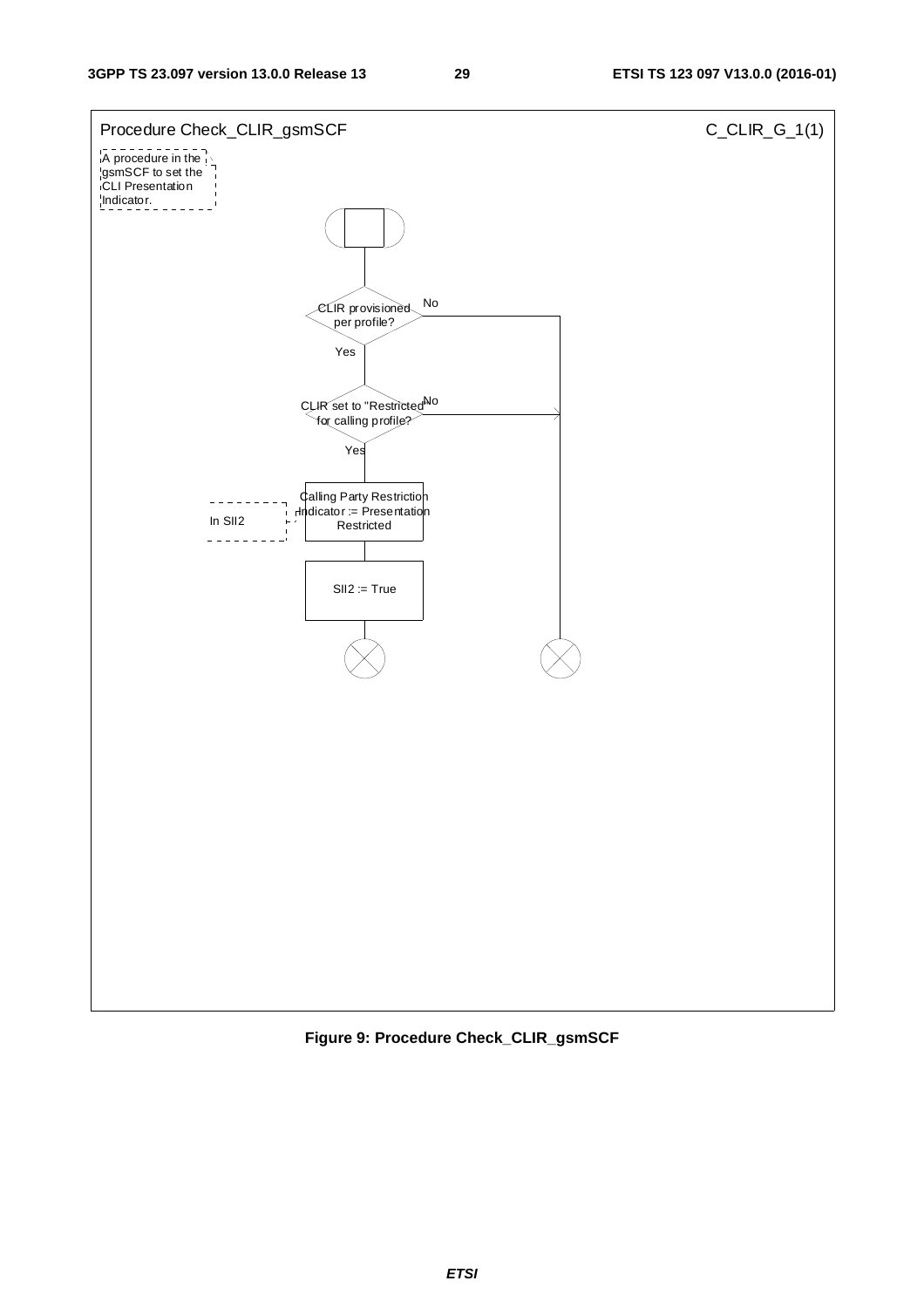Procedure Check_CLIR_gsmSCF

C_CLIR_G_1(1)

A procedure in the gsmSCF to set the CLI Presentation Indicator.

CLIR provisioned per profile?

No

Yes

CLIR set to "Restricted" for calling profile?

No

Yes

In SII2

Calling Party Restriction Indicator := Presentation Restricted

SII2 := True

**Figure 9: Procedure Check_CLIR_gsmSCF**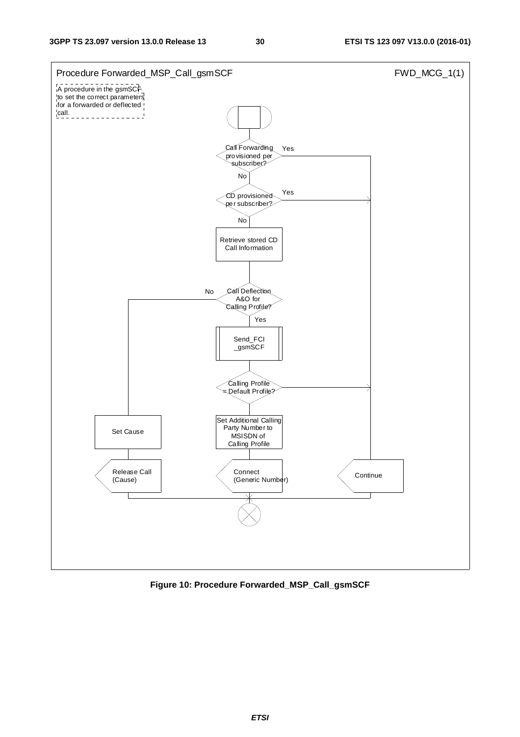Procedure Forwarded_MSP_Call_gsmSCF

FWD_MCG_1(1)

A procedure in the gsmSCF to set the correct parameters for a forwarded or deflected call.

Call Forwarding provisioned per subscriber?

Yes

No

CD provisioned per subscriber?

Yes

No

Retrieve stored CD Call Information

Call Deflection A&O for Calling Profile?

No

Yes

Send_FCI _gsmSCF

Calling Profile = Default Profile?

Set Additional Calling Party Number to MSISDN of Calling Profile

Set Cause

Release Call (Cause)

Connect (Generic Number)

Continue

**Figure 10: Procedure Forwarded_MSP_Call_gsmSCF**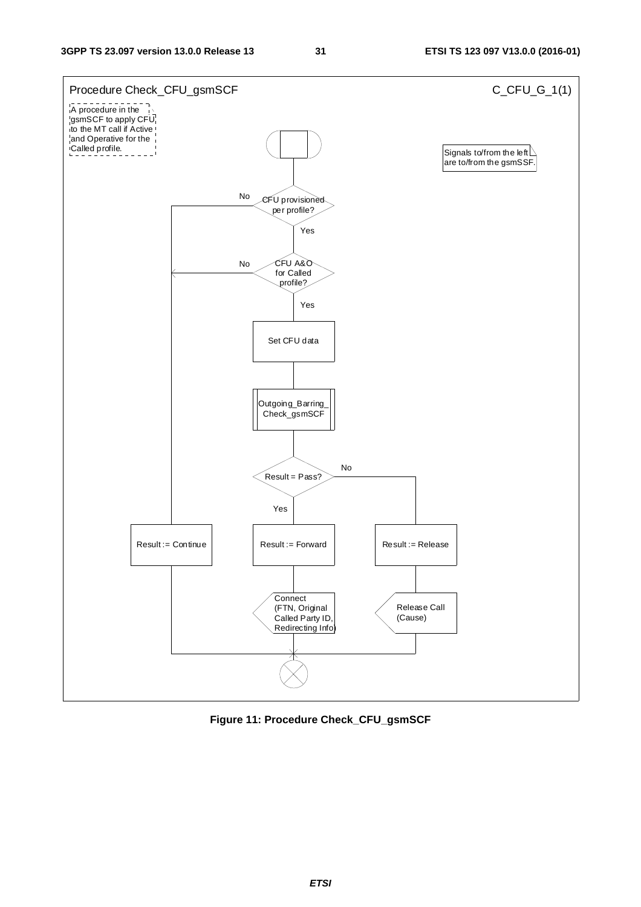Procedure Check_CFU_gsmSCF

C_CFU_G_1(1)

A procedure in the gsmSCF to apply CFU to the MT call if Active and Operative for the Called profile.

Signals to/from the left are to/from the gsmSSF.

CFU provisioned per profile?

No

Yes

CFU A&O for Called profile?

No

Yes

Set CFU data

Outgoing_Barring_Check_gsmSCF

Result = Pass?

No

Yes

Result := Continue

Result := Forward

Result := Release

Connect (FTN, Original Called Party ID, Redirecting Info)

Release Call (Cause)

**Figure 11: Procedure Check_CFU_gsmSCF**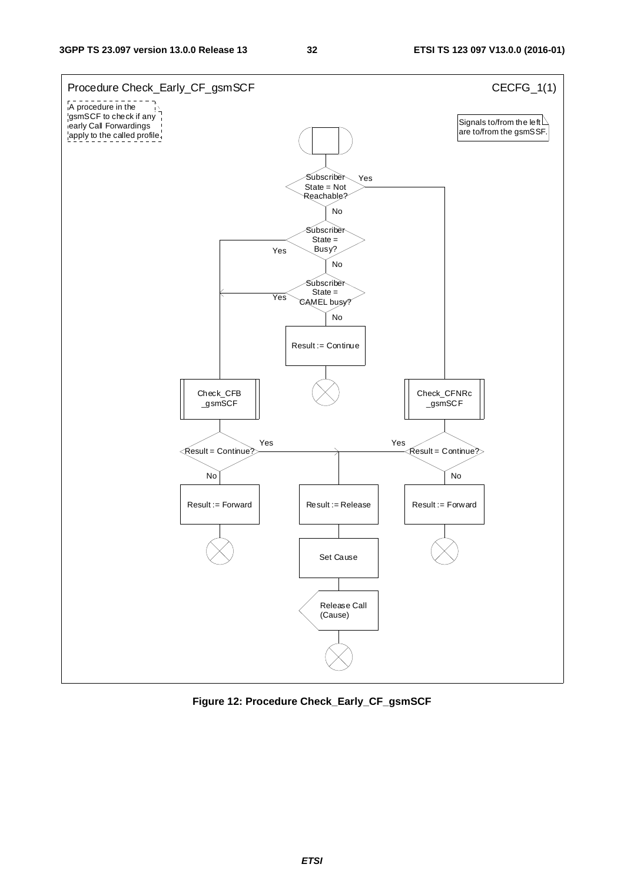Procedure Check_Early_CF_gsmSCF CECFG_1(1)

A procedure in the gsmSCF to check if any early Call Forwardings apply to the called profile

Signals to/from the left are to/from the gsmSSF.

- Subscriber State = Not Reachable?
  - Yes: Check_CFNRc_gsmSCF
    - Result = Continue?
      - Yes: Result := Release; Set Cause; Release Call (Cause)
      - No: Result := Forward
  - No: Subscriber State = Busy?
    - Yes: Check_CFB_gsmSCF
      - Result = Continue?
        - Yes: Result := Release; Set Cause; Release Call (Cause)
        - No: Result := Forward
    - No: Subscriber State = CAMEL busy?
      - Yes: Check_CFB_gsmSCF
      - No: Result := Continue

**Figure 12: Procedure Check_Early_CF_gsmSCF**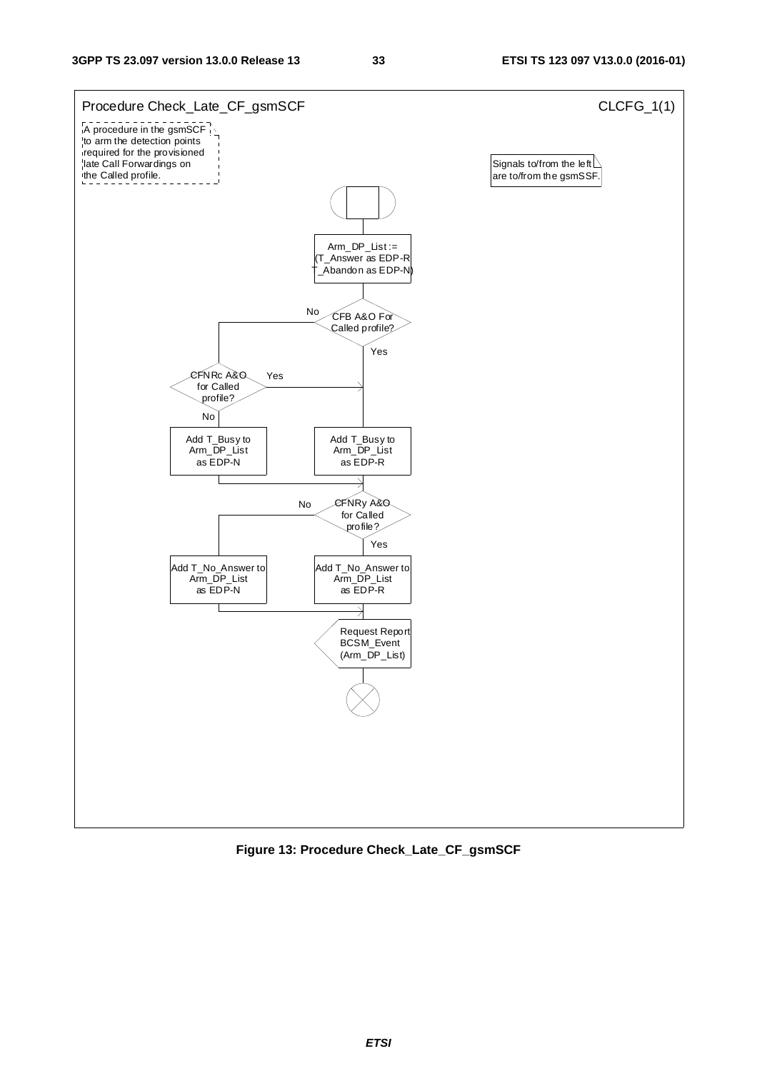Procedure Check_Late_CF_gsmSCF — CLCFG_1(1)

A procedure in the gsmSCF to arm the detection points required for the provisioned late Call Forwardings on the Called profile.

Signals to/from the left are to/from the gsmSSF.

Arm_DP_List := (T_Answer as EDP-R T_Abandon as EDP-N)

CFB A&O For Called profile? — Yes / No

CFNRc A&O for Called profile? — Yes / No

Add T_Busy to Arm_DP_List as EDP-N

Add T_Busy to Arm_DP_List as EDP-R

CFNRy A&O for Called profile? — Yes / No

Add T_No_Answer to Arm_DP_List as EDP-N

Add T_No_Answer to Arm_DP_List as EDP-R

Request Report BCSM_Event (Arm_DP_List)

**Figure 13: Procedure Check_Late_CF_gsmSCF**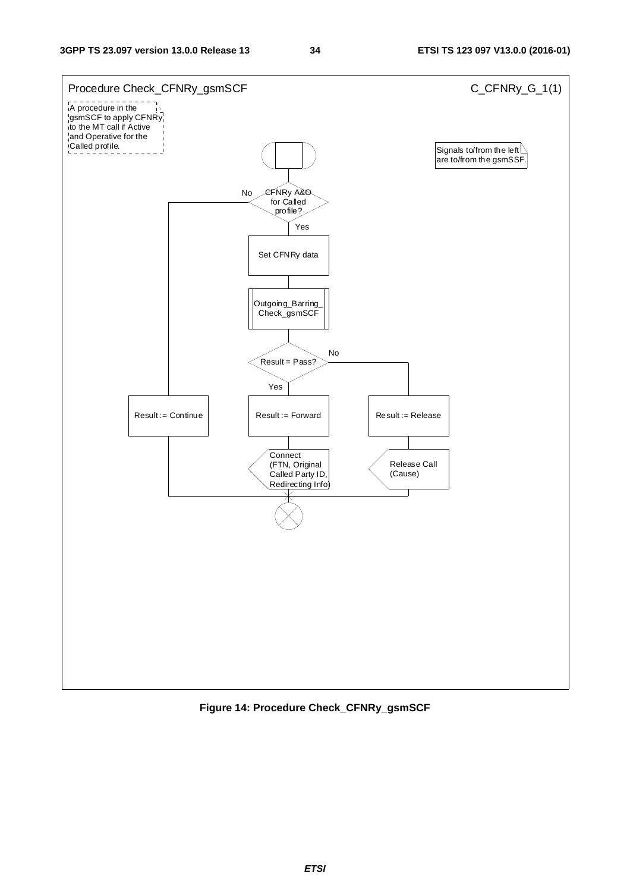Procedure Check_CFNRy_gsmSCF

C_CFNRy_G_1(1)

A procedure in the gsmSCF to apply CFNRy to the MT call if Active and Operative for the Called profile.

Signals to/from the left are to/from the gsmSSF.

CFNRy A&O for Called profile?

No

Yes

Set CFNRy data

Outgoing_Barring_Check_gsmSCF

Result = Pass?

No

Yes

Result := Continue

Result := Forward

Result := Release

Connect (FTN, Original Called Party ID, Redirecting Info)

Release Call (Cause)

**Figure 14: Procedure Check_CFNRy_gsmSCF**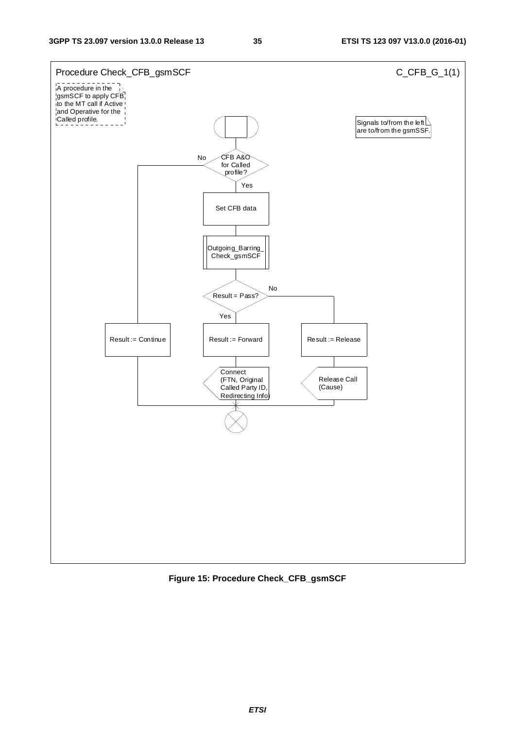Procedure Check_CFB_gsmSCF

C_CFB_G_1(1)

A procedure in the gsmSCF to apply CFB to the MT call if Active and Operative for the Called profile.

Signals to/from the left are to/from the gsmSSF.

CFB A&O for Called profile?

No

Yes

Set CFB data

Outgoing_Barring_Check_gsmSCF

Result = Pass?

No

Yes

Result := Continue

Result := Forward

Result := Release

Connect (FTN, Original Called Party ID, Redirecting Info)

Release Call (Cause)

**Figure 15: Procedure Check_CFB_gsmSCF**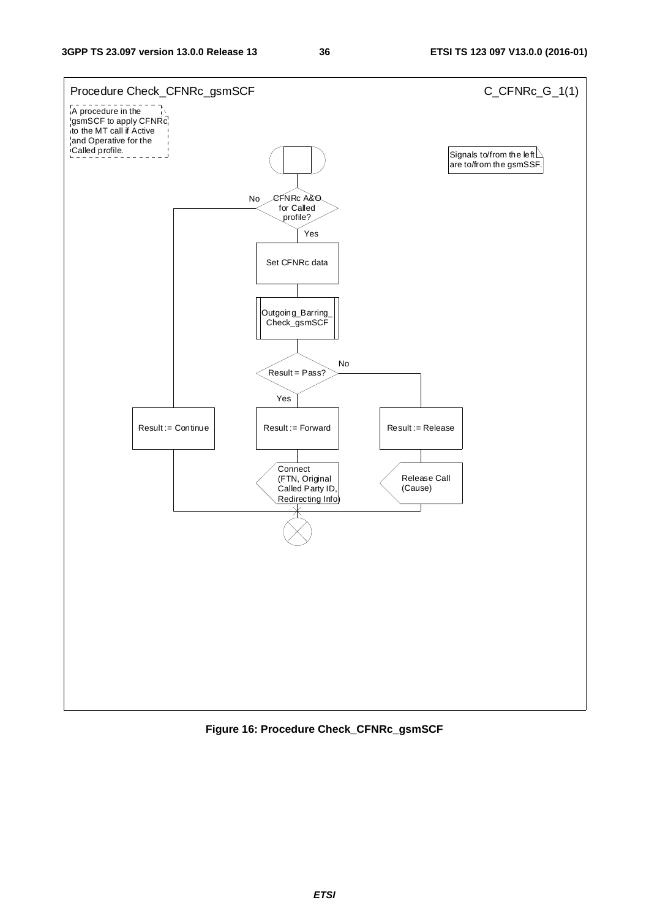Procedure Check_CFNRc_gsmSCF

C_CFNRc_G_1(1)

A procedure in the gsmSCF to apply CFNRc to the MT call if Active and Operative for the Called profile.

Signals to/from the left are to/from the gsmSSF.

CFNRc A&O for Called profile?

No

Yes

Set CFNRc data

Outgoing_Barring_Check_gsmSCF

Result = Pass?

No

Yes

Result := Continue

Result := Forward

Result := Release

Connect (FTN, Original Called Party ID, Redirecting Info)

Release Call (Cause)

**Figure 16: Procedure Check_CFNRc_gsmSCF**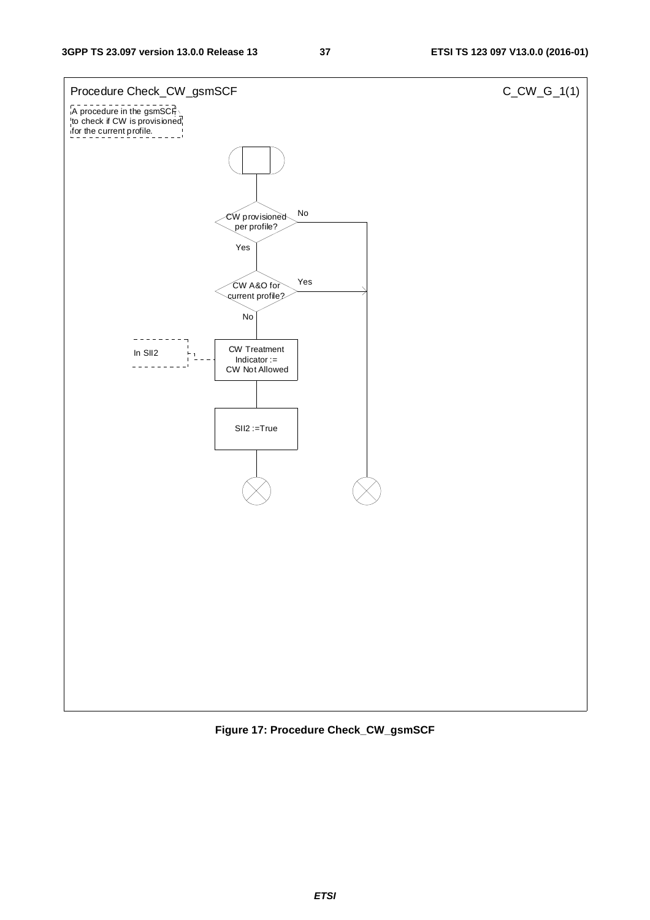Procedure Check_CW_gsmSCF

C_CW_G_1(1)

A procedure in the gsmSCF to check if CW is provisioned for the current profile.

CW provisioned per profile?

No

Yes

CW A&O for current profile?

Yes

No

In SII2

CW Treatment Indicator := CW Not Allowed

SII2 :=True

**Figure 17: Procedure Check_CW_gsmSCF**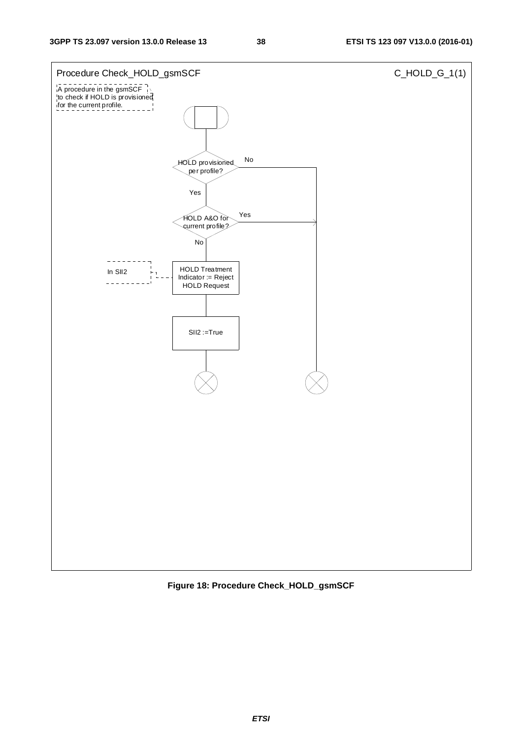Procedure Check_HOLD_gsmSCF

C_HOLD_G_1(1)

A procedure in the gsmSCF to check if HOLD is provisioned for the current profile.

HOLD provisioned per profile?

No

Yes

HOLD A&O for current profile?

Yes

No

In SII2

HOLD Treatment Indicator := Reject HOLD Request

SII2 :=True

**Figure 18: Procedure Check_HOLD_gsmSCF**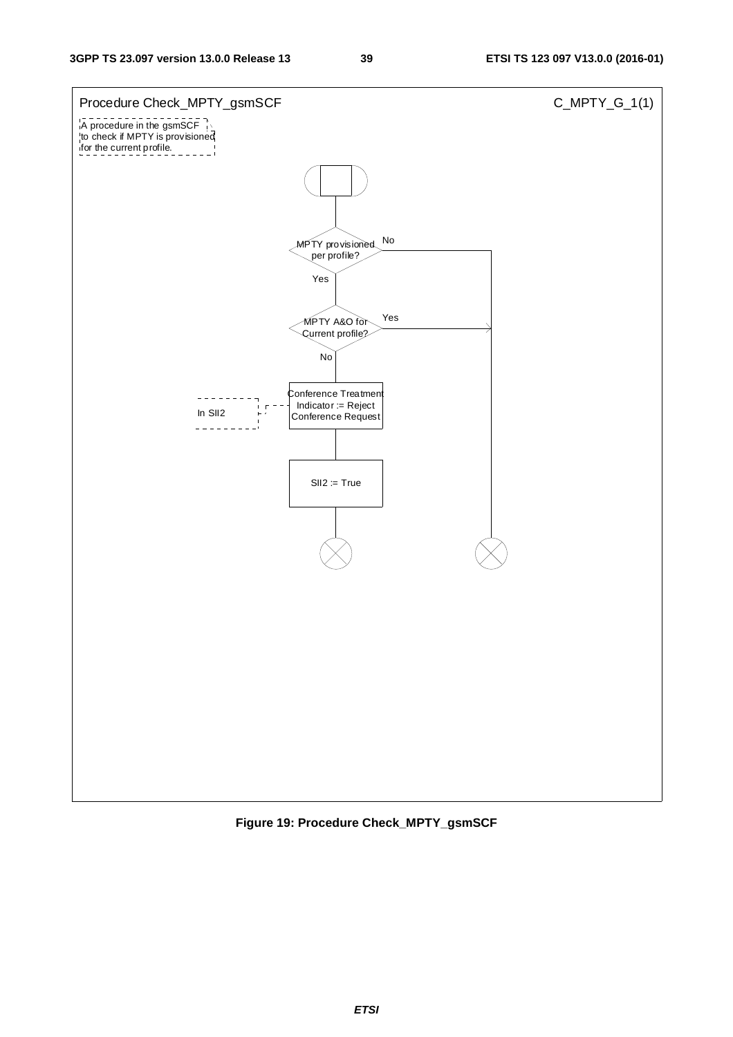Procedure Check_MPTY_gsmSCF

C_MPTY_G_1(1)

A procedure in the gsmSCF to check if MPTY is provisioned for the current profile.

MPTY provisioned per profile?

No

Yes

MPTY A&O for Current profile?

Yes

No

Conference Treatment Indicator := Reject Conference Request

In SII2

SII2 := True

**Figure 19: Procedure Check_MPTY_gsmSCF**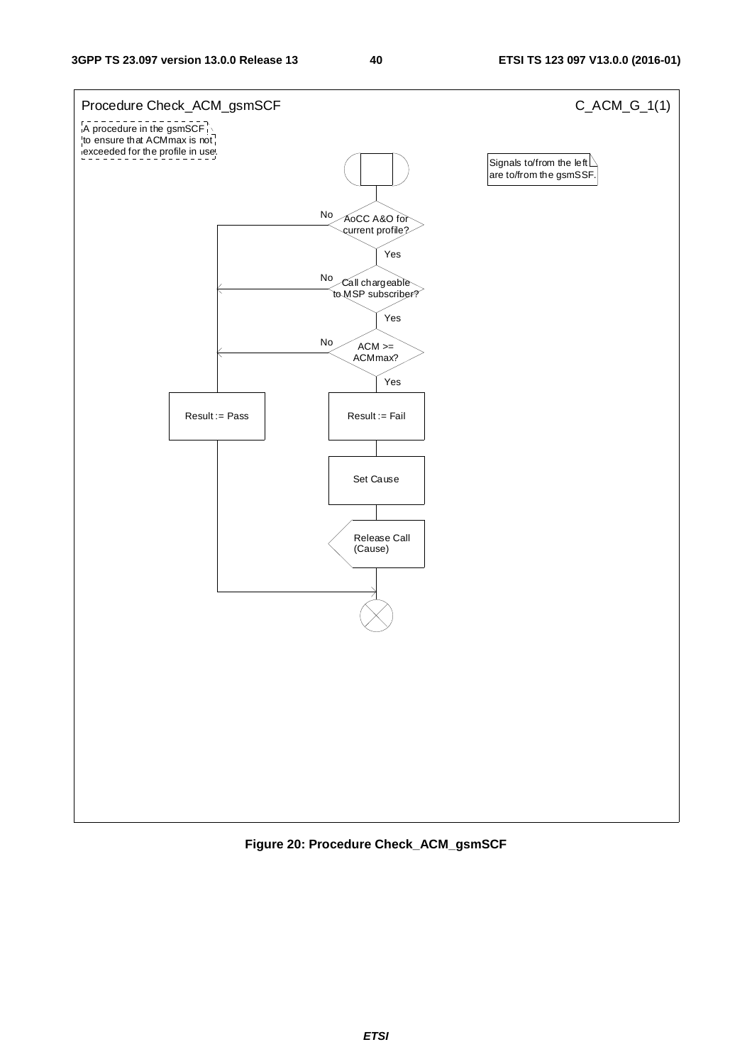Procedure Check_ACM_gsmSCF

C_ACM_G_1(1)

A procedure in the gsmSCF to ensure that ACMmax is not exceeded for the profile in use

Signals to/from the left are to/from the gsmSSF.

AoCC A&O for current profile?

No

Yes

Call chargeable to MSP subscriber?

No

Yes

ACM >= ACMmax?

No

Yes

Result := Pass

Result := Fail

Set Cause

Release Call (Cause)

**Figure 20: Procedure Check_ACM_gsmSCF**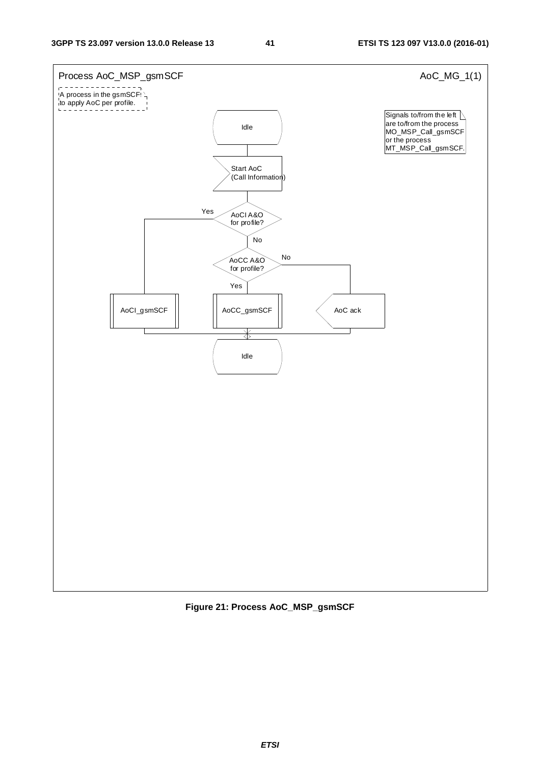Process AoC_MSP_gsmSCF

AoC_MG_1(1)

A process in the gsmSCF to apply AoC per profile.

Signals to/from the left are to/from the process MO_MSP_Call_gsmSCF or the process MT_MSP_Call_gsmSCF.

Idle

Start AoC (Call Information)

AoCI A&O for profile?

Yes

No

AoCC A&O for profile?

No

Yes

AoCI_gsmSCF

AoCC_gsmSCF

AoC ack

Idle

**Figure 21: Process AoC_MSP_gsmSCF**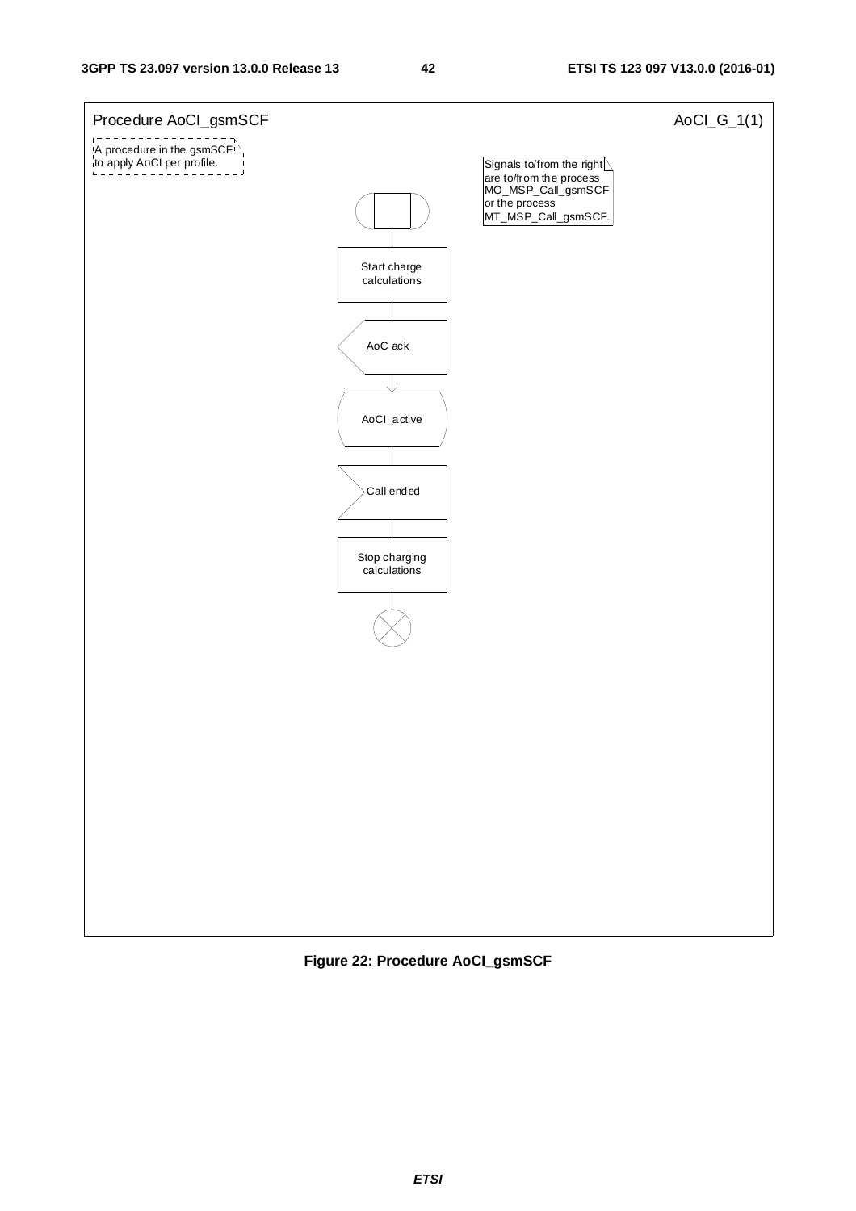Procedure AoCI_gsmSCF

AoCI_G_1(1)

A procedure in the gsmSCF to apply AoCI per profile.

Signals to/from the right are to/from the process MO_MSP_Call_gsmSCF or the process MT_MSP_Call_gsmSCF.

Start charge calculations

AoC ack

AoCI_active

Call ended

Stop charging calculations

**Figure 22: Procedure AoCI_gsmSCF**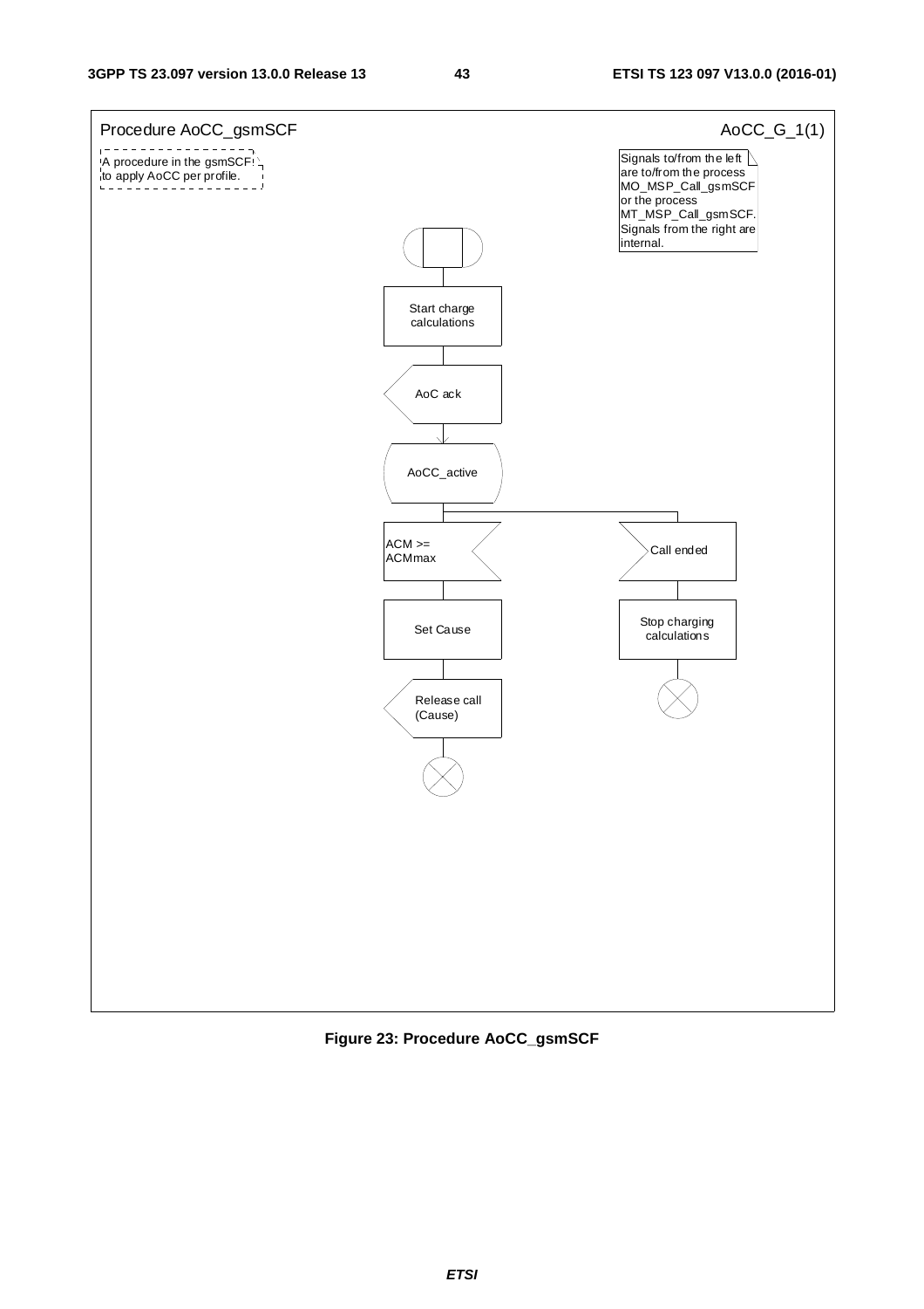Procedure AoCC_gsmSCF

AoCC_G_1(1)

A procedure in the gsmSCF to apply AoCC per profile.

Signals to/from the left are to/from the process MO_MSP_Call_gsmSCF or the process MT_MSP_Call_gsmSCF. Signals from the right are internal.

Start charge calculations

AoC ack

AoCC_active

ACM >= ACMmax

Set Cause

Release call (Cause)

Call ended

Stop charging calculations

**Figure 23: Procedure AoCC_gsmSCF**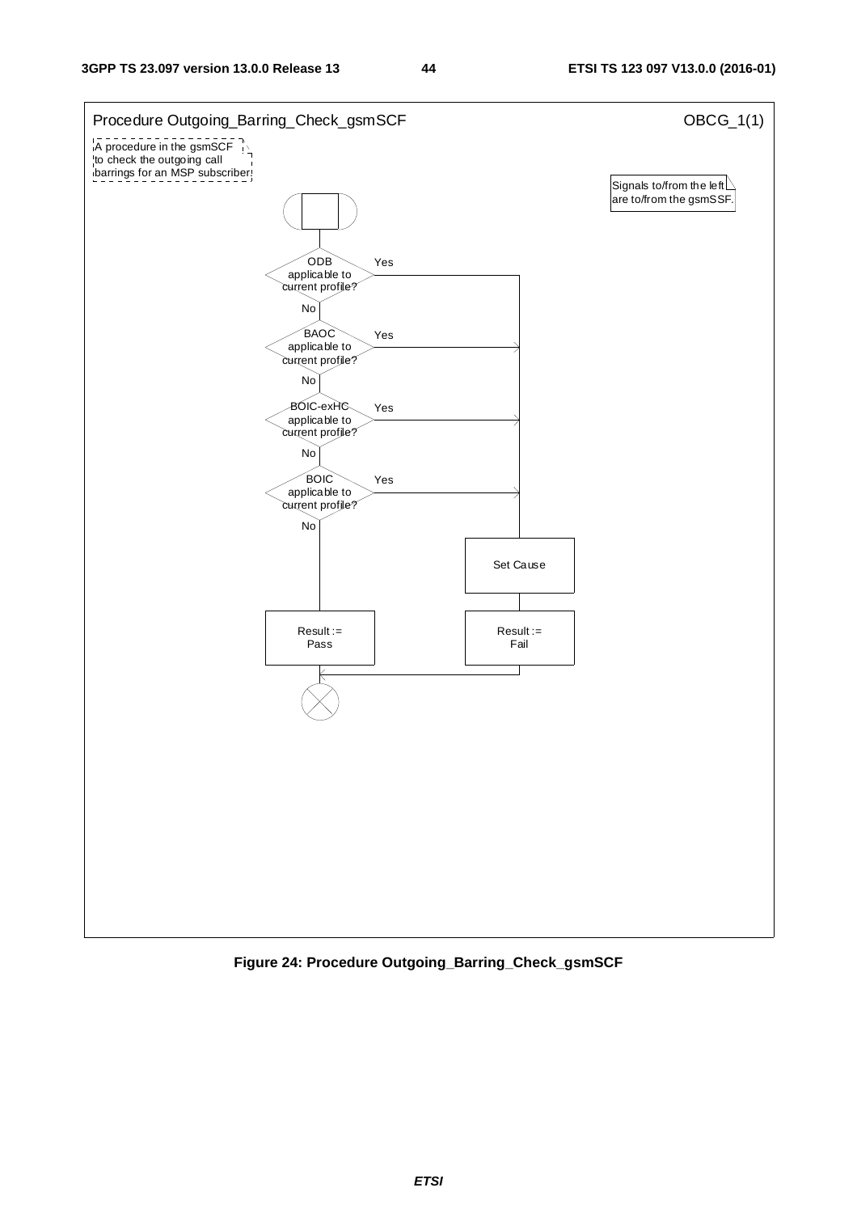Procedure Outgoing_Barring_Check_gsmSCF

OBCG_1(1)

A procedure in the gsmSCF to check the outgoing call barrings for an MSP subscriber

Signals to/from the left are to/from the gsmSSF.

ODB applicable to current profile?

Yes

No

BAOC applicable to current profile?

Yes

No

BOIC-exHC applicable to current profile?

Yes

No

BOIC applicable to current profile?

Yes

No

Set Cause

Result := Pass

Result := Fail

**Figure 24: Procedure Outgoing_Barring_Check_gsmSCF**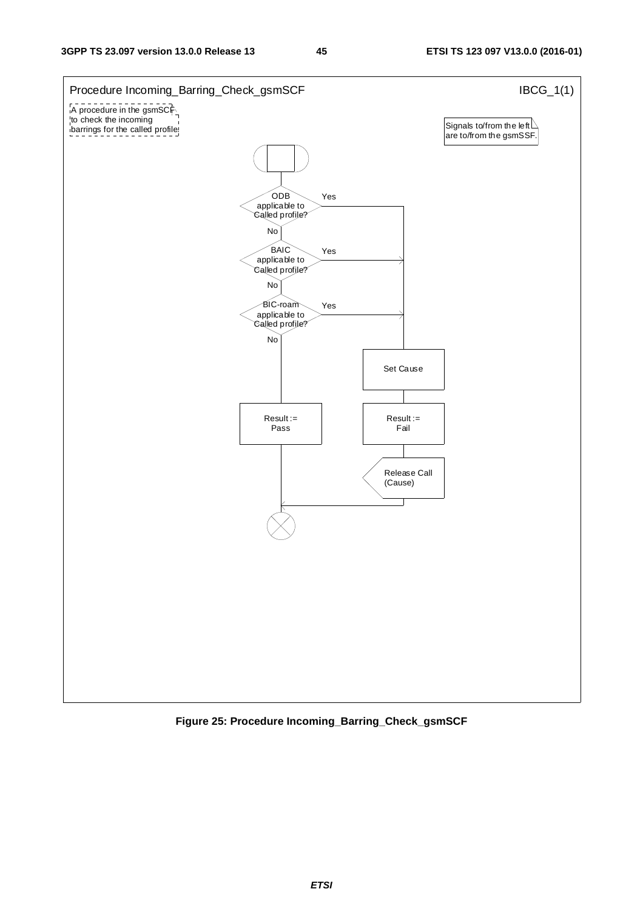Procedure Incoming_Barring_Check_gsmSCF

IBCG_1(1)

A procedure in the gsmSCF to check the incoming barrings for the called profile

Signals to/from the left are to/from the gsmSSF.

ODB applicable to Called profile?

Yes

No

BAIC applicable to Called profile?

Yes

No

BIC-roam applicable to Called profile?

Yes

No

Set Cause

Result := Pass

Result := Fail

Release Call (Cause)

**Figure 25: Procedure Incoming_Barring_Check_gsmSCF**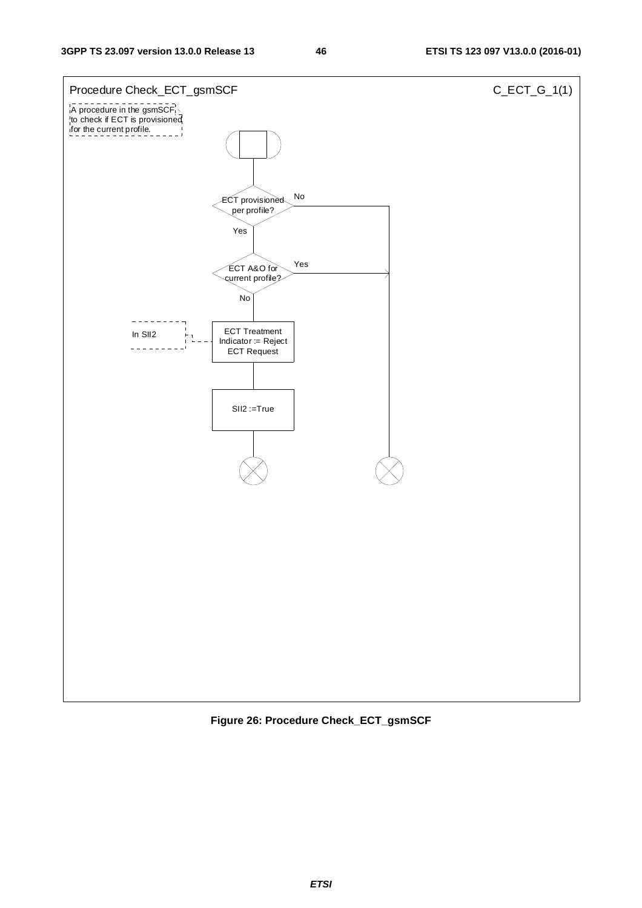Procedure Check_ECT_gsmSCF

C_ECT_G_1(1)

A procedure in the gsmSCF to check if ECT is provisioned for the current profile.

ECT provisioned per profile?

No

Yes

ECT A&O for current profile?

Yes

No

In SII2

ECT Treatment Indicator := Reject ECT Request

SII2 :=True

**Figure 26: Procedure Check_ECT_gsmSCF**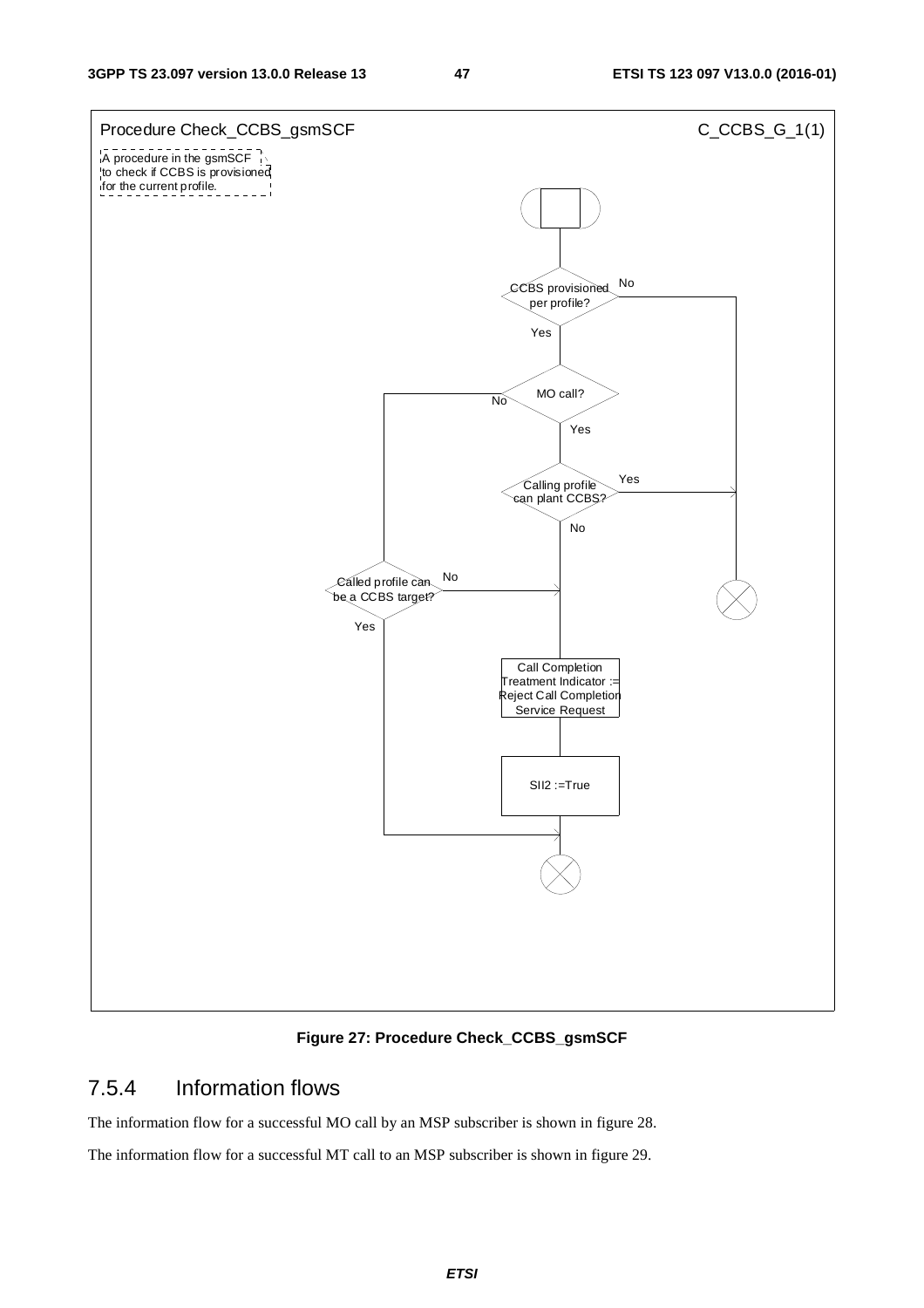Procedure Check_CCBS_gsmSCF C_CCBS_G_1(1)

A procedure in the gsmSCF to check if CCBS is provisioned for the current profile.

CCBS provisioned per profile? No / Yes

MO call? No / Yes

Calling profile can plant CCBS? Yes / No

Called profile can be a CCBS target? No / Yes

Call Completion Treatment Indicator := Reject Call Completion Service Request

SII2 :=True

**Figure 27: Procedure Check_CCBS_gsmSCF**

### 7.5.4 Information flows

The information flow for a successful MO call by an MSP subscriber is shown in figure 28.

The information flow for a successful MT call to an MSP subscriber is shown in figure 29.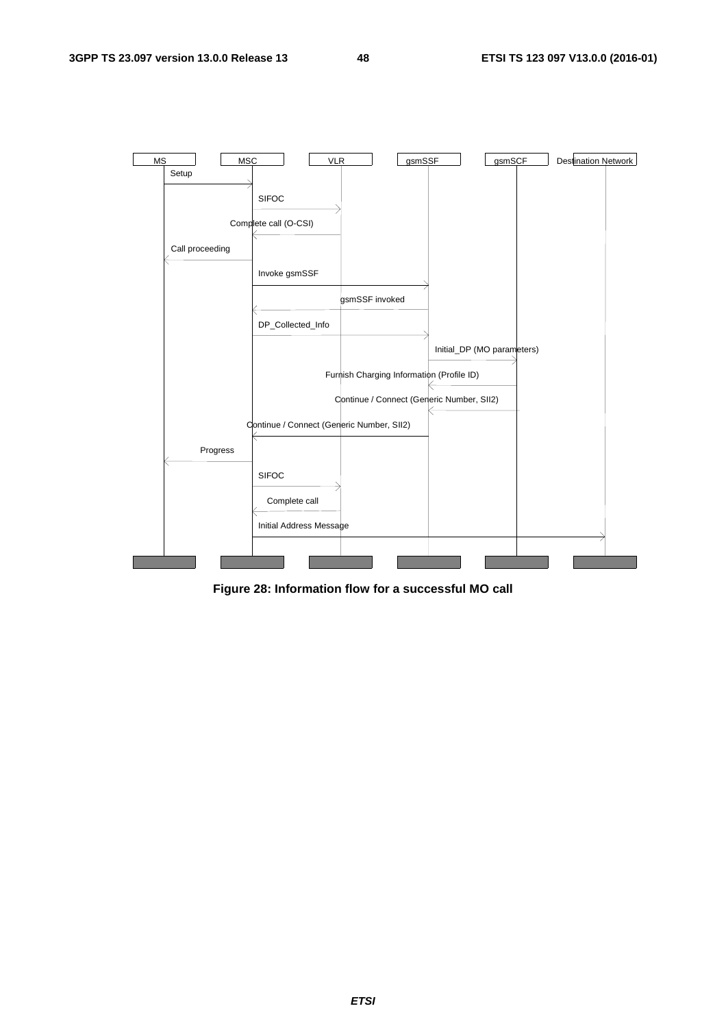| MS | MSC | VLR | gsmSSF | gsmSCF | Destination Network |
|---|---|---|---|---|---|

Setup (MS → MSC)

SIFOC (MSC → VLR)

Complete call (O-CSI) (VLR → MSC)

Call proceeding (MSC → MS)

Invoke gsmSSF (MSC → gsmSSF)

gsmSSF invoked (gsmSSF → MSC)

DP_Collected_Info (MSC → gsmSSF)

Initial_DP (MO parameters) (gsmSSF → gsmSCF)

Furnish Charging Information (Profile ID) (gsmSCF → gsmSSF)

Continue / Connect (Generic Number, SII2) (gsmSCF → gsmSSF)

Continue / Connect (Generic Number, SII2) (gsmSSF → MSC)

Progress (MSC → MS)

SIFOC (MSC → VLR)

Complete call (VLR → MSC)

Initial Address Message (MSC → Destination Network)

**Figure 28: Information flow for a successful MO call**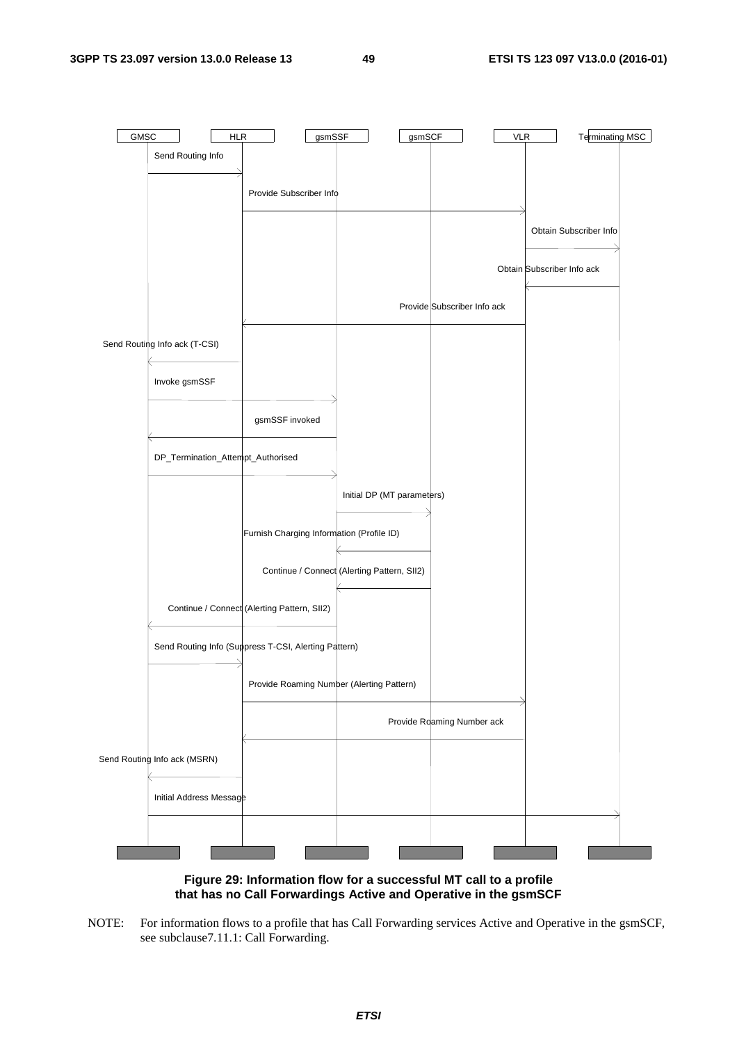| GMSC | HLR | gsmSSF | gsmSCF | VLR | Terminating MSC |
|---|---|---|---|---|---|

Send Routing Info (GMSC → HLR)

Provide Subscriber Info (HLR → VLR)

Obtain Subscriber Info (VLR → Terminating MSC)

Obtain Subscriber Info ack (Terminating MSC → VLR)

Provide Subscriber Info ack (VLR → HLR)

Send Routing Info ack (T-CSI) (HLR → GMSC)

Invoke gsmSSF (GMSC → gsmSSF)

gsmSSF invoked (gsmSSF → GMSC)

DP_Termination_Attempt_Authorised (GMSC → gsmSSF)

Initial DP (MT parameters) (gsmSSF → gsmSCF)

Furnish Charging Information (Profile ID) (gsmSCF → gsmSSF)

Continue / Connect (Alerting Pattern, SII2) (gsmSCF → gsmSSF)

Continue / Connect (Alerting Pattern, SII2) (gsmSSF → GMSC)

Send Routing Info (Suppress T-CSI, Alerting Pattern) (GMSC → HLR)

Provide Roaming Number (Alerting Pattern) (HLR → VLR)

Provide Roaming Number ack (VLR → HLR)

Send Routing Info ack (MSRN) (HLR → GMSC)

Initial Address Message (GMSC → Terminating MSC)

**Figure 29: Information flow for a successful MT call to a profile that has no Call Forwardings Active and Operative in the gsmSCF**

NOTE: For information flows to a profile that has Call Forwarding services Active and Operative in the gsmSCF, see subclause7.11.1: Call Forwarding.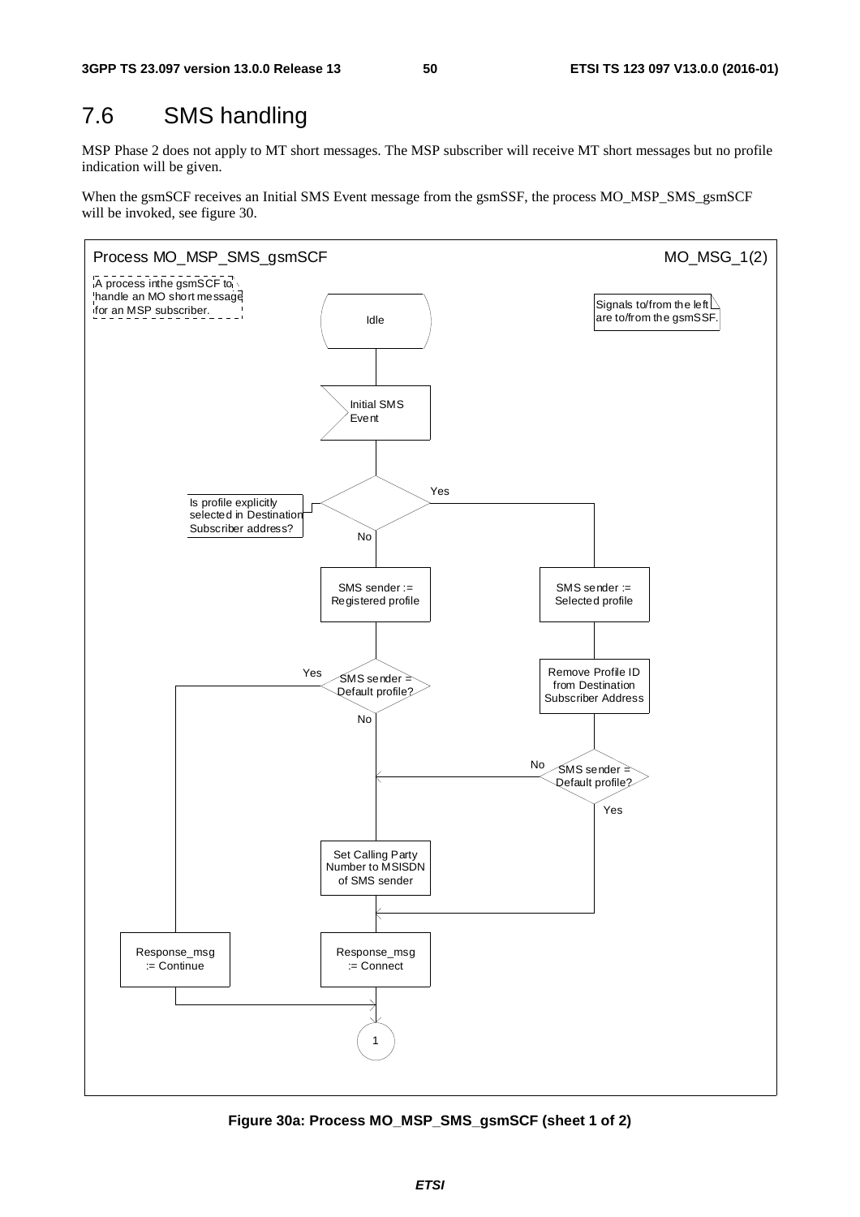## 7.6 SMS handling

MSP Phase 2 does not apply to MT short messages. The MSP subscriber will receive MT short messages but no profile indication will be given.

When the gsmSCF receives an Initial SMS Event message from the gsmSSF, the process MO_MSP_SMS_gsmSCF will be invoked, see figure 30.

Process MO_MSP_SMS_gsmSCF — MO_MSG_1(2)

A process inthe gsmSCF to handle an MO short message for an MSP subscriber.

Signals to/from the left are to/from the gsmSSF.

- Idle
- Initial SMS Event
- Is profile explicitly selected in Destination Subscriber address?
  - No: SMS sender := Registered profile
    - SMS sender = Default profile?
      - Yes: Response_msg := Continue → 1
      - No: Set Calling Party Number to MSISDN of SMS sender → Response_msg := Connect → 1
  - Yes: SMS sender := Selected profile → Remove Profile ID from Destination Subscriber Address
    - SMS sender = Default profile?
      - No: Set Calling Party Number to MSISDN of SMS sender → Response_msg := Connect → 1
      - Yes: Response_msg := Connect → 1

**Figure 30a: Process MO_MSP_SMS_gsmSCF (sheet 1 of 2)**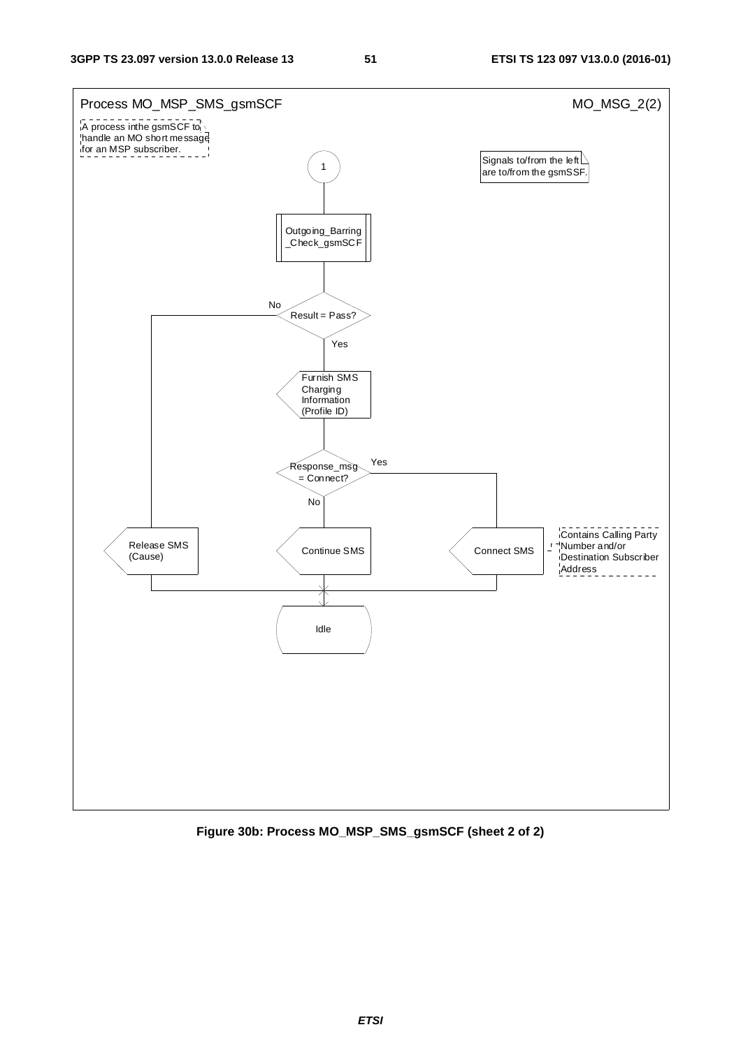Process MO_MSP_SMS_gsmSCF — MO_MSG_2(2)

A process inthe gsmSCF to handle an MO short message for an MSP subscriber.

Signals to/from the left are to/from the gsmSSF.

1

Outgoing_Barring_Check_gsmSCF

Result = Pass?
- No → Release SMS (Cause) → Idle
- Yes → Furnish SMS Charging Information (Profile ID)

Response_msg = Connect?
- No → Continue SMS → Idle
- Yes → Connect SMS → Idle

Connect SMS: Contains Calling Party Number and/or Destination Subscriber Address

**Figure 30b: Process MO_MSP_SMS_gsmSCF (sheet 2 of 2)**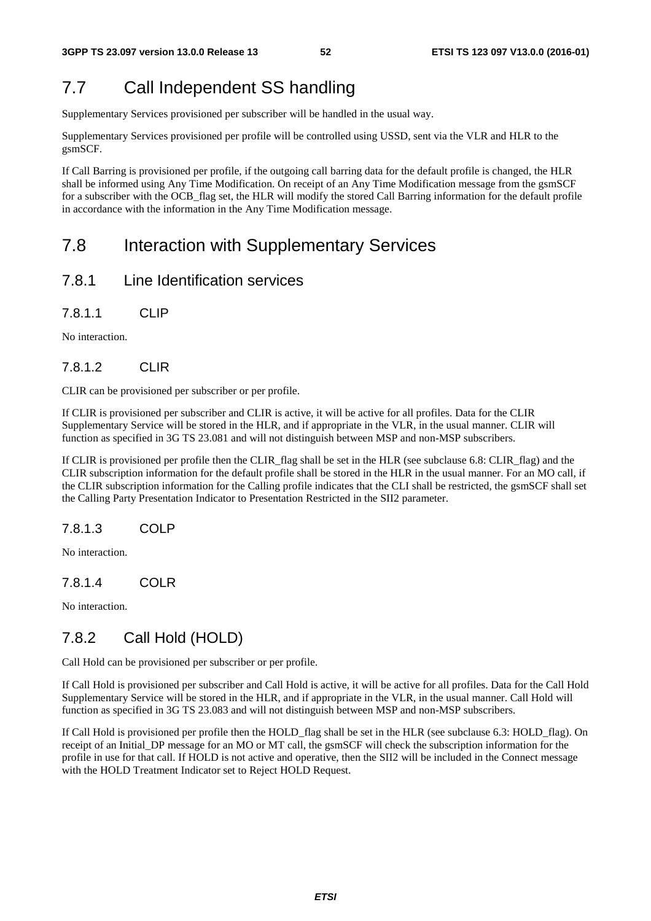## 7.7 Call Independent SS handling

Supplementary Services provisioned per subscriber will be handled in the usual way.

Supplementary Services provisioned per profile will be controlled using USSD, sent via the VLR and HLR to the gsmSCF.

If Call Barring is provisioned per profile, if the outgoing call barring data for the default profile is changed, the HLR shall be informed using Any Time Modification. On receipt of an Any Time Modification message from the gsmSCF for a subscriber with the OCB_flag set, the HLR will modify the stored Call Barring information for the default profile in accordance with the information in the Any Time Modification message.

## 7.8 Interaction with Supplementary Services

### 7.8.1 Line Identification services

#### 7.8.1.1 CLIP

No interaction.

#### 7.8.1.2 CLIR

CLIR can be provisioned per subscriber or per profile.

If CLIR is provisioned per subscriber and CLIR is active, it will be active for all profiles. Data for the CLIR Supplementary Service will be stored in the HLR, and if appropriate in the VLR, in the usual manner. CLIR will function as specified in 3G TS 23.081 and will not distinguish between MSP and non-MSP subscribers.

If CLIR is provisioned per profile then the CLIR_flag shall be set in the HLR (see subclause 6.8: CLIR_flag) and the CLIR subscription information for the default profile shall be stored in the HLR in the usual manner. For an MO call, if the CLIR subscription information for the Calling profile indicates that the CLI shall be restricted, the gsmSCF shall set the Calling Party Presentation Indicator to Presentation Restricted in the SII2 parameter.

#### 7.8.1.3 COLP

No interaction.

#### 7.8.1.4 COLR

No interaction.

### 7.8.2 Call Hold (HOLD)

Call Hold can be provisioned per subscriber or per profile.

If Call Hold is provisioned per subscriber and Call Hold is active, it will be active for all profiles. Data for the Call Hold Supplementary Service will be stored in the HLR, and if appropriate in the VLR, in the usual manner. Call Hold will function as specified in 3G TS 23.083 and will not distinguish between MSP and non-MSP subscribers.

If Call Hold is provisioned per profile then the HOLD_flag shall be set in the HLR (see subclause 6.3: HOLD_flag). On receipt of an Initial_DP message for an MO or MT call, the gsmSCF will check the subscription information for the profile in use for that call. If HOLD is not active and operative, then the SII2 will be included in the Connect message with the HOLD Treatment Indicator set to Reject HOLD Request.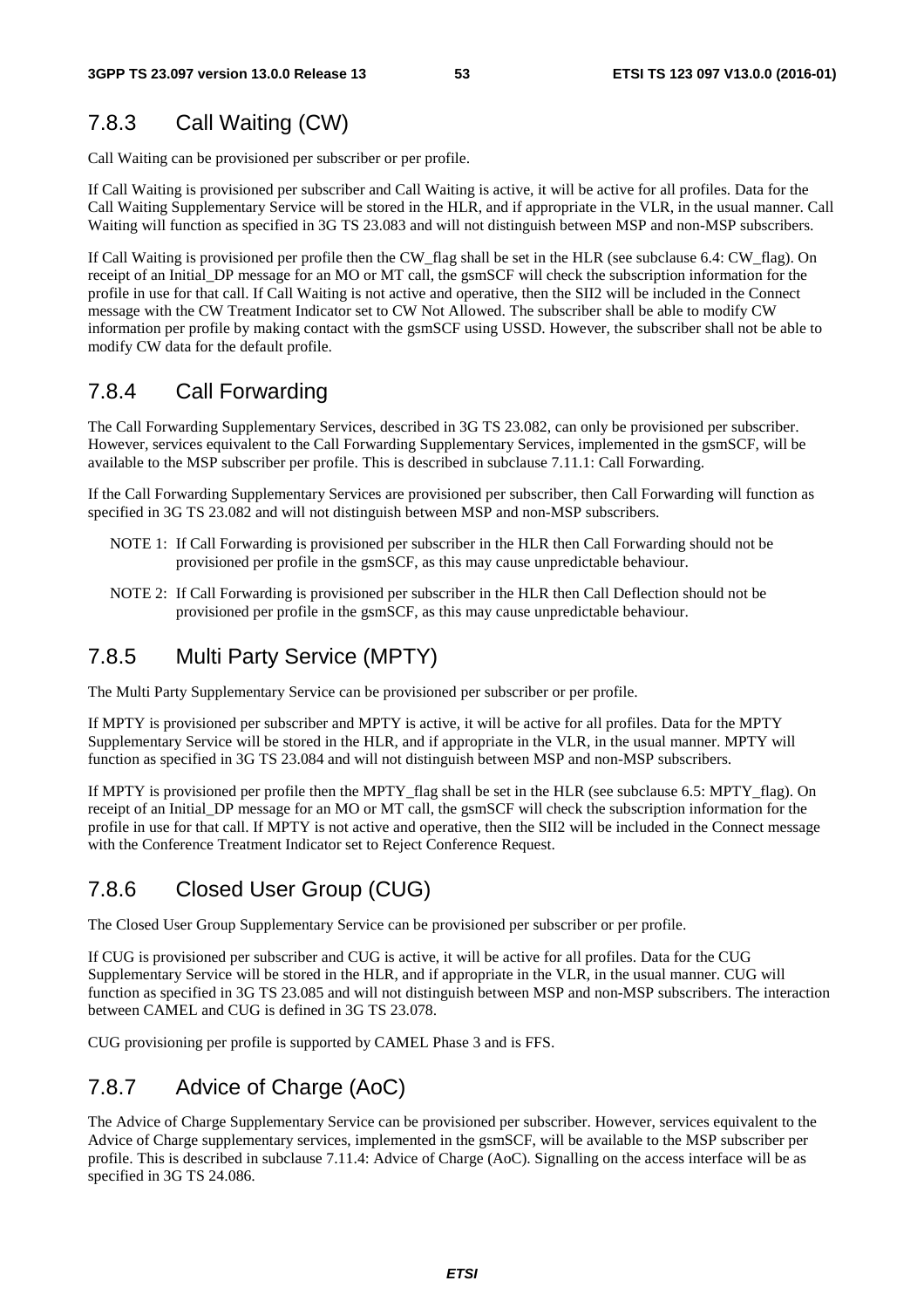### 7.8.3 Call Waiting (CW)

Call Waiting can be provisioned per subscriber or per profile.

If Call Waiting is provisioned per subscriber and Call Waiting is active, it will be active for all profiles. Data for the Call Waiting Supplementary Service will be stored in the HLR, and if appropriate in the VLR, in the usual manner. Call Waiting will function as specified in 3G TS 23.083 and will not distinguish between MSP and non-MSP subscribers.

If Call Waiting is provisioned per profile then the CW_flag shall be set in the HLR (see subclause 6.4: CW_flag). On receipt of an Initial_DP message for an MO or MT call, the gsmSCF will check the subscription information for the profile in use for that call. If Call Waiting is not active and operative, then the SII2 will be included in the Connect message with the CW Treatment Indicator set to CW Not Allowed. The subscriber shall be able to modify CW information per profile by making contact with the gsmSCF using USSD. However, the subscriber shall not be able to modify CW data for the default profile.

### 7.8.4 Call Forwarding

The Call Forwarding Supplementary Services, described in 3G TS 23.082, can only be provisioned per subscriber. However, services equivalent to the Call Forwarding Supplementary Services, implemented in the gsmSCF, will be available to the MSP subscriber per profile. This is described in subclause 7.11.1: Call Forwarding.

If the Call Forwarding Supplementary Services are provisioned per subscriber, then Call Forwarding will function as specified in 3G TS 23.082 and will not distinguish between MSP and non-MSP subscribers.

NOTE 1: If Call Forwarding is provisioned per subscriber in the HLR then Call Forwarding should not be provisioned per profile in the gsmSCF, as this may cause unpredictable behaviour.

NOTE 2: If Call Forwarding is provisioned per subscriber in the HLR then Call Deflection should not be provisioned per profile in the gsmSCF, as this may cause unpredictable behaviour.

### 7.8.5 Multi Party Service (MPTY)

The Multi Party Supplementary Service can be provisioned per subscriber or per profile.

If MPTY is provisioned per subscriber and MPTY is active, it will be active for all profiles. Data for the MPTY Supplementary Service will be stored in the HLR, and if appropriate in the VLR, in the usual manner. MPTY will function as specified in 3G TS 23.084 and will not distinguish between MSP and non-MSP subscribers.

If MPTY is provisioned per profile then the MPTY_flag shall be set in the HLR (see subclause 6.5: MPTY_flag). On receipt of an Initial_DP message for an MO or MT call, the gsmSCF will check the subscription information for the profile in use for that call. If MPTY is not active and operative, then the SII2 will be included in the Connect message with the Conference Treatment Indicator set to Reject Conference Request.

### 7.8.6 Closed User Group (CUG)

The Closed User Group Supplementary Service can be provisioned per subscriber or per profile.

If CUG is provisioned per subscriber and CUG is active, it will be active for all profiles. Data for the CUG Supplementary Service will be stored in the HLR, and if appropriate in the VLR, in the usual manner. CUG will function as specified in 3G TS 23.085 and will not distinguish between MSP and non-MSP subscribers. The interaction between CAMEL and CUG is defined in 3G TS 23.078.

CUG provisioning per profile is supported by CAMEL Phase 3 and is FFS.

### 7.8.7 Advice of Charge (AoC)

The Advice of Charge Supplementary Service can be provisioned per subscriber. However, services equivalent to the Advice of Charge supplementary services, implemented in the gsmSCF, will be available to the MSP subscriber per profile. This is described in subclause 7.11.4: Advice of Charge (AoC). Signalling on the access interface will be as specified in 3G TS 24.086.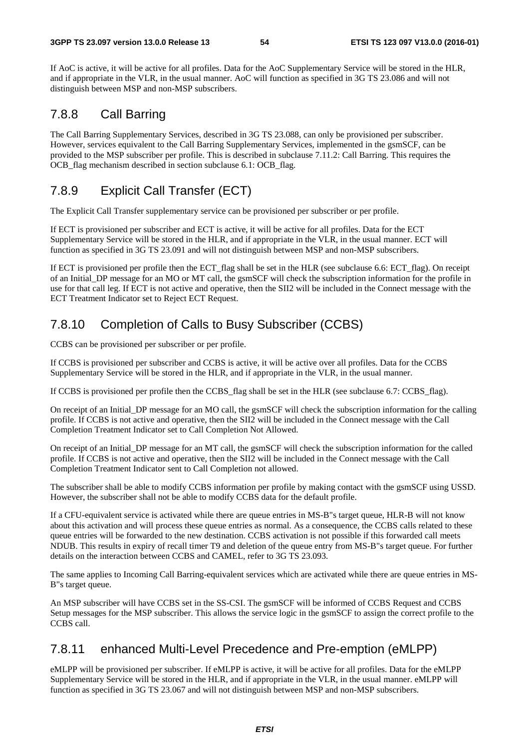If AoC is active, it will be active for all profiles. Data for the AoC Supplementary Service will be stored in the HLR, and if appropriate in the VLR, in the usual manner. AoC will function as specified in 3G TS 23.086 and will not distinguish between MSP and non-MSP subscribers.

### 7.8.8 Call Barring

The Call Barring Supplementary Services, described in 3G TS 23.088, can only be provisioned per subscriber. However, services equivalent to the Call Barring Supplementary Services, implemented in the gsmSCF, can be provided to the MSP subscriber per profile. This is described in subclause 7.11.2: Call Barring. This requires the OCB_flag mechanism described in section subclause 6.1: OCB_flag.

### 7.8.9 Explicit Call Transfer (ECT)

The Explicit Call Transfer supplementary service can be provisioned per subscriber or per profile.

If ECT is provisioned per subscriber and ECT is active, it will be active for all profiles. Data for the ECT Supplementary Service will be stored in the HLR, and if appropriate in the VLR, in the usual manner. ECT will function as specified in 3G TS 23.091 and will not distinguish between MSP and non-MSP subscribers.

If ECT is provisioned per profile then the ECT_flag shall be set in the HLR (see subclause 6.6: ECT_flag). On receipt of an Initial_DP message for an MO or MT call, the gsmSCF will check the subscription information for the profile in use for that call leg. If ECT is not active and operative, then the SII2 will be included in the Connect message with the ECT Treatment Indicator set to Reject ECT Request.

### 7.8.10 Completion of Calls to Busy Subscriber (CCBS)

CCBS can be provisioned per subscriber or per profile.

If CCBS is provisioned per subscriber and CCBS is active, it will be active over all profiles. Data for the CCBS Supplementary Service will be stored in the HLR, and if appropriate in the VLR, in the usual manner.

If CCBS is provisioned per profile then the CCBS_flag shall be set in the HLR (see subclause 6.7: CCBS_flag).

On receipt of an Initial_DP message for an MO call, the gsmSCF will check the subscription information for the calling profile. If CCBS is not active and operative, then the SII2 will be included in the Connect message with the Call Completion Treatment Indicator set to Call Completion Not Allowed.

On receipt of an Initial_DP message for an MT call, the gsmSCF will check the subscription information for the called profile. If CCBS is not active and operative, then the SII2 will be included in the Connect message with the Call Completion Treatment Indicator sent to Call Completion not allowed.

The subscriber shall be able to modify CCBS information per profile by making contact with the gsmSCF using USSD. However, the subscriber shall not be able to modify CCBS data for the default profile.

If a CFU-equivalent service is activated while there are queue entries in MS-B"s target queue, HLR-B will not know about this activation and will process these queue entries as normal. As a consequence, the CCBS calls related to these queue entries will be forwarded to the new destination. CCBS activation is not possible if this forwarded call meets NDUB. This results in expiry of recall timer T9 and deletion of the queue entry from MS-B"s target queue. For further details on the interaction between CCBS and CAMEL, refer to 3G TS 23.093.

The same applies to Incoming Call Barring-equivalent services which are activated while there are queue entries in MS-B"s target queue.

An MSP subscriber will have CCBS set in the SS-CSI. The gsmSCF will be informed of CCBS Request and CCBS Setup messages for the MSP subscriber. This allows the service logic in the gsmSCF to assign the correct profile to the CCBS call.

### 7.8.11 enhanced Multi-Level Precedence and Pre-emption (eMLPP)

eMLPP will be provisioned per subscriber. If eMLPP is active, it will be active for all profiles. Data for the eMLPP Supplementary Service will be stored in the HLR, and if appropriate in the VLR, in the usual manner. eMLPP will function as specified in 3G TS 23.067 and will not distinguish between MSP and non-MSP subscribers.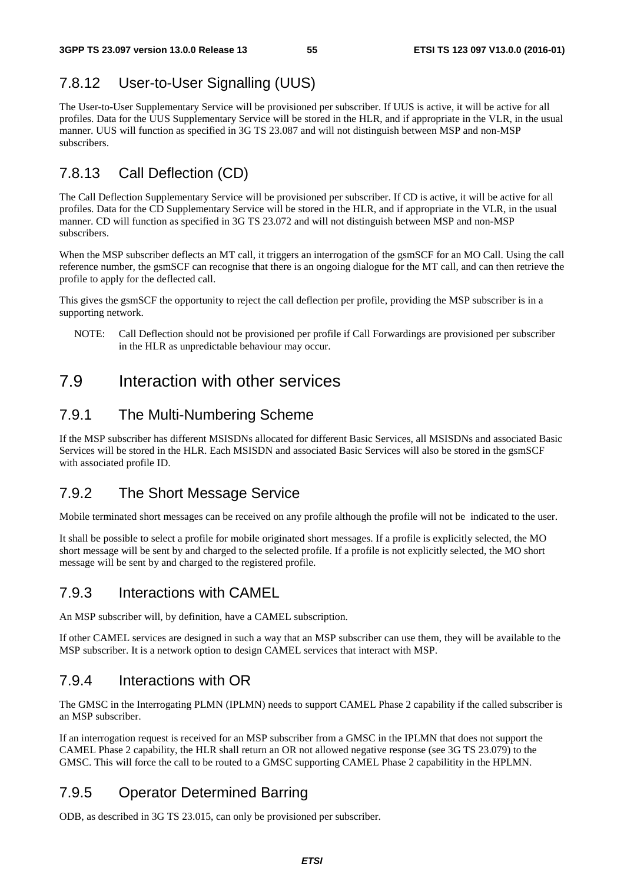### 7.8.12 User-to-User Signalling (UUS)

The User-to-User Supplementary Service will be provisioned per subscriber. If UUS is active, it will be active for all profiles. Data for the UUS Supplementary Service will be stored in the HLR, and if appropriate in the VLR, in the usual manner. UUS will function as specified in 3G TS 23.087 and will not distinguish between MSP and non-MSP subscribers.

### 7.8.13 Call Deflection (CD)

The Call Deflection Supplementary Service will be provisioned per subscriber. If CD is active, it will be active for all profiles. Data for the CD Supplementary Service will be stored in the HLR, and if appropriate in the VLR, in the usual manner. CD will function as specified in 3G TS 23.072 and will not distinguish between MSP and non-MSP subscribers.

When the MSP subscriber deflects an MT call, it triggers an interrogation of the gsmSCF for an MO Call. Using the call reference number, the gsmSCF can recognise that there is an ongoing dialogue for the MT call, and can then retrieve the profile to apply for the deflected call.

This gives the gsmSCF the opportunity to reject the call deflection per profile, providing the MSP subscriber is in a supporting network.

NOTE: Call Deflection should not be provisioned per profile if Call Forwardings are provisioned per subscriber in the HLR as unpredictable behaviour may occur.

## 7.9 Interaction with other services

### 7.9.1 The Multi-Numbering Scheme

If the MSP subscriber has different MSISDNs allocated for different Basic Services, all MSISDNs and associated Basic Services will be stored in the HLR. Each MSISDN and associated Basic Services will also be stored in the gsmSCF with associated profile ID.

### 7.9.2 The Short Message Service

Mobile terminated short messages can be received on any profile although the profile will not be indicated to the user.

It shall be possible to select a profile for mobile originated short messages. If a profile is explicitly selected, the MO short message will be sent by and charged to the selected profile. If a profile is not explicitly selected, the MO short message will be sent by and charged to the registered profile.

### 7.9.3 Interactions with CAMEL

An MSP subscriber will, by definition, have a CAMEL subscription.

If other CAMEL services are designed in such a way that an MSP subscriber can use them, they will be available to the MSP subscriber. It is a network option to design CAMEL services that interact with MSP.

### 7.9.4 Interactions with OR

The GMSC in the Interrogating PLMN (IPLMN) needs to support CAMEL Phase 2 capability if the called subscriber is an MSP subscriber.

If an interrogation request is received for an MSP subscriber from a GMSC in the IPLMN that does not support the CAMEL Phase 2 capability, the HLR shall return an OR not allowed negative response (see 3G TS 23.079) to the GMSC. This will force the call to be routed to a GMSC supporting CAMEL Phase 2 capabilitity in the HPLMN.

### 7.9.5 Operator Determined Barring

ODB, as described in 3G TS 23.015, can only be provisioned per subscriber.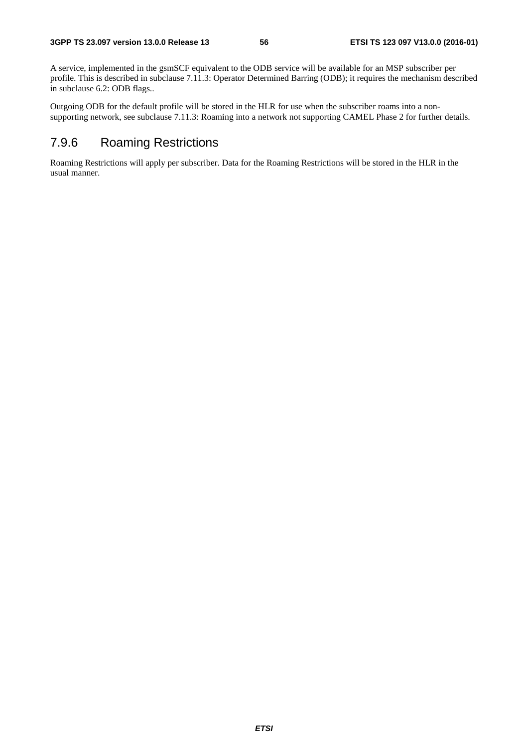A service, implemented in the gsmSCF equivalent to the ODB service will be available for an MSP subscriber per profile. This is described in subclause 7.11.3: Operator Determined Barring (ODB); it requires the mechanism described in subclause 6.2: ODB flags..

Outgoing ODB for the default profile will be stored in the HLR for use when the subscriber roams into a non-supporting network, see subclause 7.11.3: Roaming into a network not supporting CAMEL Phase 2 for further details.

### 7.9.6 Roaming Restrictions

Roaming Restrictions will apply per subscriber. Data for the Roaming Restrictions will be stored in the HLR in the usual manner.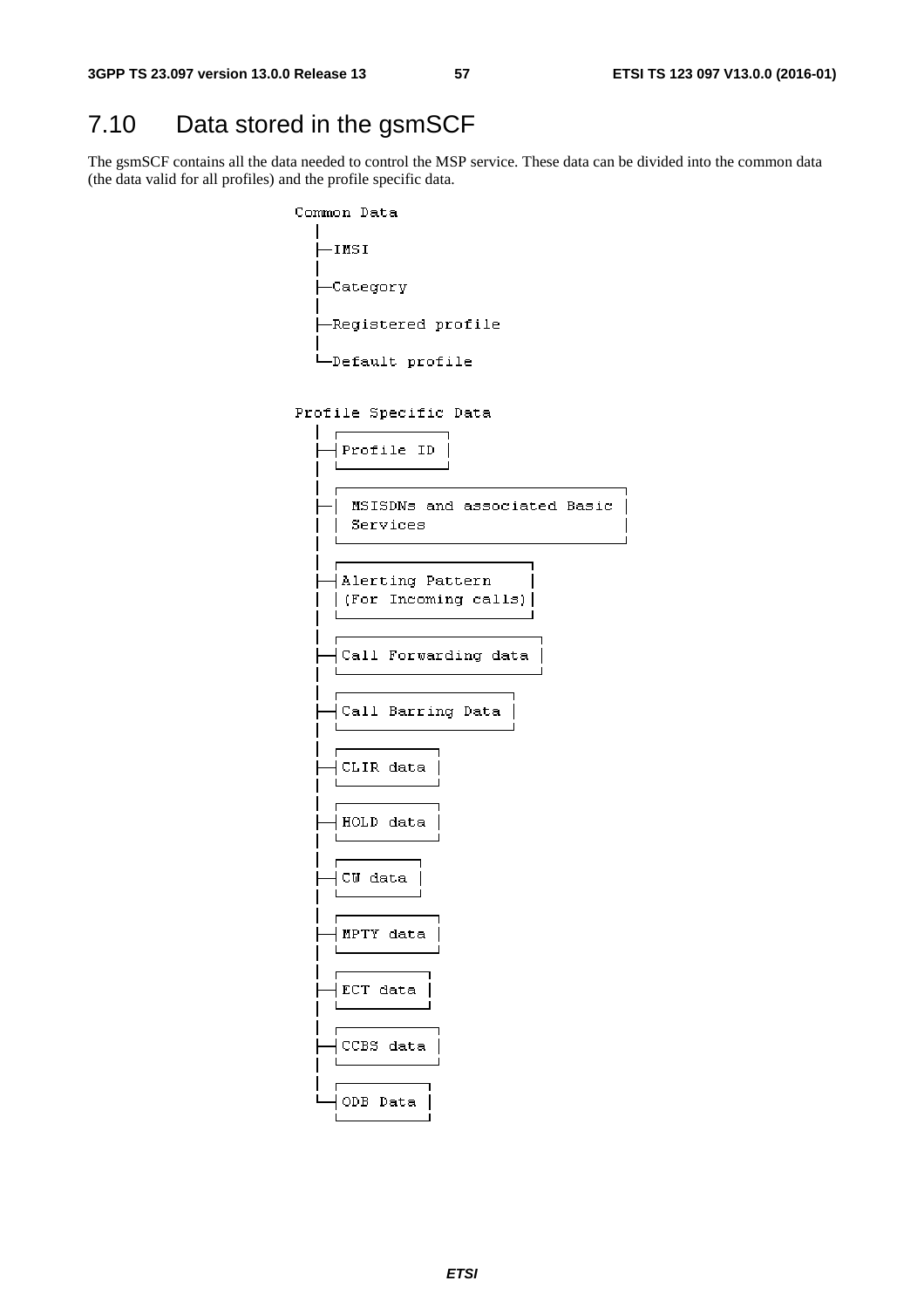## 7.10 Data stored in the gsmSCF

The gsmSCF contains all the data needed to control the MSP service. These data can be divided into the common data (the data valid for all profiles) and the profile specific data.

```
Common Data
   |
   ├─IMSI
   |
   ├─Category
   |
   ├─Registered profile
   |
   └─Default profile


Profile Specific Data
   |
   ├─ Profile ID
   |
   ├─ MSISDNs and associated Basic Services
   |
   ├─ Alerting Pattern (For Incoming calls)
   |
   ├─ Call Forwarding data
   |
   ├─ Call Barring Data
   |
   ├─ CLIR data
   |
   ├─ HOLD data
   |
   ├─ CW data
   |
   ├─ MPTY data
   |
   ├─ ECT data
   |
   ├─ CCBS data
   |
   └─ ODB Data
```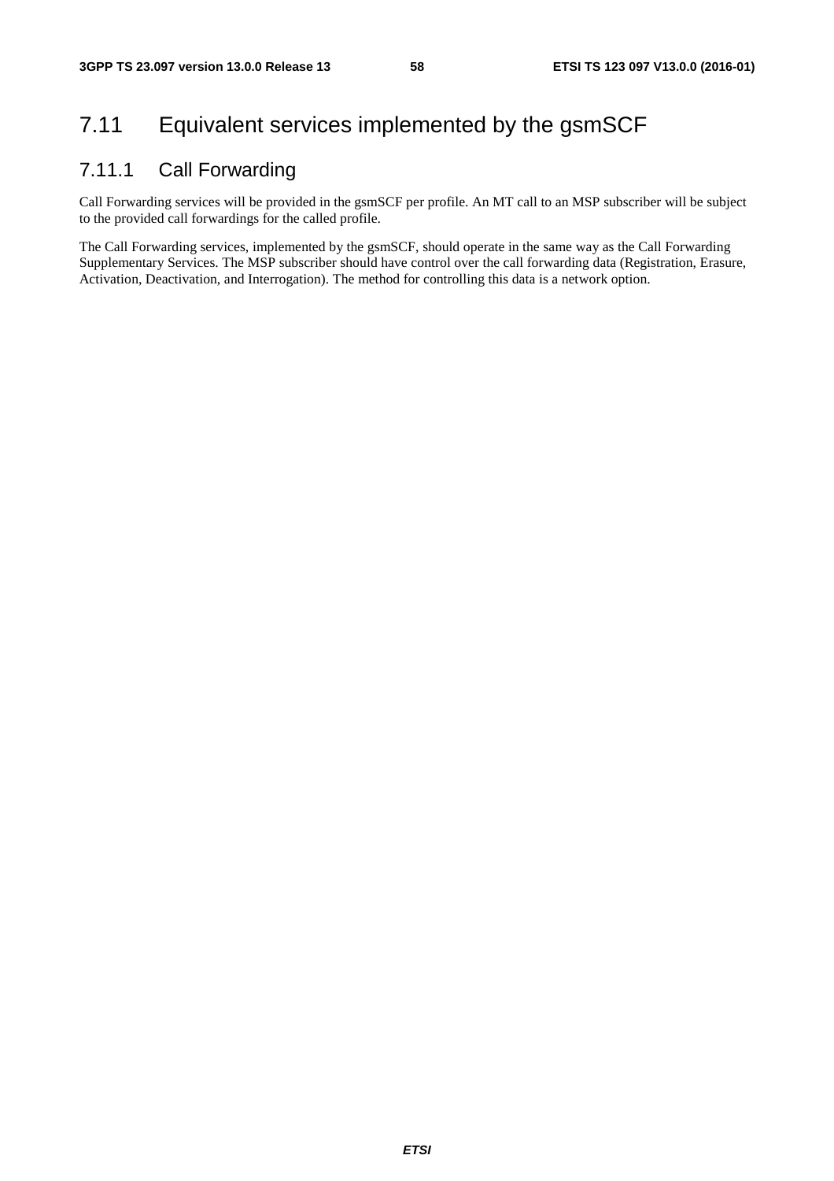## 7.11 Equivalent services implemented by the gsmSCF

### 7.11.1 Call Forwarding

Call Forwarding services will be provided in the gsmSCF per profile. An MT call to an MSP subscriber will be subject to the provided call forwardings for the called profile.

The Call Forwarding services, implemented by the gsmSCF, should operate in the same way as the Call Forwarding Supplementary Services. The MSP subscriber should have control over the call forwarding data (Registration, Erasure, Activation, Deactivation, and Interrogation). The method for controlling this data is a network option.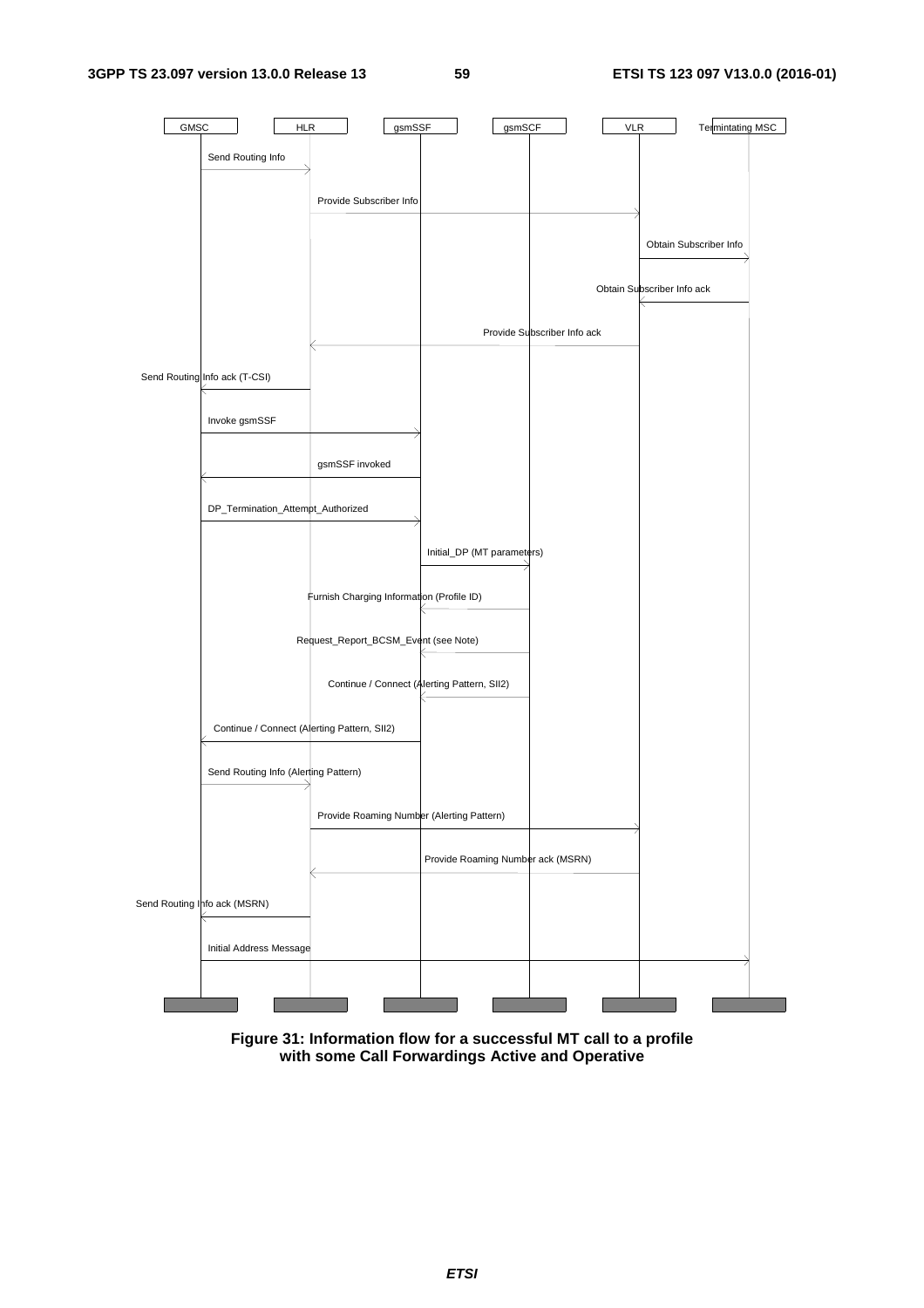GMSC | HLR | gsmSSF | gsmSCF | VLR | Termintating MSC

| From | To | Message |
| --- | --- | --- |
| GMSC | HLR | Send Routing Info |
| HLR | VLR | Provide Subscriber Info |
| VLR | Termintating MSC | Obtain Subscriber Info |
| Termintating MSC | VLR | Obtain Subscriber Info ack |
| VLR | HLR | Provide Subscriber Info ack |
| HLR | GMSC | Send Routing Info ack (T-CSI) |
| GMSC | gsmSSF | Invoke gsmSSF |
| gsmSSF | GMSC | gsmSSF invoked |
| GMSC | gsmSSF | DP_Termination_Attempt_Authorized |
| gsmSSF | gsmSCF | Initial_DP (MT parameters) |
| gsmSCF | gsmSSF | Furnish Charging Information (Profile ID) |
| gsmSCF | gsmSSF | Request_Report_BCSM_Event (see Note) |
| gsmSCF | gsmSSF | Continue / Connect (Alerting Pattern, SII2) |
| gsmSSF | GMSC | Continue / Connect (Alerting Pattern, SII2) |
| GMSC | HLR | Send Routing Info (Alerting Pattern) |
| HLR | VLR | Provide Roaming Number (Alerting Pattern) |
| VLR | HLR | Provide Roaming Number ack (MSRN) |
| HLR | GMSC | Send Routing Info ack (MSRN) |
| GMSC | Termintating MSC | Initial Address Message |

**Figure 31: Information flow for a successful MT call to a profile with some Call Forwardings Active and Operative**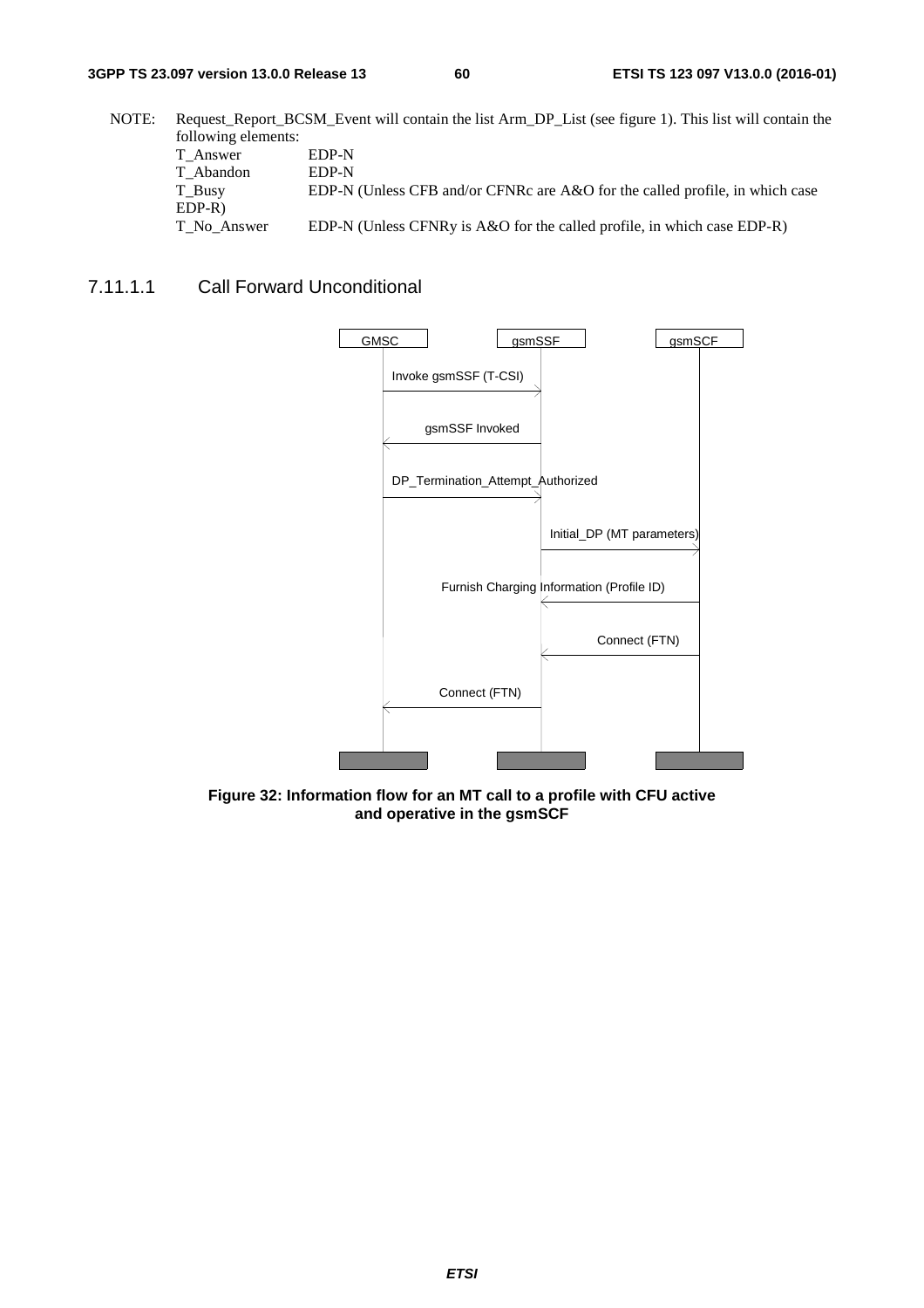NOTE: Request_Report_BCSM_Event will contain the list Arm_DP_List (see figure 1). This list will contain the following elements:

| | |
|---|---|
| T_Answer | EDP-N |
| T_Abandon | EDP-N |
| T_Busy | EDP-N (Unless CFB and/or CFNRc are A&O for the called profile, in which case EDP-R) |
| T_No_Answer | EDP-N (Unless CFNRy is A&O for the called profile, in which case EDP-R) |

#### 7.11.1.1 Call Forward Unconditional

| GMSC | | gsmSSF | | gsmSCF |
|---|---|---|---|---|
| GMSC | → | gsmSSF | Invoke gsmSSF (T-CSI) | |
| GMSC | ← | gsmSSF | gsmSSF Invoked | |
| GMSC | → | gsmSSF | DP_Termination_Attempt_Authorized | |
| | | gsmSSF | → | gsmSCF: Initial_DP (MT parameters) |
| | | gsmSSF | ← | gsmSCF: Furnish Charging Information (Profile ID) |
| | | gsmSSF | ← | gsmSCF: Connect (FTN) |
| GMSC | ← | gsmSSF | Connect (FTN) | |

**Figure 32: Information flow for an MT call to a profile with CFU active and operative in the gsmSCF**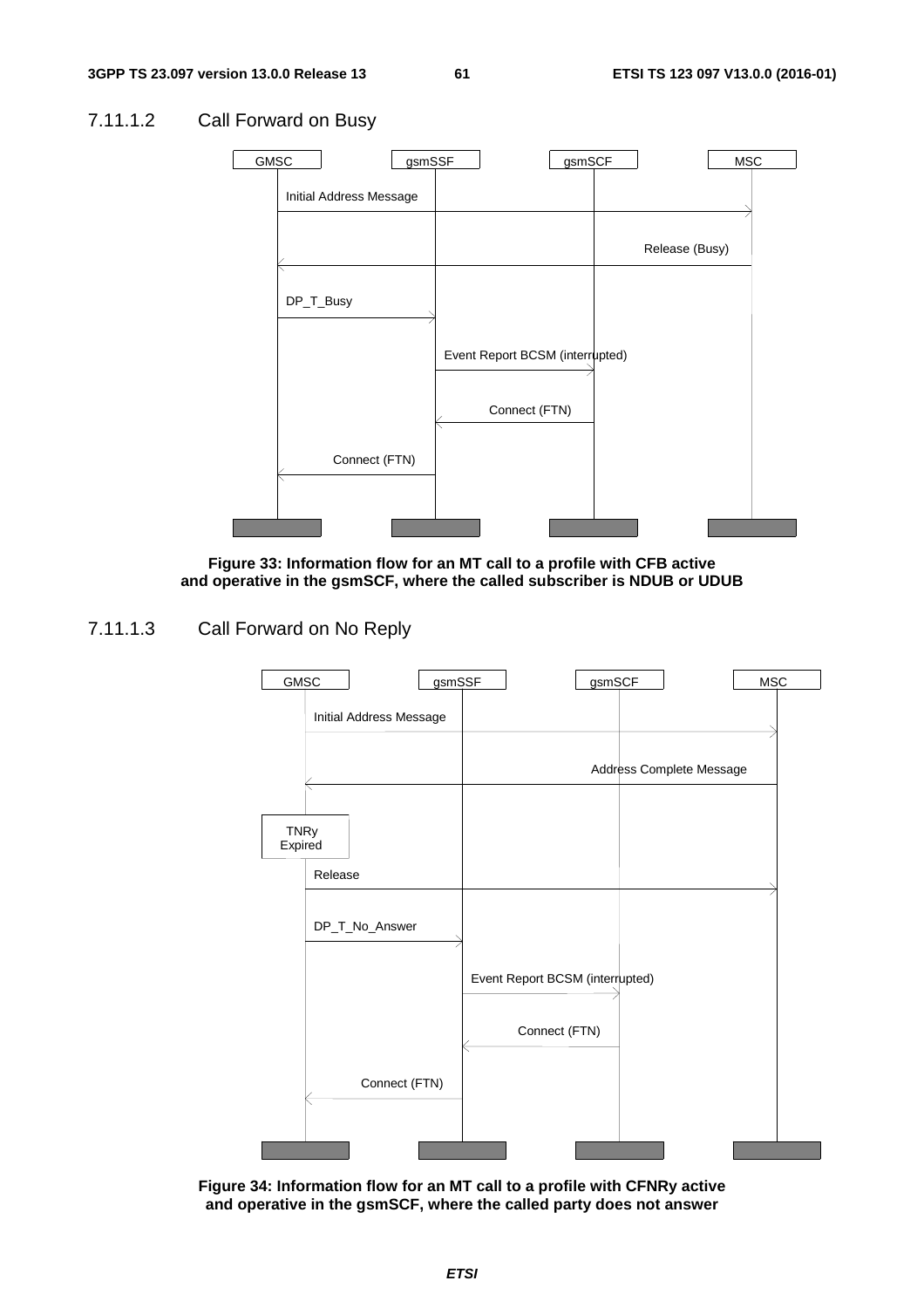#### 7.11.1.2 Call Forward on Busy

GMSC | gsmSSF | gsmSCF | MSC

Initial Address Message

Release (Busy)

DP_T_Busy

Event Report BCSM (interrupted)

Connect (FTN)

Connect (FTN)

**Figure 33: Information flow for an MT call to a profile with CFB active and operative in the gsmSCF, where the called subscriber is NDUB or UDUB**

#### 7.11.1.3 Call Forward on No Reply

GMSC | gsmSSF | gsmSCF | MSC

Initial Address Message

Address Complete Message

TNRy Expired

Release

DP_T_No_Answer

Event Report BCSM (interrupted)

Connect (FTN)

Connect (FTN)

**Figure 34: Information flow for an MT call to a profile with CFNRy active and operative in the gsmSCF, where the called party does not answer**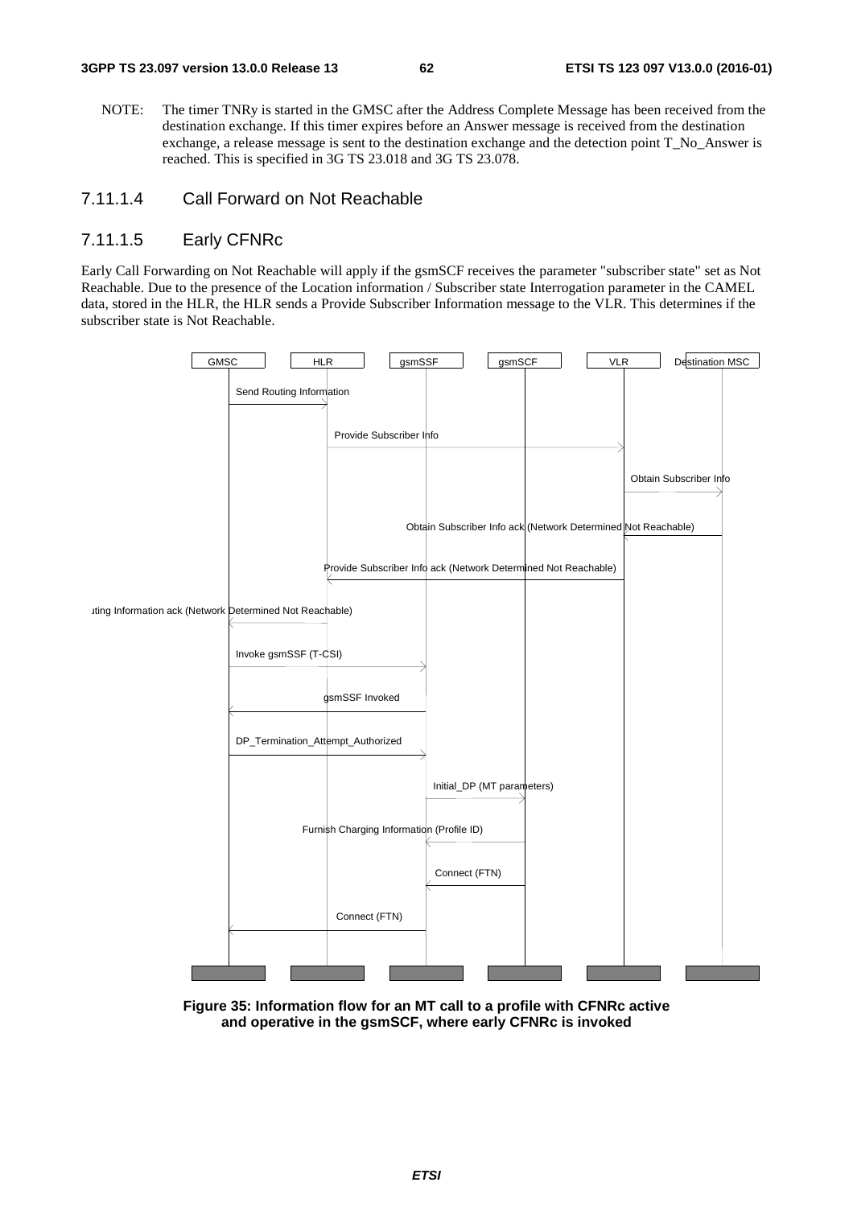NOTE: The timer TNRy is started in the GMSC after the Address Complete Message has been received from the destination exchange. If this timer expires before an Answer message is received from the destination exchange, a release message is sent to the destination exchange and the detection point T_No_Answer is reached. This is specified in 3G TS 23.018 and 3G TS 23.078.

#### 7.11.1.4 Call Forward on Not Reachable

#### 7.11.1.5 Early CFNRc

Early Call Forwarding on Not Reachable will apply if the gsmSCF receives the parameter "subscriber state" set as Not Reachable. Due to the presence of the Location information / Subscriber state Interrogation parameter in the CAMEL data, stored in the HLR, the HLR sends a Provide Subscriber Information message to the VLR. This determines if the subscriber state is Not Reachable.

| From | To | Message |
|---|---|---|
| GMSC | HLR | Send Routing Information |
| HLR | VLR | Provide Subscriber Info |
| VLR | Destination MSC | Obtain Subscriber Info |
| Destination MSC | VLR | Obtain Subscriber Info ack (Network Determined Not Reachable) |
| VLR | HLR | Provide Subscriber Info ack (Network Determined Not Reachable) |
| HLR | GMSC | uting Information ack (Network Determined Not Reachable) |
| GMSC | gsmSSF | Invoke gsmSSF (T-CSI) |
| gsmSSF | GMSC | gsmSSF Invoked |
| GMSC | gsmSSF | DP_Termination_Attempt_Authorized |
| gsmSSF | gsmSCF | Initial_DP (MT parameters) |
| gsmSCF | gsmSSF | Furnish Charging Information (Profile ID) |
| gsmSCF | gsmSSF | Connect (FTN) |
| gsmSSF | GMSC | Connect (FTN) |

**Figure 35: Information flow for an MT call to a profile with CFNRc active and operative in the gsmSCF, where early CFNRc is invoked**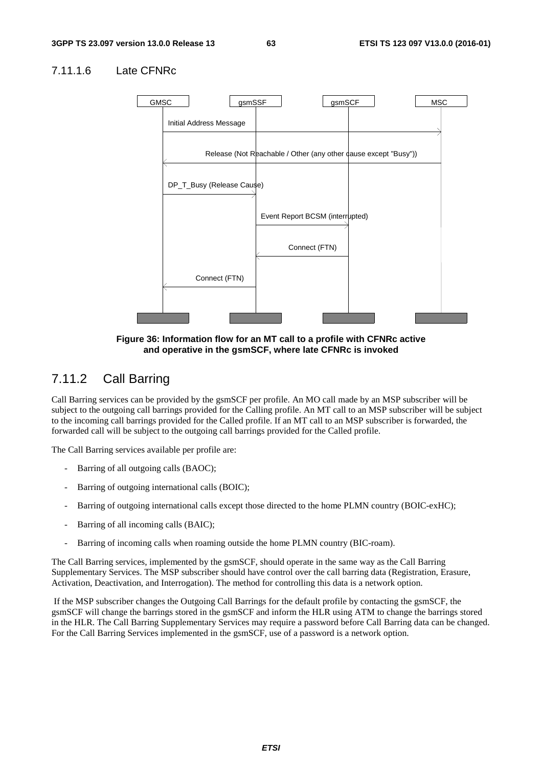#### 7.11.1.6 Late CFNRc

| GMSC | gsmSSF | gsmSCF | MSC |
|---|---|---|---|
| Initial Address Message → | | | → MSC |
| ← Release (Not Reachable / Other (any other cause except "Busy")) | | | from MSC |
| DP_T_Busy (Release Cause) → | → gsmSSF | | |
| | Event Report BCSM (interrupted) → | → gsmSCF | |
| | ← Connect (FTN) | from gsmSCF | |
| ← Connect (FTN) | from gsmSSF | | |

**Figure 36: Information flow for an MT call to a profile with CFNRc active and operative in the gsmSCF, where late CFNRc is invoked**

### 7.11.2 Call Barring

Call Barring services can be provided by the gsmSCF per profile. An MO call made by an MSP subscriber will be subject to the outgoing call barrings provided for the Calling profile. An MT call to an MSP subscriber will be subject to the incoming call barrings provided for the Called profile. If an MT call to an MSP subscriber is forwarded, the forwarded call will be subject to the outgoing call barrings provided for the Called profile.

The Call Barring services available per profile are:

- Barring of all outgoing calls (BAOC);
- Barring of outgoing international calls (BOIC);
- Barring of outgoing international calls except those directed to the home PLMN country (BOIC-exHC);
- Barring of all incoming calls (BAIC);
- Barring of incoming calls when roaming outside the home PLMN country (BIC-roam).

The Call Barring services, implemented by the gsmSCF, should operate in the same way as the Call Barring Supplementary Services. The MSP subscriber should have control over the call barring data (Registration, Erasure, Activation, Deactivation, and Interrogation). The method for controlling this data is a network option.

If the MSP subscriber changes the Outgoing Call Barrings for the default profile by contacting the gsmSCF, the gsmSCF will change the barrings stored in the gsmSCF and inform the HLR using ATM to change the barrings stored in the HLR. The Call Barring Supplementary Services may require a password before Call Barring data can be changed. For the Call Barring Services implemented in the gsmSCF, use of a password is a network option.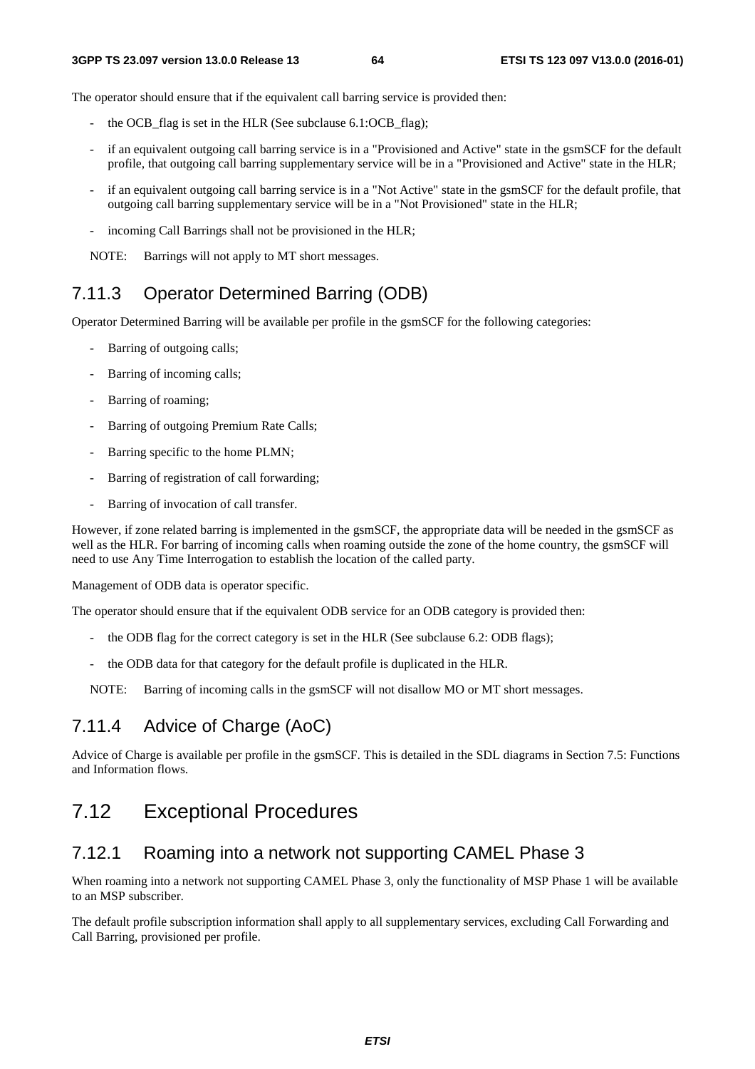The operator should ensure that if the equivalent call barring service is provided then:

- the OCB_flag is set in the HLR (See subclause 6.1:OCB_flag);
- if an equivalent outgoing call barring service is in a "Provisioned and Active" state in the gsmSCF for the default profile, that outgoing call barring supplementary service will be in a "Provisioned and Active" state in the HLR;
- if an equivalent outgoing call barring service is in a "Not Active" state in the gsmSCF for the default profile, that outgoing call barring supplementary service will be in a "Not Provisioned" state in the HLR;
- incoming Call Barrings shall not be provisioned in the HLR;

NOTE: Barrings will not apply to MT short messages.

### 7.11.3 Operator Determined Barring (ODB)

Operator Determined Barring will be available per profile in the gsmSCF for the following categories:

- Barring of outgoing calls;
- Barring of incoming calls;
- Barring of roaming;
- Barring of outgoing Premium Rate Calls;
- Barring specific to the home PLMN;
- Barring of registration of call forwarding;
- Barring of invocation of call transfer.

However, if zone related barring is implemented in the gsmSCF, the appropriate data will be needed in the gsmSCF as well as the HLR. For barring of incoming calls when roaming outside the zone of the home country, the gsmSCF will need to use Any Time Interrogation to establish the location of the called party.

Management of ODB data is operator specific.

The operator should ensure that if the equivalent ODB service for an ODB category is provided then:

- the ODB flag for the correct category is set in the HLR (See subclause 6.2: ODB flags);
- the ODB data for that category for the default profile is duplicated in the HLR.

NOTE: Barring of incoming calls in the gsmSCF will not disallow MO or MT short messages.

### 7.11.4 Advice of Charge (AoC)

Advice of Charge is available per profile in the gsmSCF. This is detailed in the SDL diagrams in Section 7.5: Functions and Information flows.

## 7.12 Exceptional Procedures

### 7.12.1 Roaming into a network not supporting CAMEL Phase 3

When roaming into a network not supporting CAMEL Phase 3, only the functionality of MSP Phase 1 will be available to an MSP subscriber.

The default profile subscription information shall apply to all supplementary services, excluding Call Forwarding and Call Barring, provisioned per profile.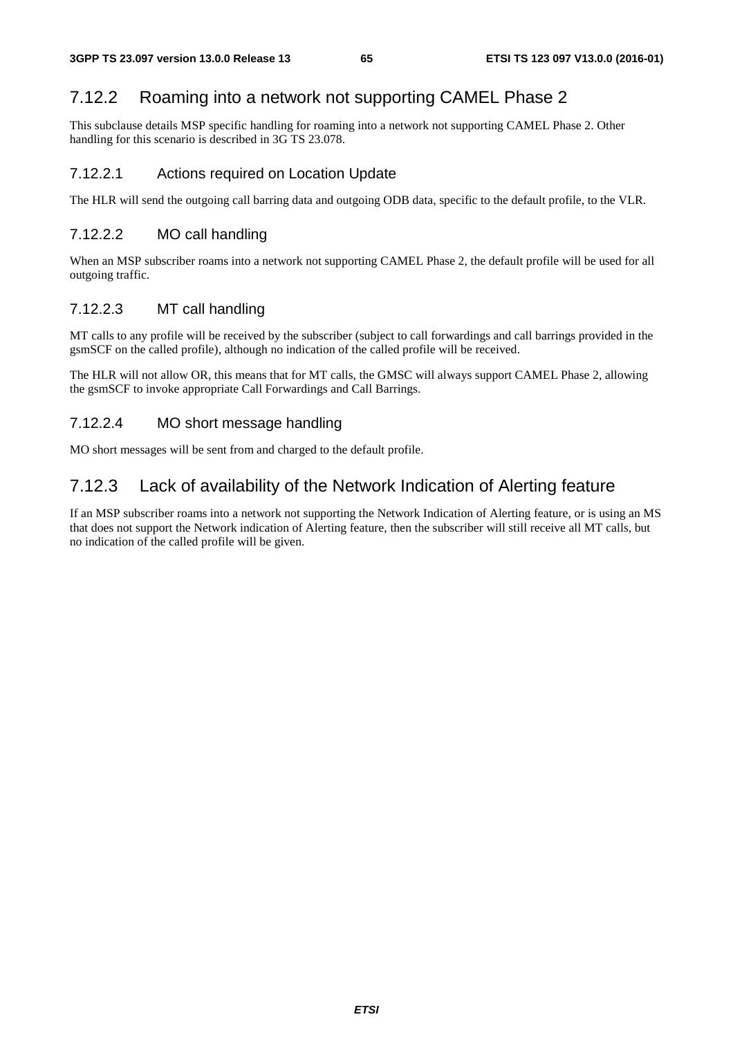### 7.12.2 Roaming into a network not supporting CAMEL Phase 2

This subclause details MSP specific handling for roaming into a network not supporting CAMEL Phase 2. Other handling for this scenario is described in 3G TS 23.078.

#### 7.12.2.1 Actions required on Location Update

The HLR will send the outgoing call barring data and outgoing ODB data, specific to the default profile, to the VLR.

#### 7.12.2.2 MO call handling

When an MSP subscriber roams into a network not supporting CAMEL Phase 2, the default profile will be used for all outgoing traffic.

#### 7.12.2.3 MT call handling

MT calls to any profile will be received by the subscriber (subject to call forwardings and call barrings provided in the gsmSCF on the called profile), although no indication of the called profile will be received.

The HLR will not allow OR, this means that for MT calls, the GMSC will always support CAMEL Phase 2, allowing the gsmSCF to invoke appropriate Call Forwardings and Call Barrings.

#### 7.12.2.4 MO short message handling

MO short messages will be sent from and charged to the default profile.

### 7.12.3 Lack of availability of the Network Indication of Alerting feature

If an MSP subscriber roams into a network not supporting the Network Indication of Alerting feature, or is using an MS that does not support the Network indication of Alerting feature, then the subscriber will still receive all MT calls, but no indication of the called profile will be given.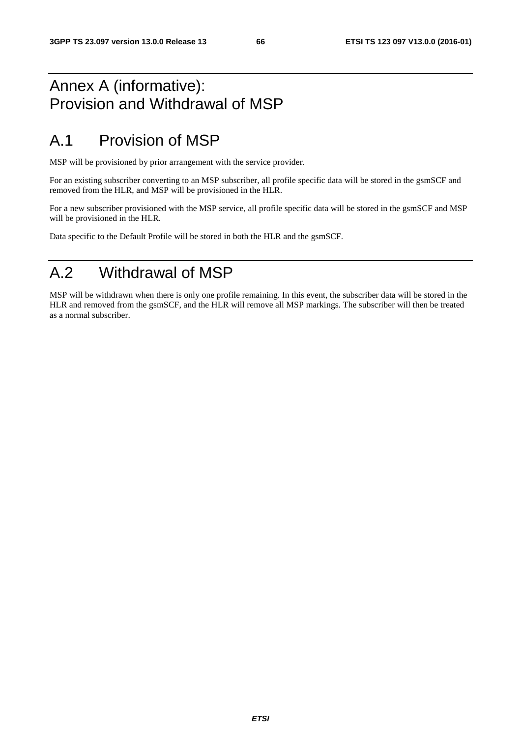# Annex A (informative): Provision and Withdrawal of MSP

# A.1 Provision of MSP

MSP will be provisioned by prior arrangement with the service provider.

For an existing subscriber converting to an MSP subscriber, all profile specific data will be stored in the gsmSCF and removed from the HLR, and MSP will be provisioned in the HLR.

For a new subscriber provisioned with the MSP service, all profile specific data will be stored in the gsmSCF and MSP will be provisioned in the HLR.

Data specific to the Default Profile will be stored in both the HLR and the gsmSCF.

# A.2 Withdrawal of MSP

MSP will be withdrawn when there is only one profile remaining. In this event, the subscriber data will be stored in the HLR and removed from the gsmSCF, and the HLR will remove all MSP markings. The subscriber will then be treated as a normal subscriber.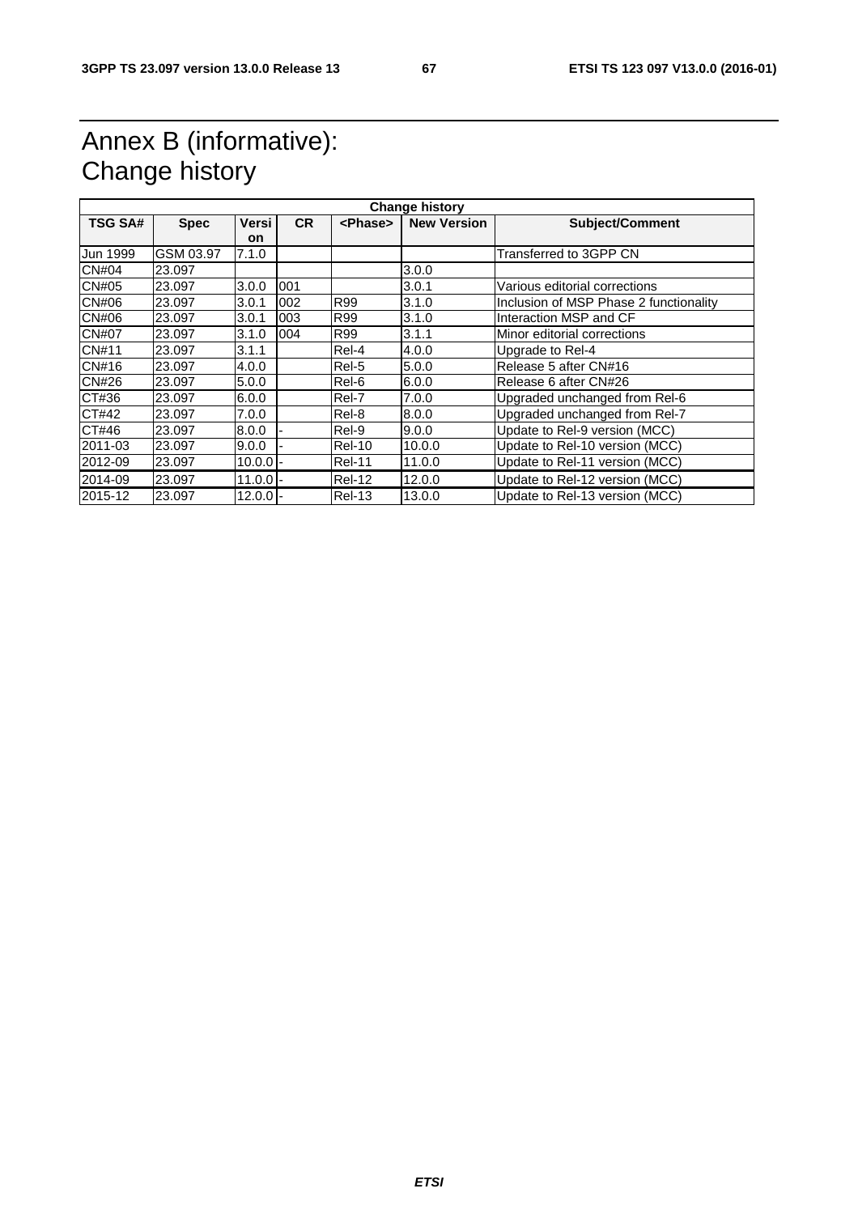# Annex B (informative): Change history

| Change history | | | | | | |
|---|---|---|---|---|---|---|
| **TSG SA#** | **Spec** | **Version** | **CR** | **<Phase>** | **New Version** | **Subject/Comment** |
| Jun 1999 | GSM 03.97 | 7.1.0 | | | | Transferred to 3GPP CN |
| CN#04 | 23.097 | | | | 3.0.0 | |
| CN#05 | 23.097 | 3.0.0 | 001 | | 3.0.1 | Various editorial corrections |
| CN#06 | 23.097 | 3.0.1 | 002 | R99 | 3.1.0 | Inclusion of MSP Phase 2 functionality |
| CN#06 | 23.097 | 3.0.1 | 003 | R99 | 3.1.0 | Interaction MSP and CF |
| CN#07 | 23.097 | 3.1.0 | 004 | R99 | 3.1.1 | Minor editorial corrections |
| CN#11 | 23.097 | 3.1.1 | | Rel-4 | 4.0.0 | Upgrade to Rel-4 |
| CN#16 | 23.097 | 4.0.0 | | Rel-5 | 5.0.0 | Release 5 after CN#16 |
| CN#26 | 23.097 | 5.0.0 | | Rel-6 | 6.0.0 | Release 6 after CN#26 |
| CT#36 | 23.097 | 6.0.0 | | Rel-7 | 7.0.0 | Upgraded unchanged from Rel-6 |
| CT#42 | 23.097 | 7.0.0 | | Rel-8 | 8.0.0 | Upgraded unchanged from Rel-7 |
| CT#46 | 23.097 | 8.0.0 | - | Rel-9 | 9.0.0 | Update to Rel-9 version (MCC) |
| 2011-03 | 23.097 | 9.0.0 | - | Rel-10 | 10.0.0 | Update to Rel-10 version (MCC) |
| 2012-09 | 23.097 | 10.0.0 | - | Rel-11 | 11.0.0 | Update to Rel-11 version (MCC) |
| 2014-09 | 23.097 | 11.0.0 | - | Rel-12 | 12.0.0 | Update to Rel-12 version (MCC) |
| 2015-12 | 23.097 | 12.0.0 | - | Rel-13 | 13.0.0 | Update to Rel-13 version (MCC) |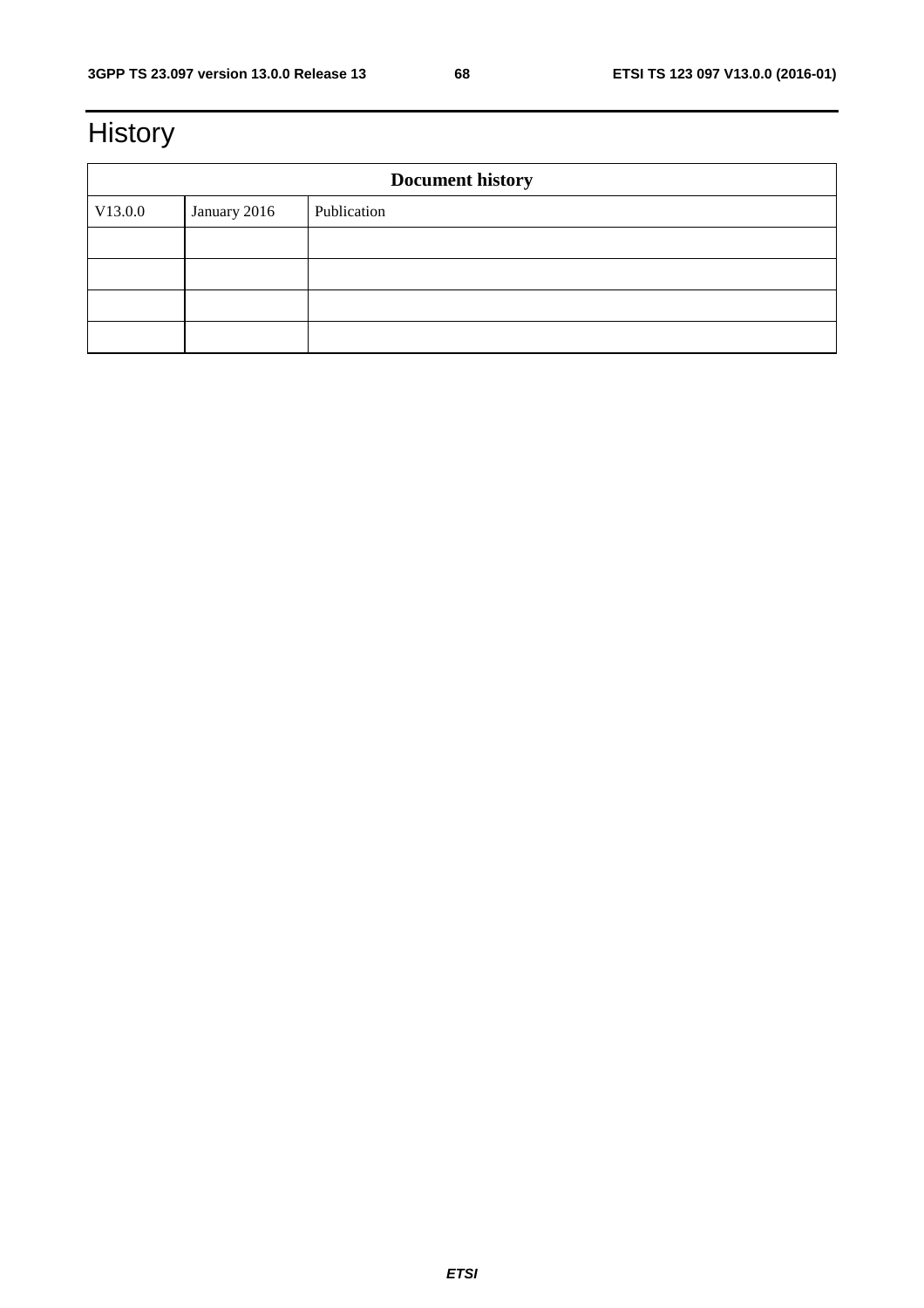# History

| Document history | | |
|---|---|---|
| V13.0.0 | January 2016 | Publication |
| | | |
| | | |
| | | |
| | | |